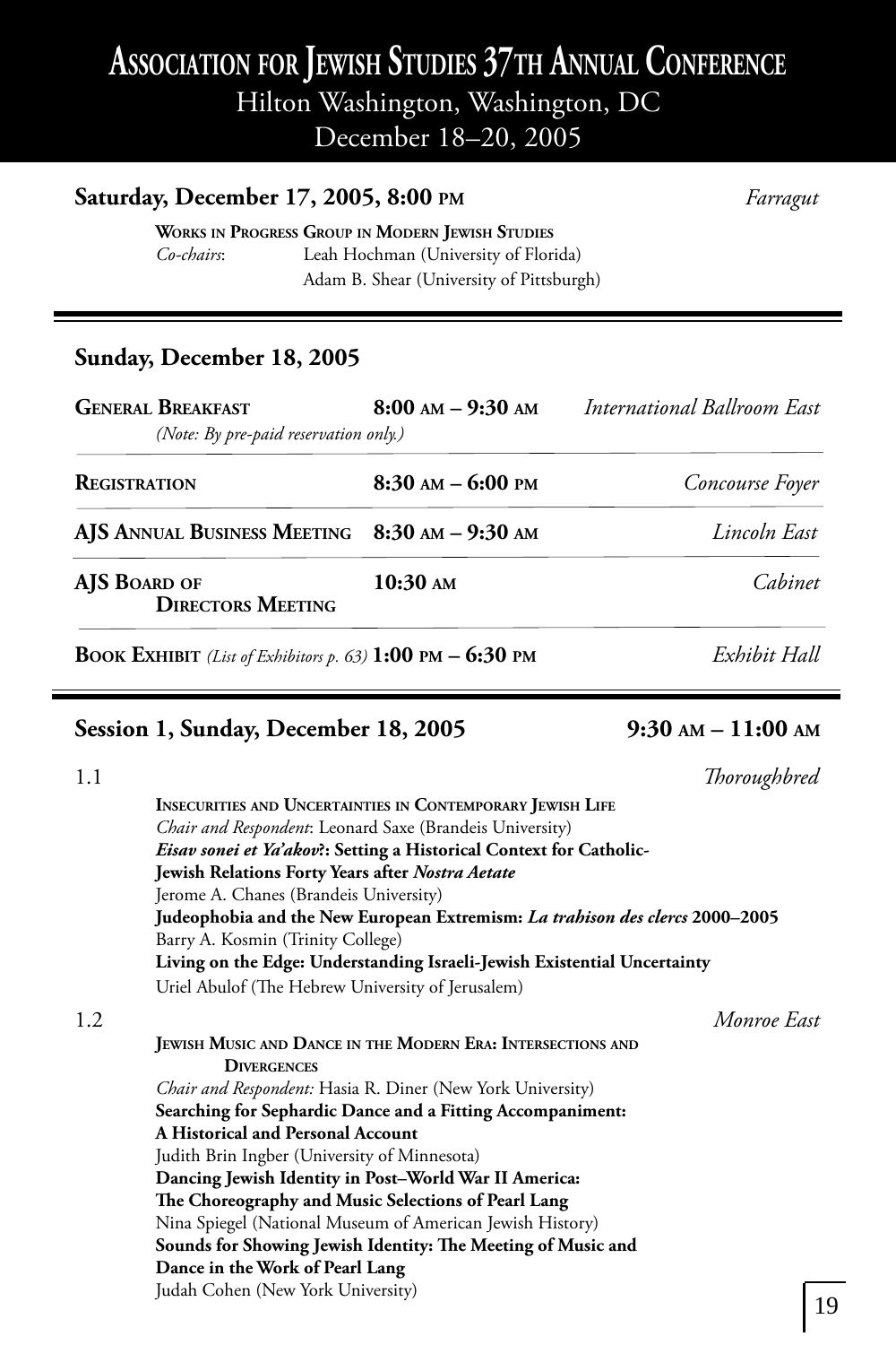# Association for Jewish Studies 37th Annual Conference

Hilton Washington, Washington, DC

December 18–20, 2005

## Saturday, December 17, 2005, 8:00 PM — *Farragut*

**Works in Progress Group in Modern Jewish Studies**

*Co-chairs*: Leah Hochman (University of Florida)
Adam B. Shear (University of Pittsburgh)

## Sunday, December 18, 2005

| | | |
|---|---|---|
| **General Breakfast** *(Note: By pre-paid reservation only.)* | **8:00 AM – 9:30 AM** | *International Ballroom East* |
| **Registration** | **8:30 AM – 6:00 PM** | *Concourse Foyer* |
| **AJS Annual Business Meeting** | **8:30 AM – 9:30 AM** | *Lincoln East* |
| **AJS Board of Directors Meeting** | **10:30 AM** | *Cabinet* |
| **Book Exhibit** *(List of Exhibitors p. 63)* | **1:00 PM – 6:30 PM** | *Exhibit Hall* |

## Session 1, Sunday, December 18, 2005 — 9:30 AM – 11:00 AM

### 1.1 — *Thoroughbred*

**Insecurities and Uncertainties in Contemporary Jewish Life**

*Chair and Respondent*: Leonard Saxe (Brandeis University)

***Eisav sonei et Ya'akov*?: Setting a Historical Context for Catholic-Jewish Relations Forty Years after *Nostra Aetate***
Jerome A. Chanes (Brandeis University)

**Judeophobia and the New European Extremism: *La trahison des clercs* 2000–2005**
Barry A. Kosmin (Trinity College)

**Living on the Edge: Understanding Israeli-Jewish Existential Uncertainty**
Uriel Abulof (The Hebrew University of Jerusalem)

### 1.2 — *Monroe East*

**Jewish Music and Dance in the Modern Era: Intersections and Divergences**

*Chair and Respondent:* Hasia R. Diner (New York University)

**Searching for Sephardic Dance and a Fitting Accompaniment: A Historical and Personal Account**
Judith Brin Ingber (University of Minnesota)

**Dancing Jewish Identity in Post–World War II America: The Choreography and Music Selections of Pearl Lang**
Nina Spiegel (National Museum of American Jewish History)

**Sounds for Showing Jewish Identity: The Meeting of Music and Dance in the Work of Pearl Lang**
Judah Cohen (New York University)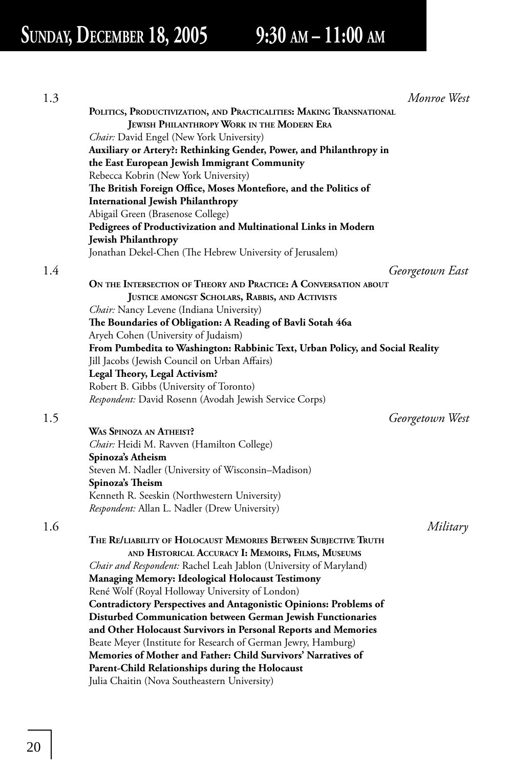# Sunday, December 18, 2005 9:30 AM – 11:00 AM

**1.3** *Monroe West*

**Politics, Productivization, and Practicalities: Making Transnational Jewish Philanthropy Work in the Modern Era**

*Chair:* David Engel (New York University)

**Auxiliary or Artery?: Rethinking Gender, Power, and Philanthropy in the East European Jewish Immigrant Community**
Rebecca Kobrin (New York University)

**The British Foreign Office, Moses Montefiore, and the Politics of International Jewish Philanthropy**
Abigail Green (Brasenose College)

**Pedigrees of Productivization and Multinational Links in Modern Jewish Philanthropy**
Jonathan Dekel-Chen (The Hebrew University of Jerusalem)

**1.4** *Georgetown East*

**On the Intersection of Theory and Practice: A Conversation about Justice amongst Scholars, Rabbis, and Activists**

*Chair:* Nancy Levene (Indiana University)

**The Boundaries of Obligation: A Reading of Bavli Sotah 46a**
Aryeh Cohen (University of Judaism)

**From Pumbedita to Washington: Rabbinic Text, Urban Policy, and Social Reality**
Jill Jacobs (Jewish Council on Urban Affairs)

**Legal Theory, Legal Activism?**
Robert B. Gibbs (University of Toronto)

*Respondent:* David Rosenn (Avodah Jewish Service Corps)

**1.5** *Georgetown West*

**Was Spinoza an Atheist?**

*Chair:* Heidi M. Ravven (Hamilton College)

**Spinoza's Atheism**
Steven M. Nadler (University of Wisconsin–Madison)

**Spinoza's Theism**
Kenneth R. Seeskin (Northwestern University)

*Respondent:* Allan L. Nadler (Drew University)

**1.6** *Military*

**The Re/liability of Holocaust Memories Between Subjective Truth and Historical Accuracy I: Memoirs, Films, Museums**

*Chair and Respondent:* Rachel Leah Jablon (University of Maryland)

**Managing Memory: Ideological Holocaust Testimony**
René Wolf (Royal Holloway University of London)

**Contradictory Perspectives and Antagonistic Opinions: Problems of Disturbed Communication between German Jewish Functionaries and Other Holocaust Survivors in Personal Reports and Memories**
Beate Meyer (Institute for Research of German Jewry, Hamburg)

**Memories of Mother and Father: Child Survivors' Narratives of Parent-Child Relationships during the Holocaust**
Julia Chaitin (Nova Southeastern University)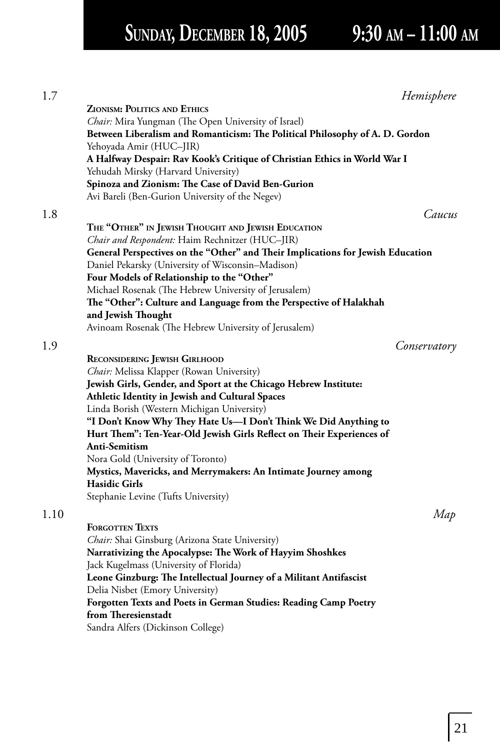## Sunday, December 18, 2005 9:30 AM – 11:00 AM

1.7 *Hemisphere*

**Zionism: Politics and Ethics**

*Chair:* Mira Yungman (The Open University of Israel)

**Between Liberalism and Romanticism: The Political Philosophy of A. D. Gordon**

Yehoyada Amir (HUC–JIR)

**A Halfway Despair: Rav Kook's Critique of Christian Ethics in World War I**

Yehudah Mirsky (Harvard University)

**Spinoza and Zionism: The Case of David Ben-Gurion**

Avi Bareli (Ben-Gurion University of the Negev)

1.8 *Caucus*

**The "Other" in Jewish Thought and Jewish Education**

*Chair and Respondent:* Haim Rechnitzer (HUC–JIR)

**General Perspectives on the "Other" and Their Implications for Jewish Education**

Daniel Pekarsky (University of Wisconsin–Madison)

**Four Models of Relationship to the "Other"**

Michael Rosenak (The Hebrew University of Jerusalem)

**The "Other": Culture and Language from the Perspective of Halakhah and Jewish Thought**

Avinoam Rosenak (The Hebrew University of Jerusalem)

1.9 *Conservatory*

**Reconsidering Jewish Girlhood**

*Chair:* Melissa Klapper (Rowan University)

**Jewish Girls, Gender, and Sport at the Chicago Hebrew Institute: Athletic Identity in Jewish and Cultural Spaces**

Linda Borish (Western Michigan University)

**"I Don't Know Why They Hate Us—I Don't Think We Did Anything to Hurt Them": Ten-Year-Old Jewish Girls Reflect on Their Experiences of Anti-Semitism**

Nora Gold (University of Toronto)

**Mystics, Mavericks, and Merrymakers: An Intimate Journey among Hasidic Girls**

Stephanie Levine (Tufts University)

1.10 *Map*

**Forgotten Texts**

*Chair:* Shai Ginsburg (Arizona State University)

**Narrativizing the Apocalypse: The Work of Hayyim Shoshkes**

Jack Kugelmass (University of Florida)

**Leone Ginzburg: The Intellectual Journey of a Militant Antifascist**

Delia Nisbet (Emory University)

**Forgotten Texts and Poets in German Studies: Reading Camp Poetry from Theresienstadt**

Sandra Alfers (Dickinson College)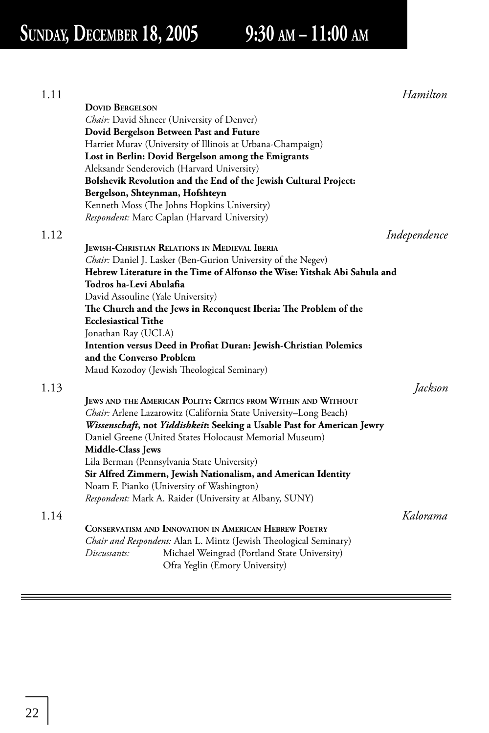# Sunday, December 18, 2005 9:30 AM – 11:00 AM

## 1.11 *Hamilton*

**DOVID BERGELSON**

*Chair:* David Shneer (University of Denver)

**Dovid Bergelson Between Past and Future**
Harriet Murav (University of Illinois at Urbana-Champaign)

**Lost in Berlin: Dovid Bergelson among the Emigrants**
Aleksandr Senderovich (Harvard University)

**Bolshevik Revolution and the End of the Jewish Cultural Project: Bergelson, Shteynman, Hofshteyn**
Kenneth Moss (The Johns Hopkins University)

*Respondent:* Marc Caplan (Harvard University)

## 1.12 *Independence*

**JEWISH-CHRISTIAN RELATIONS IN MEDIEVAL IBERIA**

*Chair:* Daniel J. Lasker (Ben-Gurion University of the Negev)

**Hebrew Literature in the Time of Alfonso the Wise: Yitshak Abi Sahula and Todros ha-Levi Abulafia**
David Assouline (Yale University)

**The Church and the Jews in Reconquest Iberia: The Problem of the Ecclesiastical Tithe**
Jonathan Ray (UCLA)

**Intention versus Deed in Profiat Duran: Jewish-Christian Polemics and the Converso Problem**
Maud Kozodoy (Jewish Theological Seminary)

## 1.13 *Jackson*

**JEWS AND THE AMERICAN POLITY: CRITICS FROM WITHIN AND WITHOUT**

*Chair:* Arlene Lazarowitz (California State University–Long Beach)

***Wissenschaft*, not *Yiddishkeit*: Seeking a Usable Past for American Jewry**
Daniel Greene (United States Holocaust Memorial Museum)

**Middle-Class Jews**
Lila Berman (Pennsylvania State University)

**Sir Alfred Zimmern, Jewish Nationalism, and American Identity**
Noam F. Pianko (University of Washington)

*Respondent:* Mark A. Raider (University at Albany, SUNY)

## 1.14 *Kalorama*

**CONSERVATISM AND INNOVATION IN AMERICAN HEBREW POETRY**

*Chair and Respondent:* Alan L. Mintz (Jewish Theological Seminary)

*Discussants:* Michael Weingrad (Portland State University)
Ofra Yeglin (Emory University)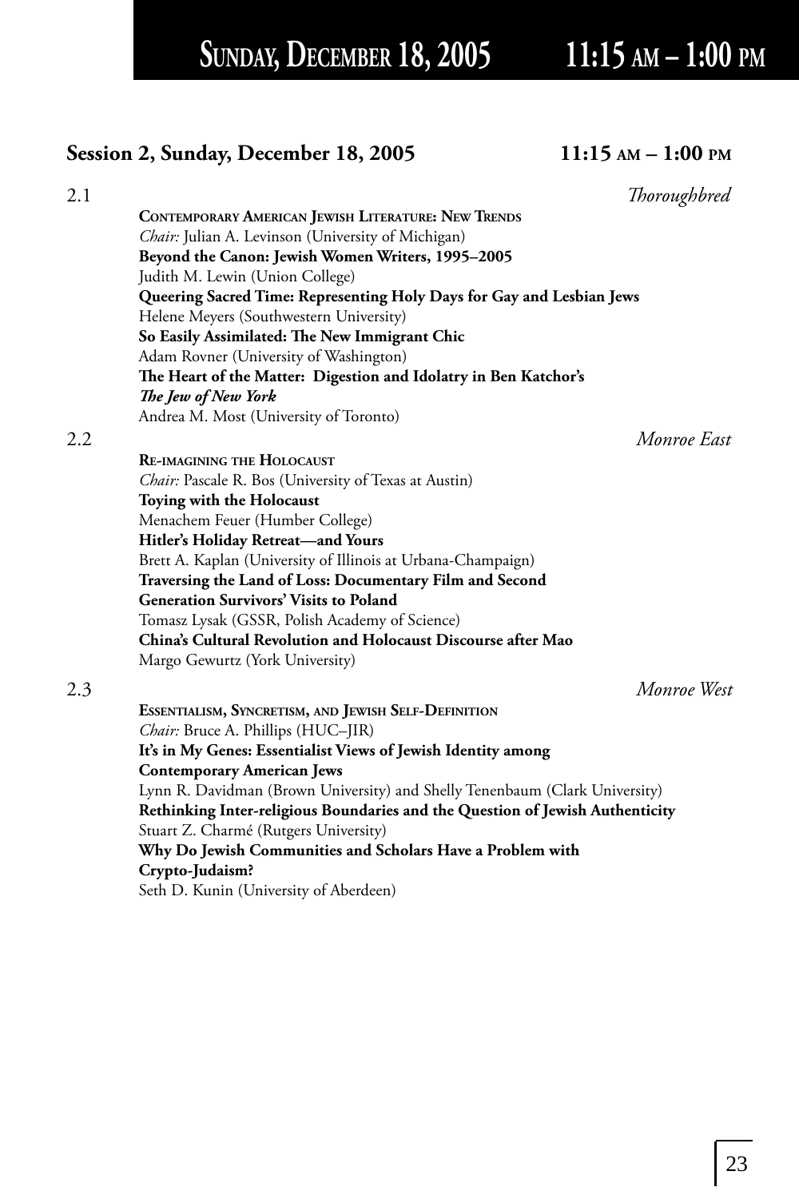## Session 2, Sunday, December 18, 2005 — 11:15 AM – 1:00 PM

2.1 *Thoroughbred*

**CONTEMPORARY AMERICAN JEWISH LITERATURE: NEW TRENDS**
*Chair:* Julian A. Levinson (University of Michigan)
**Beyond the Canon: Jewish Women Writers, 1995–2005**
Judith M. Lewin (Union College)
**Queering Sacred Time: Representing Holy Days for Gay and Lesbian Jews**
Helene Meyers (Southwestern University)
**So Easily Assimilated: The New Immigrant Chic**
Adam Rovner (University of Washington)
**The Heart of the Matter: Digestion and Idolatry in Ben Katchor's *The Jew of New York***
Andrea M. Most (University of Toronto)

2.2 *Monroe East*

**RE-IMAGINING THE HOLOCAUST**
*Chair:* Pascale R. Bos (University of Texas at Austin)
**Toying with the Holocaust**
Menachem Feuer (Humber College)
**Hitler's Holiday Retreat—and Yours**
Brett A. Kaplan (University of Illinois at Urbana-Champaign)
**Traversing the Land of Loss: Documentary Film and Second Generation Survivors' Visits to Poland**
Tomasz Lysak (GSSR, Polish Academy of Science)
**China's Cultural Revolution and Holocaust Discourse after Mao**
Margo Gewurtz (York University)

2.3 *Monroe West*

**ESSENTIALISM, SYNCRETISM, AND JEWISH SELF-DEFINITION**
*Chair:* Bruce A. Phillips (HUC–JIR)
**It's in My Genes: Essentialist Views of Jewish Identity among Contemporary American Jews**
Lynn R. Davidman (Brown University) and Shelly Tenenbaum (Clark University)
**Rethinking Inter-religious Boundaries and the Question of Jewish Authenticity**
Stuart Z. Charmé (Rutgers University)
**Why Do Jewish Communities and Scholars Have a Problem with Crypto-Judaism?**
Seth D. Kunin (University of Aberdeen)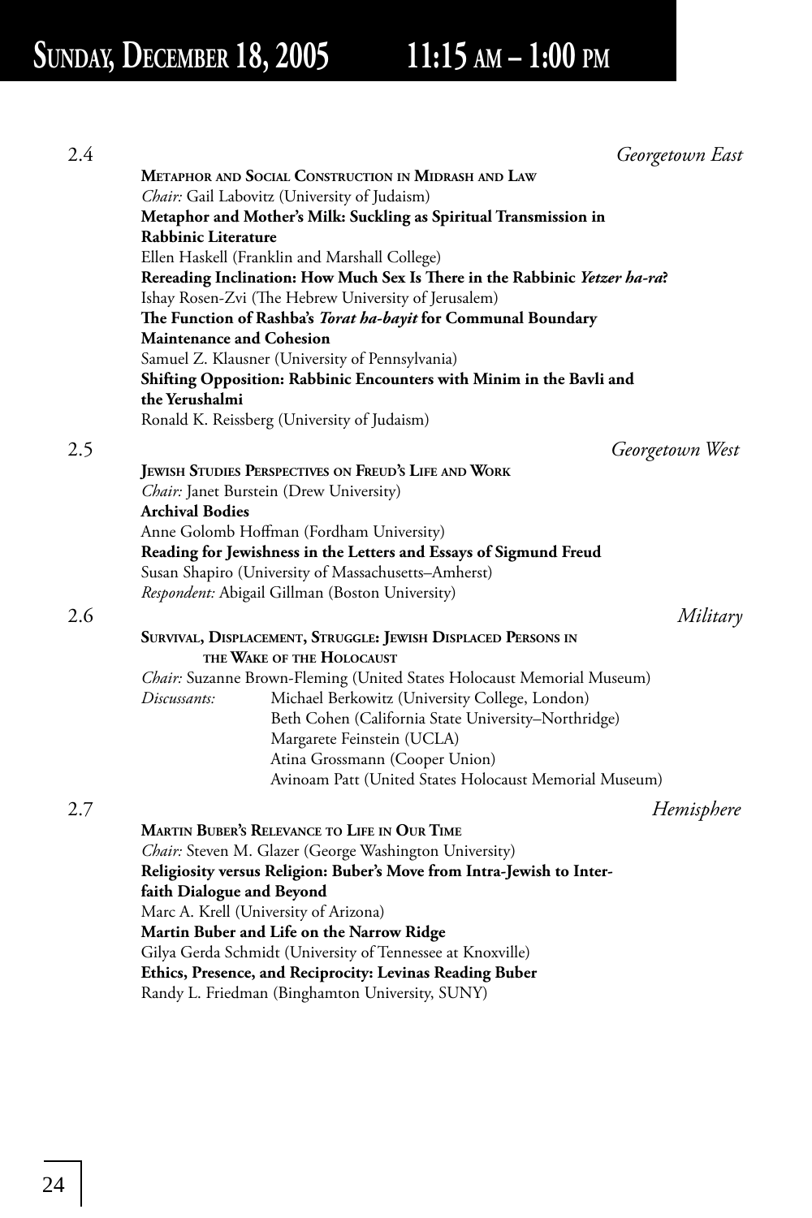# Sunday, December 18, 2005 11:15 am – 1:00 pm

**2.4** *Georgetown East*

**Metaphor and Social Construction in Midrash and Law**

*Chair:* Gail Labovitz (University of Judaism)

**Metaphor and Mother's Milk: Suckling as Spiritual Transmission in Rabbinic Literature**
Ellen Haskell (Franklin and Marshall College)

**Rereading Inclination: How Much Sex Is There in the Rabbinic *Yetzer ha-ra*?**
Ishay Rosen-Zvi (The Hebrew University of Jerusalem)

**The Function of Rashba's *Torat ha-bayit* for Communal Boundary Maintenance and Cohesion**
Samuel Z. Klausner (University of Pennsylvania)

**Shifting Opposition: Rabbinic Encounters with Minim in the Bavli and the Yerushalmi**
Ronald K. Reissberg (University of Judaism)

**2.5** *Georgetown West*

**Jewish Studies Perspectives on Freud's Life and Work**

*Chair:* Janet Burstein (Drew University)

**Archival Bodies**
Anne Golomb Hoffman (Fordham University)

**Reading for Jewishness in the Letters and Essays of Sigmund Freud**
Susan Shapiro (University of Massachusetts–Amherst)

*Respondent:* Abigail Gillman (Boston University)

**2.6** *Military*

**Survival, Displacement, Struggle: Jewish Displaced Persons in the Wake of the Holocaust**

*Chair:* Suzanne Brown-Fleming (United States Holocaust Memorial Museum)

*Discussants:*
Michael Berkowitz (University College, London)
Beth Cohen (California State University–Northridge)
Margarete Feinstein (UCLA)
Atina Grossmann (Cooper Union)
Avinoam Patt (United States Holocaust Memorial Museum)

**2.7** *Hemisphere*

**Martin Buber's Relevance to Life in Our Time**

*Chair:* Steven M. Glazer (George Washington University)

**Religiosity versus Religion: Buber's Move from Intra-Jewish to Interfaith Dialogue and Beyond**
Marc A. Krell (University of Arizona)

**Martin Buber and Life on the Narrow Ridge**
Gilya Gerda Schmidt (University of Tennessee at Knoxville)

**Ethics, Presence, and Reciprocity: Levinas Reading Buber**
Randy L. Friedman (Binghamton University, SUNY)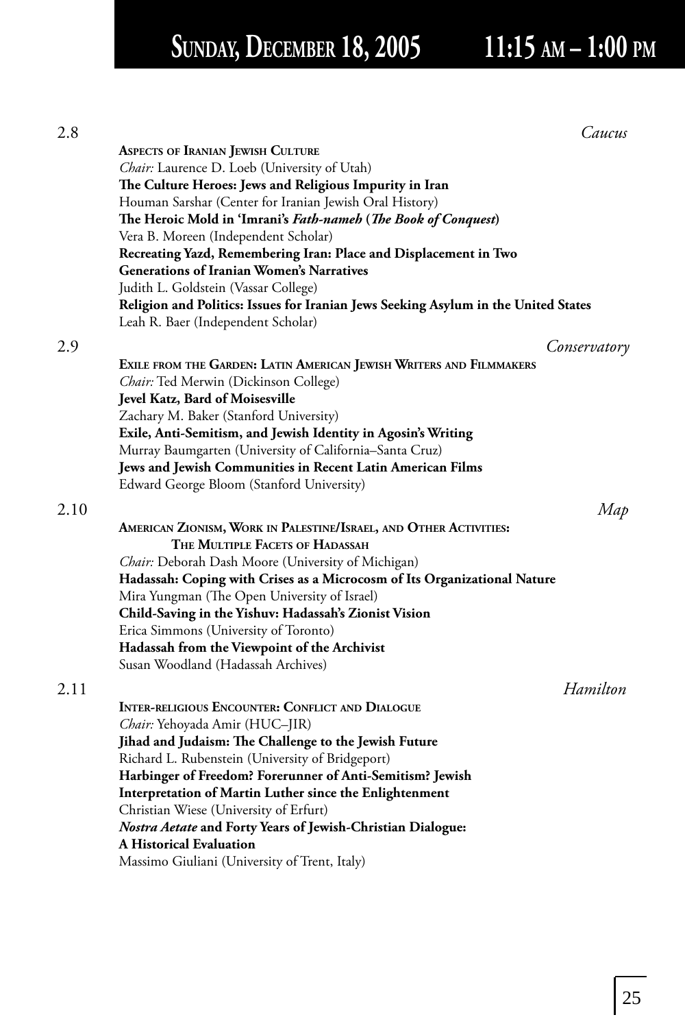# Sunday, December 18, 2005 11:15 am – 1:00 pm

2.8 *Caucus*

**Aspects of Iranian Jewish Culture**

*Chair:* Laurence D. Loeb (University of Utah)

**The Culture Heroes: Jews and Religious Impurity in Iran**
Houman Sarshar (Center for Iranian Jewish Oral History)

**The Heroic Mold in 'Imrani's *Fath-nameh* (*The Book of Conquest*)**
Vera B. Moreen (Independent Scholar)

**Recreating Yazd, Remembering Iran: Place and Displacement in Two Generations of Iranian Women's Narratives**
Judith L. Goldstein (Vassar College)

**Religion and Politics: Issues for Iranian Jews Seeking Asylum in the United States**
Leah R. Baer (Independent Scholar)

2.9 *Conservatory*

**Exile from the Garden: Latin American Jewish Writers and Filmmakers**

*Chair:* Ted Merwin (Dickinson College)

**Jevel Katz, Bard of Moisesville**
Zachary M. Baker (Stanford University)

**Exile, Anti-Semitism, and Jewish Identity in Agosin's Writing**
Murray Baumgarten (University of California–Santa Cruz)

**Jews and Jewish Communities in Recent Latin American Films**
Edward George Bloom (Stanford University)

2.10 *Map*

**American Zionism, Work in Palestine/Israel, and Other Activities: The Multiple Facets of Hadassah**

*Chair:* Deborah Dash Moore (University of Michigan)

**Hadassah: Coping with Crises as a Microcosm of Its Organizational Nature**
Mira Yungman (The Open University of Israel)

**Child-Saving in the Yishuv: Hadassah's Zionist Vision**
Erica Simmons (University of Toronto)

**Hadassah from the Viewpoint of the Archivist**
Susan Woodland (Hadassah Archives)

2.11 *Hamilton*

**Inter-religious Encounter: Conflict and Dialogue**

*Chair:* Yehoyada Amir (HUC–JIR)

**Jihad and Judaism: The Challenge to the Jewish Future**
Richard L. Rubenstein (University of Bridgeport)

**Harbinger of Freedom? Forerunner of Anti-Semitism? Jewish Interpretation of Martin Luther since the Enlightenment**
Christian Wiese (University of Erfurt)

***Nostra Aetate* and Forty Years of Jewish-Christian Dialogue: A Historical Evaluation**
Massimo Giuliani (University of Trent, Italy)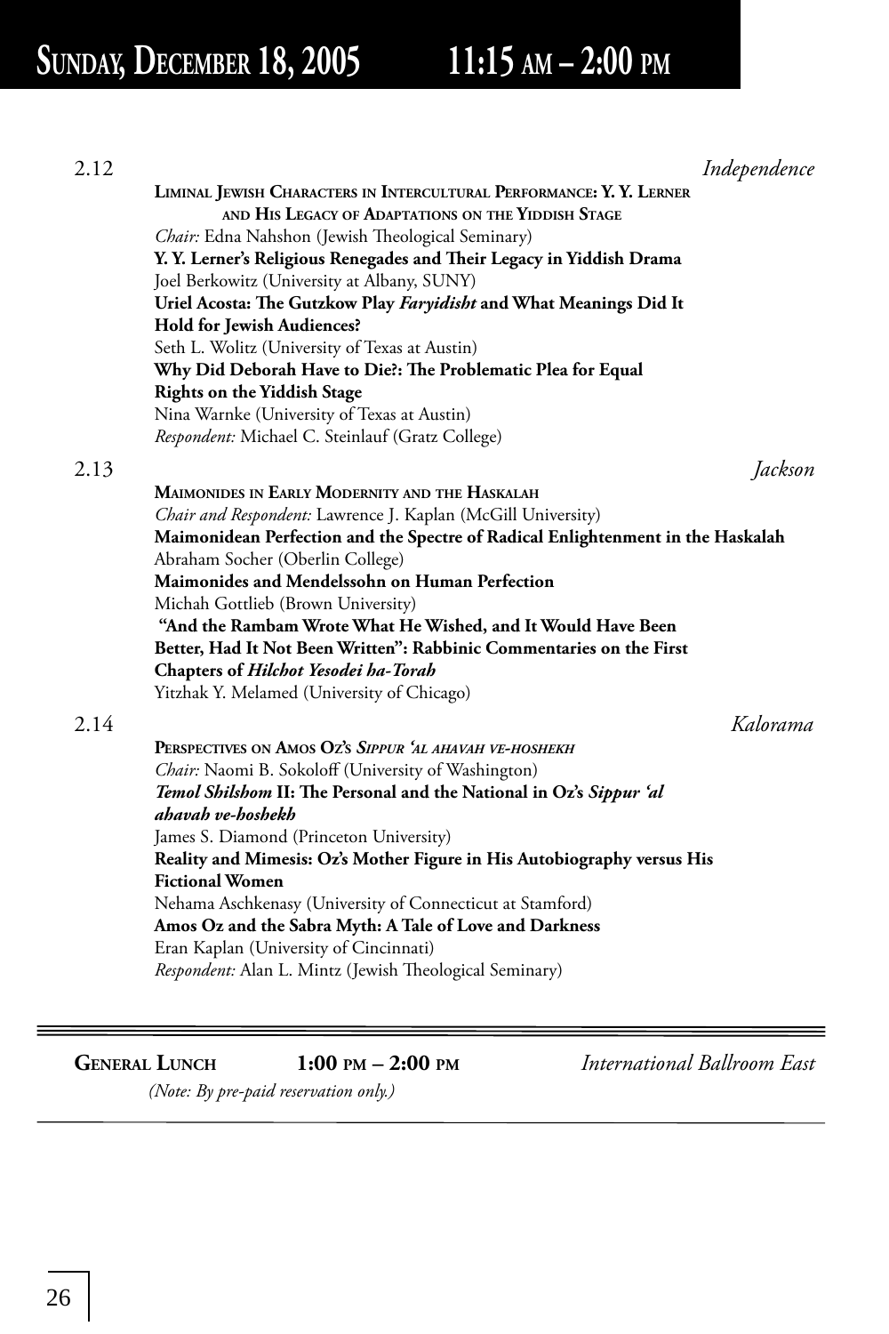# Sunday, December 18, 2005 11:15 AM – 2:00 PM

2.12 *Independence*

**Liminal Jewish Characters in Intercultural Performance: Y. Y. Lerner and His Legacy of Adaptations on the Yiddish Stage**

*Chair:* Edna Nahshon (Jewish Theological Seminary)

**Y. Y. Lerner's Religious Renegades and Their Legacy in Yiddish Drama**
Joel Berkowitz (University at Albany, SUNY)

**Uriel Acosta: The Gutzkow Play *Faryidisht* and What Meanings Did It Hold for Jewish Audiences?**
Seth L. Wolitz (University of Texas at Austin)

**Why Did Deborah Have to Die?: The Problematic Plea for Equal Rights on the Yiddish Stage**
Nina Warnke (University of Texas at Austin)

*Respondent:* Michael C. Steinlauf (Gratz College)

2.13 *Jackson*

**Maimonides in Early Modernity and the Haskalah**

*Chair and Respondent:* Lawrence J. Kaplan (McGill University)

**Maimonidean Perfection and the Spectre of Radical Enlightenment in the Haskalah**
Abraham Socher (Oberlin College)

**Maimonides and Mendelssohn on Human Perfection**
Michah Gottlieb (Brown University)

**"And the Rambam Wrote What He Wished, and It Would Have Been Better, Had It Not Been Written": Rabbinic Commentaries on the First Chapters of *Hilchot Yesodei ha-Torah***
Yitzhak Y. Melamed (University of Chicago)

2.14 *Kalorama*

**Perspectives on Amos Oz's *Sippur 'al ahavah ve-hoshekh***

*Chair:* Naomi B. Sokoloff (University of Washington)

***Temol Shilshom* II: The Personal and the National in Oz's *Sippur 'al ahavah ve-hoshekh***
James S. Diamond (Princeton University)

**Reality and Mimesis: Oz's Mother Figure in His Autobiography versus His Fictional Women**
Nehama Aschkenasy (University of Connecticut at Stamford)

**Amos Oz and the Sabra Myth: A Tale of Love and Darkness**
Eran Kaplan (University of Cincinnati)

*Respondent:* Alan L. Mintz (Jewish Theological Seminary)

---

**General Lunch** **1:00 PM – 2:00 PM** *International Ballroom East*

*(Note: By pre-paid reservation only.)*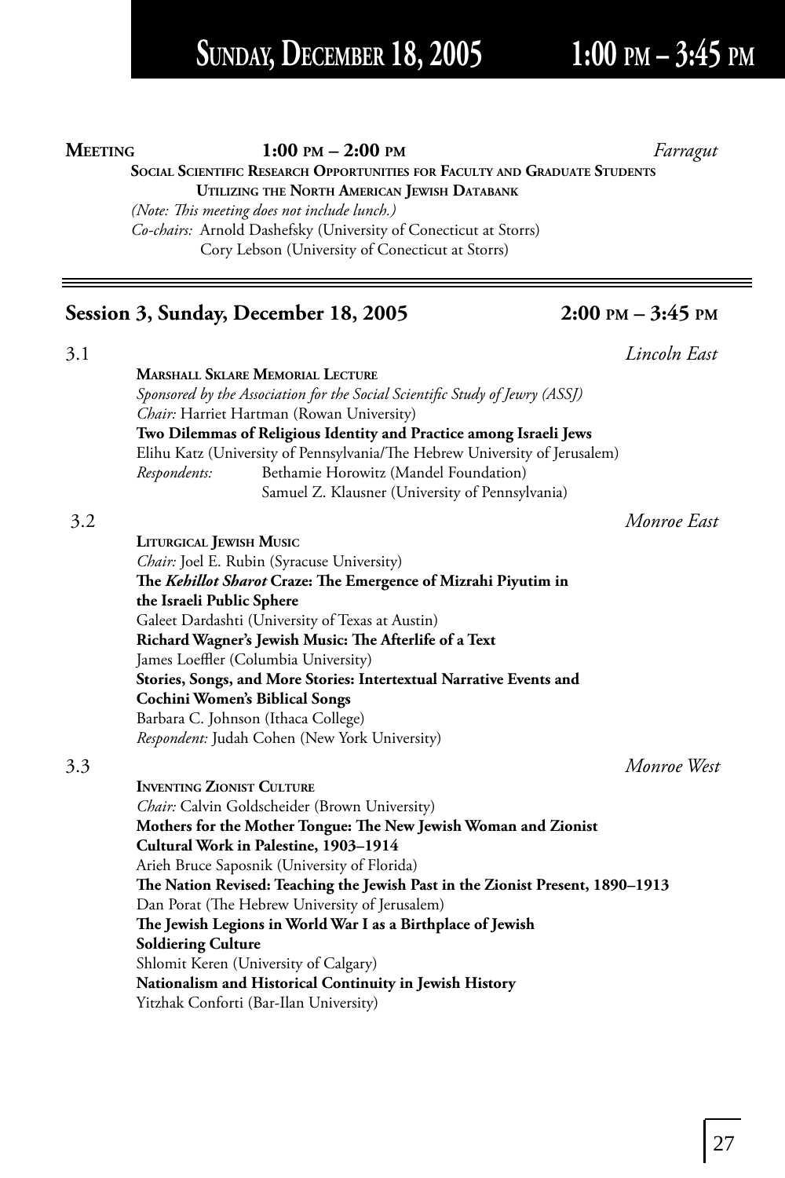# Sunday, December 18, 2005 1:00 PM – 3:45 PM

**Meeting** **1:00 PM – 2:00 PM** *Farragut*

**Social Scientific Research Opportunities for Faculty and Graduate Students Utilizing the North American Jewish Databank**

*(Note: This meeting does not include lunch.)*

*Co-chairs:* Arnold Dashefsky (University of Conecticut at Storrs)
Cory Lebson (University of Conecticut at Storrs)

## Session 3, Sunday, December 18, 2005 2:00 PM – 3:45 PM

### 3.1 *Lincoln East*

**Marshall Sklare Memorial Lecture**

*Sponsored by the Association for the Social Scientific Study of Jewry (ASSJ)*

*Chair:* Harriet Hartman (Rowan University)

**Two Dilemmas of Religious Identity and Practice among Israeli Jews**
Elihu Katz (University of Pennsylvania/The Hebrew University of Jerusalem)

*Respondents:* Bethamie Horowitz (Mandel Foundation)
Samuel Z. Klausner (University of Pennsylvania)

### 3.2 *Monroe East*

**Liturgical Jewish Music**

*Chair:* Joel E. Rubin (Syracuse University)

**The *Kehillot Sharot* Craze: The Emergence of Mizrahi Piyutim in the Israeli Public Sphere**
Galeet Dardashti (University of Texas at Austin)

**Richard Wagner's Jewish Music: The Afterlife of a Text**
James Loeffler (Columbia University)

**Stories, Songs, and More Stories: Intertextual Narrative Events and Cochini Women's Biblical Songs**
Barbara C. Johnson (Ithaca College)

*Respondent:* Judah Cohen (New York University)

### 3.3 *Monroe West*

**Inventing Zionist Culture**

*Chair:* Calvin Goldscheider (Brown University)

**Mothers for the Mother Tongue: The New Jewish Woman and Zionist Cultural Work in Palestine, 1903–1914**
Arieh Bruce Saposnik (University of Florida)

**The Nation Revised: Teaching the Jewish Past in the Zionist Present, 1890–1913**
Dan Porat (The Hebrew University of Jerusalem)

**The Jewish Legions in World War I as a Birthplace of Jewish Soldiering Culture**
Shlomit Keren (University of Calgary)

**Nationalism and Historical Continuity in Jewish History**
Yitzhak Conforti (Bar-Ilan University)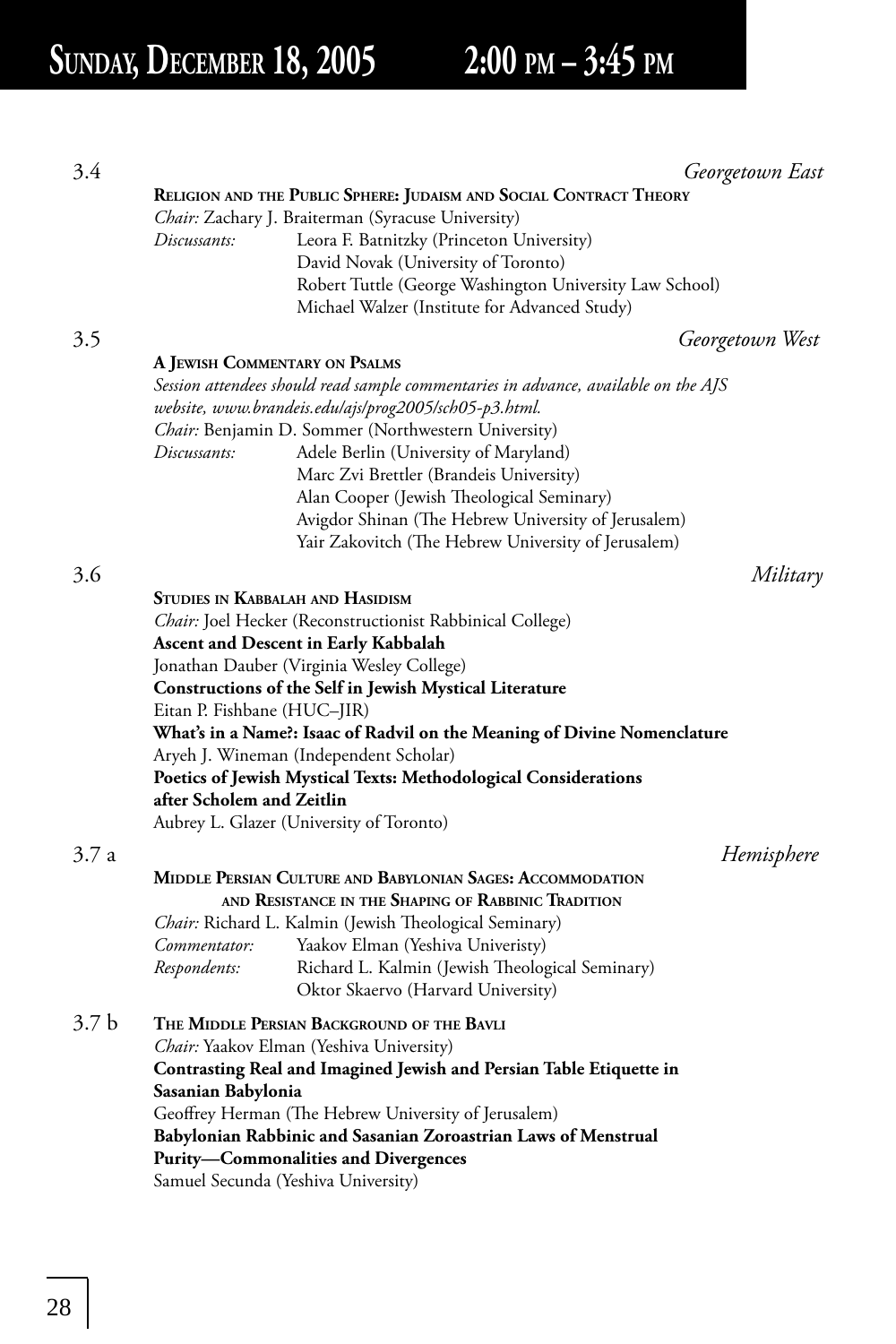# Sunday, December 18, 2005 2:00 pm – 3:45 pm

## 3.4 *Georgetown East*

**Religion and the Public Sphere: Judaism and Social Contract Theory**

*Chair:* Zachary J. Braiterman (Syracuse University)

*Discussants:* Leora F. Batnitzky (Princeton University)
David Novak (University of Toronto)
Robert Tuttle (George Washington University Law School)
Michael Walzer (Institute for Advanced Study)

## 3.5 *Georgetown West*

**A Jewish Commentary on Psalms**

*Session attendees should read sample commentaries in advance, available on the AJS website, www.brandeis.edu/ajs/prog2005/sch05-p3.html.*

*Chair:* Benjamin D. Sommer (Northwestern University)

*Discussants:* Adele Berlin (University of Maryland)
Marc Zvi Brettler (Brandeis University)
Alan Cooper (Jewish Theological Seminary)
Avigdor Shinan (The Hebrew University of Jerusalem)
Yair Zakovitch (The Hebrew University of Jerusalem)

## 3.6 *Military*

**Studies in Kabbalah and Hasidism**

*Chair:* Joel Hecker (Reconstructionist Rabbinical College)

**Ascent and Descent in Early Kabbalah**
Jonathan Dauber (Virginia Wesley College)

**Constructions of the Self in Jewish Mystical Literature**
Eitan P. Fishbane (HUC–JIR)

**What's in a Name?: Isaac of Radvil on the Meaning of Divine Nomenclature**
Aryeh J. Wineman (Independent Scholar)

**Poetics of Jewish Mystical Texts: Methodological Considerations after Scholem and Zeitlin**
Aubrey L. Glazer (University of Toronto)

## 3.7 a *Hemisphere*

**Middle Persian Culture and Babylonian Sages: Accommodation and Resistance in the Shaping of Rabbinic Tradition**

*Chair:* Richard L. Kalmin (Jewish Theological Seminary)

*Commentator:* Yaakov Elman (Yeshiva Univeristy)

*Respondents:* Richard L. Kalmin (Jewish Theological Seminary)
Oktor Skaervo (Harvard University)

## 3.7 b

**The Middle Persian Background of the Bavli**

*Chair:* Yaakov Elman (Yeshiva University)

**Contrasting Real and Imagined Jewish and Persian Table Etiquette in Sasanian Babylonia**
Geoffrey Herman (The Hebrew University of Jerusalem)

**Babylonian Rabbinic and Sasanian Zoroastrian Laws of Menstrual Purity—Commonalities and Divergences**
Samuel Secunda (Yeshiva University)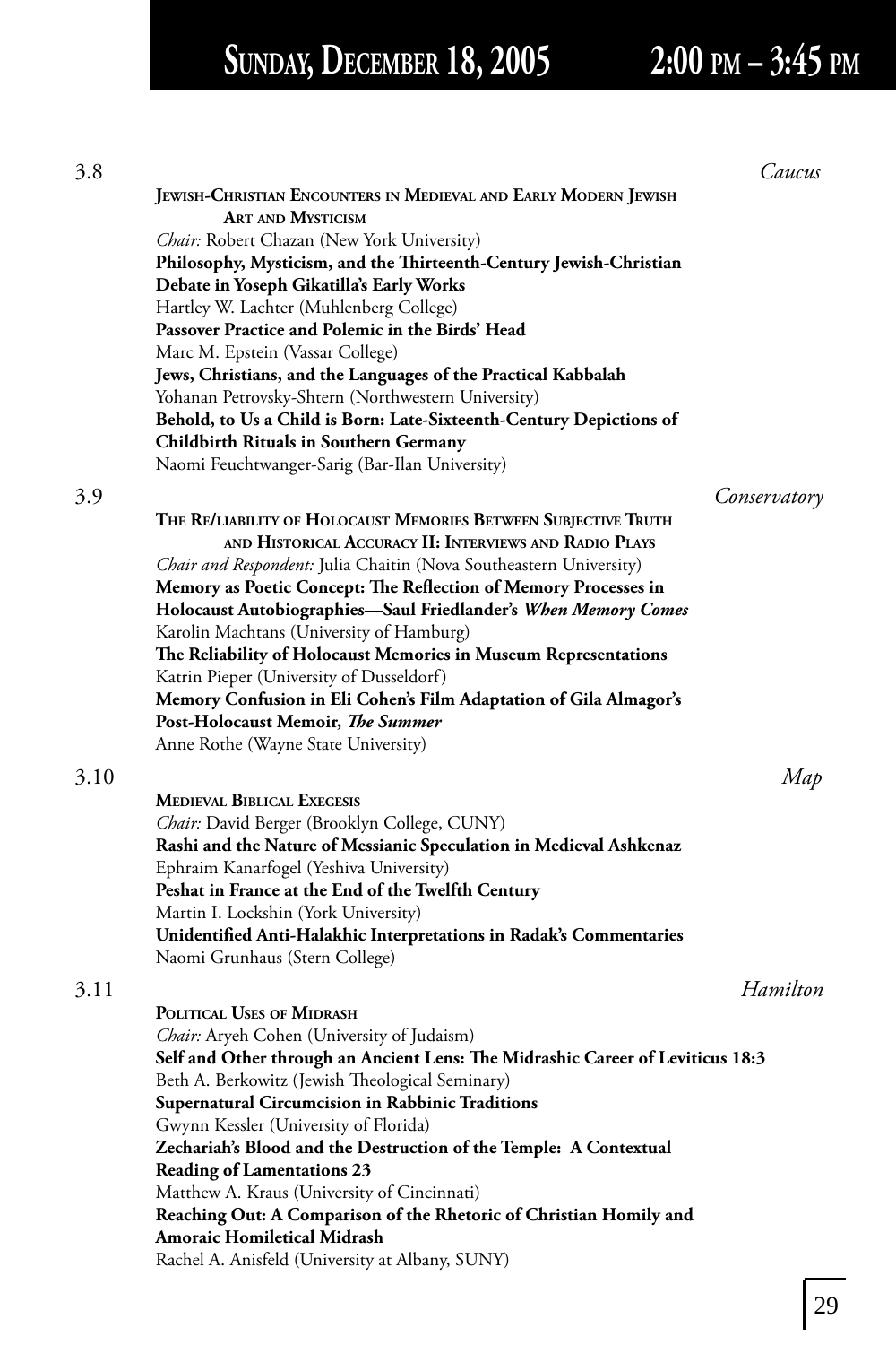# Sunday, December 18, 2005 2:00 pm – 3:45 pm

## 3.8 *Caucus*

**Jewish-Christian Encounters in Medieval and Early Modern Jewish Art and Mysticism**

*Chair:* Robert Chazan (New York University)

**Philosophy, Mysticism, and the Thirteenth-Century Jewish-Christian Debate in Yoseph Gikatilla's Early Works**
Hartley W. Lachter (Muhlenberg College)

**Passover Practice and Polemic in the Birds' Head**
Marc M. Epstein (Vassar College)

**Jews, Christians, and the Languages of the Practical Kabbalah**
Yohanan Petrovsky-Shtern (Northwestern University)

**Behold, to Us a Child is Born: Late-Sixteenth-Century Depictions of Childbirth Rituals in Southern Germany**
Naomi Feuchtwanger-Sarig (Bar-Ilan University)

## 3.9 *Conservatory*

**The Re/liability of Holocaust Memories Between Subjective Truth and Historical Accuracy II: Interviews and Radio Plays**

*Chair and Respondent:* Julia Chaitin (Nova Southeastern University)

**Memory as Poetic Concept: The Reflection of Memory Processes in Holocaust Autobiographies—Saul Friedlander's *When Memory Comes***
Karolin Machtans (University of Hamburg)

**The Reliability of Holocaust Memories in Museum Representations**
Katrin Pieper (University of Dusseldorf)

**Memory Confusion in Eli Cohen's Film Adaptation of Gila Almagor's Post-Holocaust Memoir, *The Summer***
Anne Rothe (Wayne State University)

## 3.10 *Map*

**Medieval Biblical Exegesis**

*Chair:* David Berger (Brooklyn College, CUNY)

**Rashi and the Nature of Messianic Speculation in Medieval Ashkenaz**
Ephraim Kanarfogel (Yeshiva University)

**Peshat in France at the End of the Twelfth Century**
Martin I. Lockshin (York University)

**Unidentified Anti-Halakhic Interpretations in Radak's Commentaries**
Naomi Grunhaus (Stern College)

## 3.11 *Hamilton*

**Political Uses of Midrash**

*Chair:* Aryeh Cohen (University of Judaism)

**Self and Other through an Ancient Lens: The Midrashic Career of Leviticus 18:3**
Beth A. Berkowitz (Jewish Theological Seminary)

**Supernatural Circumcision in Rabbinic Traditions**
Gwynn Kessler (University of Florida)

**Zechariah's Blood and the Destruction of the Temple: A Contextual Reading of Lamentations 23**
Matthew A. Kraus (University of Cincinnati)

**Reaching Out: A Comparison of the Rhetoric of Christian Homily and Amoraic Homiletical Midrash**
Rachel A. Anisfeld (University at Albany, SUNY)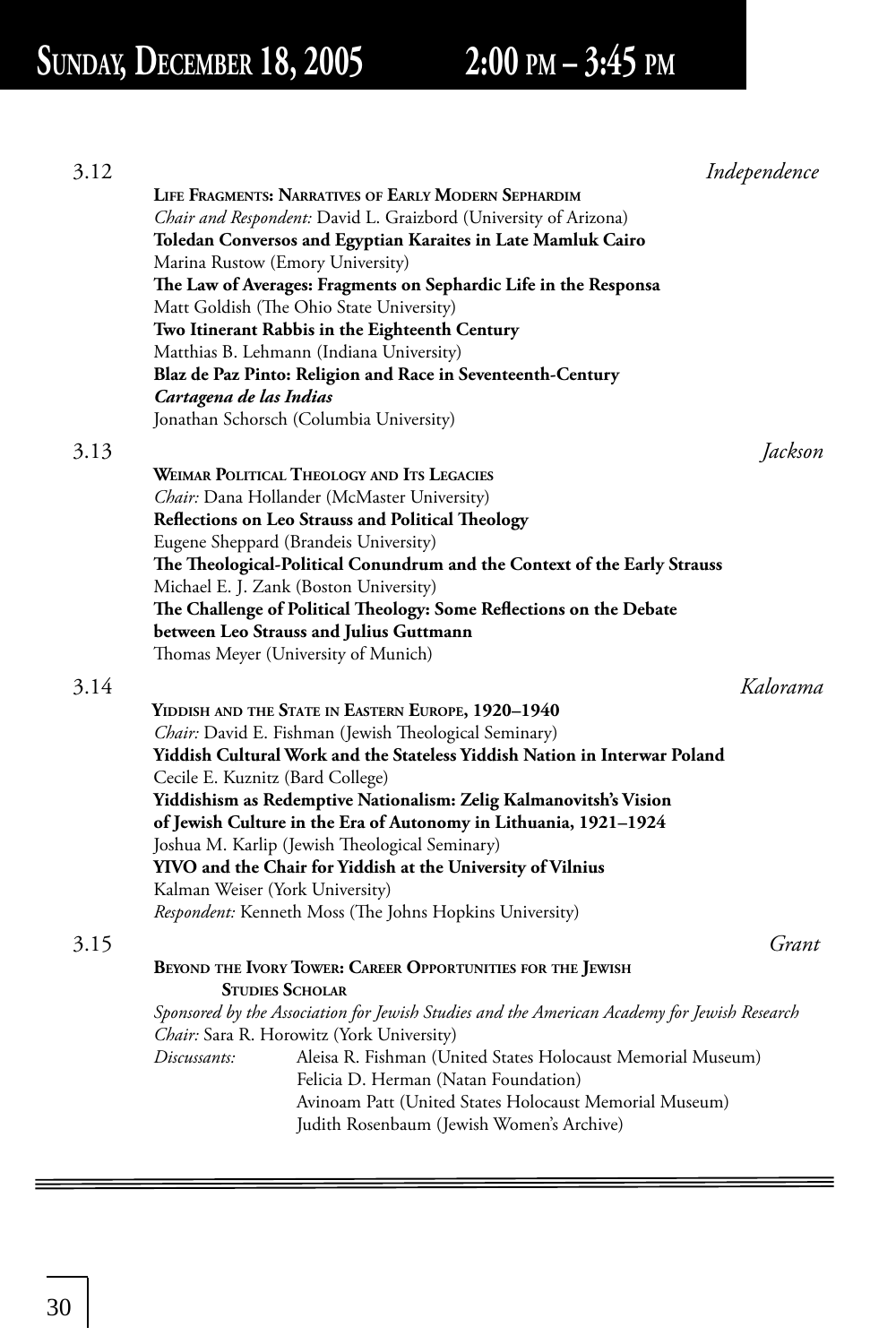# Sunday, December 18, 2005 2:00 PM – 3:45 PM

3.12 *Independence*

**Life Fragments: Narratives of Early Modern Sephardim**

*Chair and Respondent:* David L. Graizbord (University of Arizona)

**Toledan Conversos and Egyptian Karaites in Late Mamluk Cairo**
Marina Rustow (Emory University)

**The Law of Averages: Fragments on Sephardic Life in the Responsa**
Matt Goldish (The Ohio State University)

**Two Itinerant Rabbis in the Eighteenth Century**
Matthias B. Lehmann (Indiana University)

**Blaz de Paz Pinto: Religion and Race in Seventeenth-Century *Cartagena de las Indias***
Jonathan Schorsch (Columbia University)

3.13 *Jackson*

**Weimar Political Theology and Its Legacies**

*Chair:* Dana Hollander (McMaster University)

**Reflections on Leo Strauss and Political Theology**
Eugene Sheppard (Brandeis University)

**The Theological-Political Conundrum and the Context of the Early Strauss**
Michael E. J. Zank (Boston University)

**The Challenge of Political Theology: Some Reflections on the Debate between Leo Strauss and Julius Guttmann**
Thomas Meyer (University of Munich)

3.14 *Kalorama*

**Yiddish and the State in Eastern Europe, 1920–1940**

*Chair:* David E. Fishman (Jewish Theological Seminary)

**Yiddish Cultural Work and the Stateless Yiddish Nation in Interwar Poland**
Cecile E. Kuznitz (Bard College)

**Yiddishism as Redemptive Nationalism: Zelig Kalmanovitsh's Vision of Jewish Culture in the Era of Autonomy in Lithuania, 1921–1924**
Joshua M. Karlip (Jewish Theological Seminary)

**YIVO and the Chair for Yiddish at the University of Vilnius**
Kalman Weiser (York University)

*Respondent:* Kenneth Moss (The Johns Hopkins University)

3.15 *Grant*

**Beyond the Ivory Tower: Career Opportunities for the Jewish Studies Scholar**

*Sponsored by the Association for Jewish Studies and the American Academy for Jewish Research*

*Chair:* Sara R. Horowitz (York University)

*Discussants:*
Aleisa R. Fishman (United States Holocaust Memorial Museum)
Felicia D. Herman (Natan Foundation)
Avinoam Patt (United States Holocaust Memorial Museum)
Judith Rosenbaum (Jewish Women's Archive)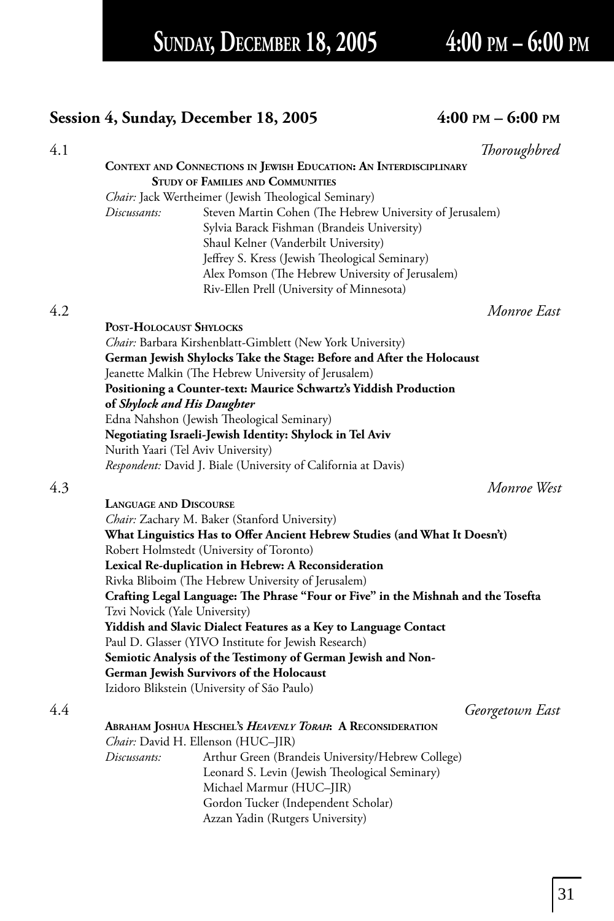## Session 4, Sunday, December 18, 2005 — 4:00 PM – 6:00 PM

**4.1** — *Thoroughbred*

**CONTEXT AND CONNECTIONS IN JEWISH EDUCATION: AN INTERDISCIPLINARY STUDY OF FAMILIES AND COMMUNITIES**

*Chair:* Jack Wertheimer (Jewish Theological Seminary)

*Discussants:*
- Steven Martin Cohen (The Hebrew University of Jerusalem)
- Sylvia Barack Fishman (Brandeis University)
- Shaul Kelner (Vanderbilt University)
- Jeffrey S. Kress (Jewish Theological Seminary)
- Alex Pomson (The Hebrew University of Jerusalem)
- Riv-Ellen Prell (University of Minnesota)

**4.2** — *Monroe East*

**POST-HOLOCAUST SHYLOCKS**

*Chair:* Barbara Kirshenblatt-Gimblett (New York University)

**German Jewish Shylocks Take the Stage: Before and After the Holocaust**
Jeanette Malkin (The Hebrew University of Jerusalem)

**Positioning a Counter-text: Maurice Schwartz's Yiddish Production of *Shylock and His Daughter***
Edna Nahshon (Jewish Theological Seminary)

**Negotiating Israeli-Jewish Identity: Shylock in Tel Aviv**
Nurith Yaari (Tel Aviv University)

*Respondent:* David J. Biale (University of California at Davis)

**4.3** — *Monroe West*

**LANGUAGE AND DISCOURSE**

*Chair:* Zachary M. Baker (Stanford University)

**What Linguistics Has to Offer Ancient Hebrew Studies (and What It Doesn't)**
Robert Holmstedt (University of Toronto)

**Lexical Re-duplication in Hebrew: A Reconsideration**
Rivka Bliboim (The Hebrew University of Jerusalem)

**Crafting Legal Language: The Phrase "Four or Five" in the Mishnah and the Tosefta**
Tzvi Novick (Yale University)

**Yiddish and Slavic Dialect Features as a Key to Language Contact**
Paul D. Glasser (YIVO Institute for Jewish Research)

**Semiotic Analysis of the Testimony of German Jewish and Non-German Jewish Survivors of the Holocaust**
Izidoro Blikstein (University of São Paulo)

**4.4** — *Georgetown East*

**ABRAHAM JOSHUA HESCHEL'S *HEAVENLY TORAH*: A RECONSIDERATION**

*Chair:* David H. Ellenson (HUC–JIR)

*Discussants:*
- Arthur Green (Brandeis University/Hebrew College)
- Leonard S. Levin (Jewish Theological Seminary)
- Michael Marmur (HUC–JIR)
- Gordon Tucker (Independent Scholar)
- Azzan Yadin (Rutgers University)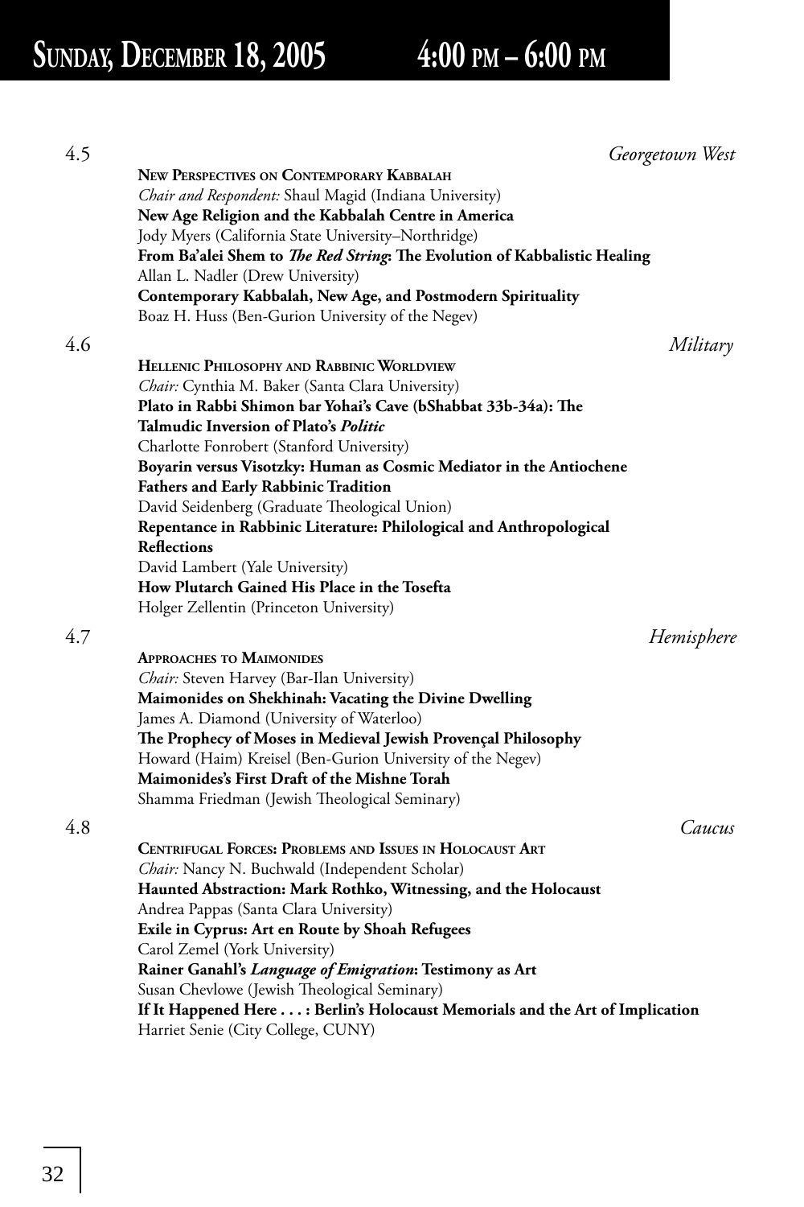# Sunday, December 18, 2005 4:00 pm – 6:00 pm

4.5 *Georgetown West*

**New Perspectives on Contemporary Kabbalah**

*Chair and Respondent:* Shaul Magid (Indiana University)

**New Age Religion and the Kabbalah Centre in America**

Jody Myers (California State University–Northridge)

**From Ba'alei Shem to *The Red String*: The Evolution of Kabbalistic Healing**

Allan L. Nadler (Drew University)

**Contemporary Kabbalah, New Age, and Postmodern Spirituality**

Boaz H. Huss (Ben-Gurion University of the Negev)

4.6 *Military*

**Hellenic Philosophy and Rabbinic Worldview**

*Chair:* Cynthia M. Baker (Santa Clara University)

**Plato in Rabbi Shimon bar Yohai's Cave (bShabbat 33b-34a): The Talmudic Inversion of Plato's *Politic***

Charlotte Fonrobert (Stanford University)

**Boyarin versus Visotzky: Human as Cosmic Mediator in the Antiochene Fathers and Early Rabbinic Tradition**

David Seidenberg (Graduate Theological Union)

**Repentance in Rabbinic Literature: Philological and Anthropological Reflections**

David Lambert (Yale University)

**How Plutarch Gained His Place in the Tosefta**

Holger Zellentin (Princeton University)

4.7 *Hemisphere*

**Approaches to Maimonides**

*Chair:* Steven Harvey (Bar-Ilan University)

**Maimonides on Shekhinah: Vacating the Divine Dwelling**

James A. Diamond (University of Waterloo)

**The Prophecy of Moses in Medieval Jewish Provençal Philosophy**

Howard (Haim) Kreisel (Ben-Gurion University of the Negev)

**Maimonides's First Draft of the Mishne Torah**

Shamma Friedman (Jewish Theological Seminary)

4.8 *Caucus*

**Centrifugal Forces: Problems and Issues in Holocaust Art**

*Chair:* Nancy N. Buchwald (Independent Scholar)

**Haunted Abstraction: Mark Rothko, Witnessing, and the Holocaust**

Andrea Pappas (Santa Clara University)

**Exile in Cyprus: Art en Route by Shoah Refugees**

Carol Zemel (York University)

**Rainer Ganahl's *Language of Emigration*: Testimony as Art**

Susan Chevlowe (Jewish Theological Seminary)

**If It Happened Here . . . : Berlin's Holocaust Memorials and the Art of Implication**

Harriet Senie (City College, CUNY)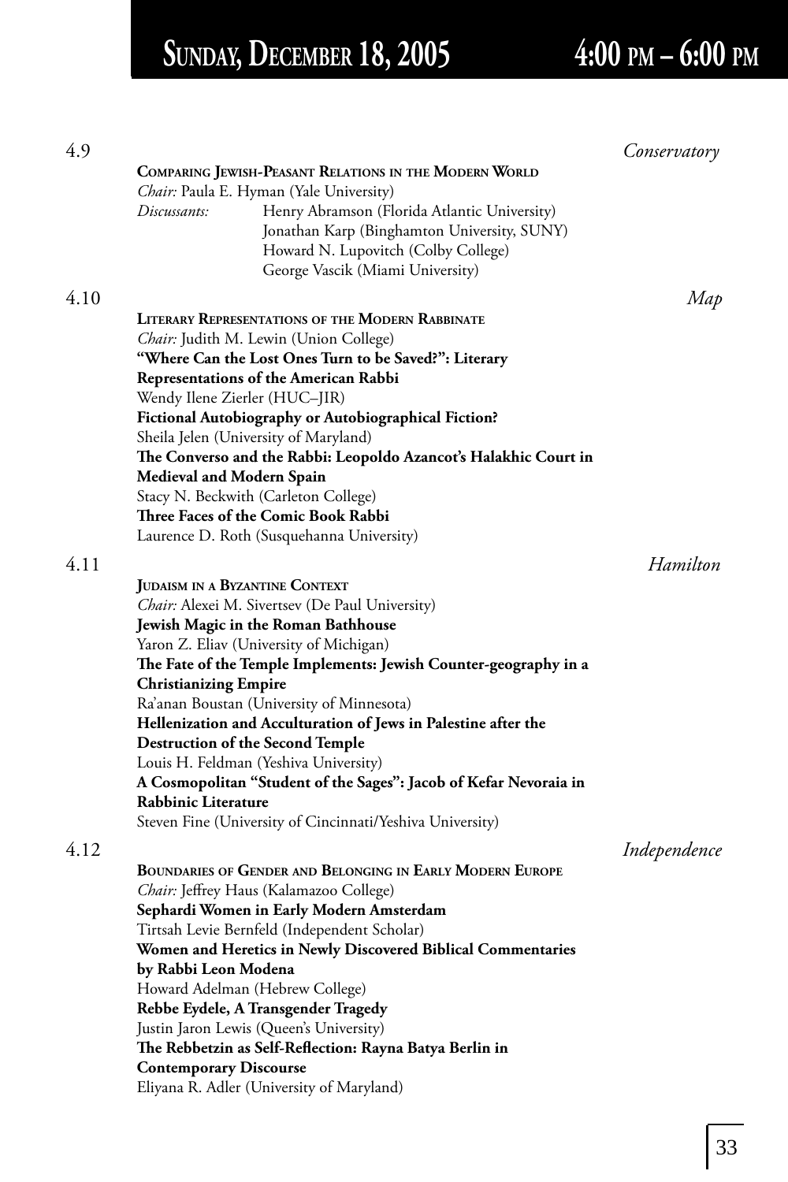# Sunday, December 18, 2005 4:00 pm – 6:00 pm

## 4.9 *Conservatory*

**Comparing Jewish-Peasant Relations in the Modern World**

*Chair:* Paula E. Hyman (Yale University)

*Discussants:* Henry Abramson (Florida Atlantic University)
Jonathan Karp (Binghamton University, SUNY)
Howard N. Lupovitch (Colby College)
George Vascik (Miami University)

## 4.10 *Map*

**Literary Representations of the Modern Rabbinate**

*Chair:* Judith M. Lewin (Union College)

**"Where Can the Lost Ones Turn to be Saved?": Literary Representations of the American Rabbi**
Wendy Ilene Zierler (HUC–JIR)

**Fictional Autobiography or Autobiographical Fiction?**
Sheila Jelen (University of Maryland)

**The Converso and the Rabbi: Leopoldo Azancot's Halakhic Court in Medieval and Modern Spain**
Stacy N. Beckwith (Carleton College)

**Three Faces of the Comic Book Rabbi**
Laurence D. Roth (Susquehanna University)

## 4.11 *Hamilton*

**Judaism in a Byzantine Context**

*Chair:* Alexei M. Sivertsev (De Paul University)

**Jewish Magic in the Roman Bathhouse**
Yaron Z. Eliav (University of Michigan)

**The Fate of the Temple Implements: Jewish Counter-geography in a Christianizing Empire**
Ra'anan Boustan (University of Minnesota)

**Hellenization and Acculturation of Jews in Palestine after the Destruction of the Second Temple**
Louis H. Feldman (Yeshiva University)

**A Cosmopolitan "Student of the Sages": Jacob of Kefar Nevoraia in Rabbinic Literature**
Steven Fine (University of Cincinnati/Yeshiva University)

## 4.12 *Independence*

**Boundaries of Gender and Belonging in Early Modern Europe**

*Chair:* Jeffrey Haus (Kalamazoo College)

**Sephardi Women in Early Modern Amsterdam**
Tirtsah Levie Bernfeld (Independent Scholar)

**Women and Heretics in Newly Discovered Biblical Commentaries by Rabbi Leon Modena**
Howard Adelman (Hebrew College)

**Rebbe Eydele, A Transgender Tragedy**
Justin Jaron Lewis (Queen's University)

**The Rebbetzin as Self-Reflection: Rayna Batya Berlin in Contemporary Discourse**
Eliyana R. Adler (University of Maryland)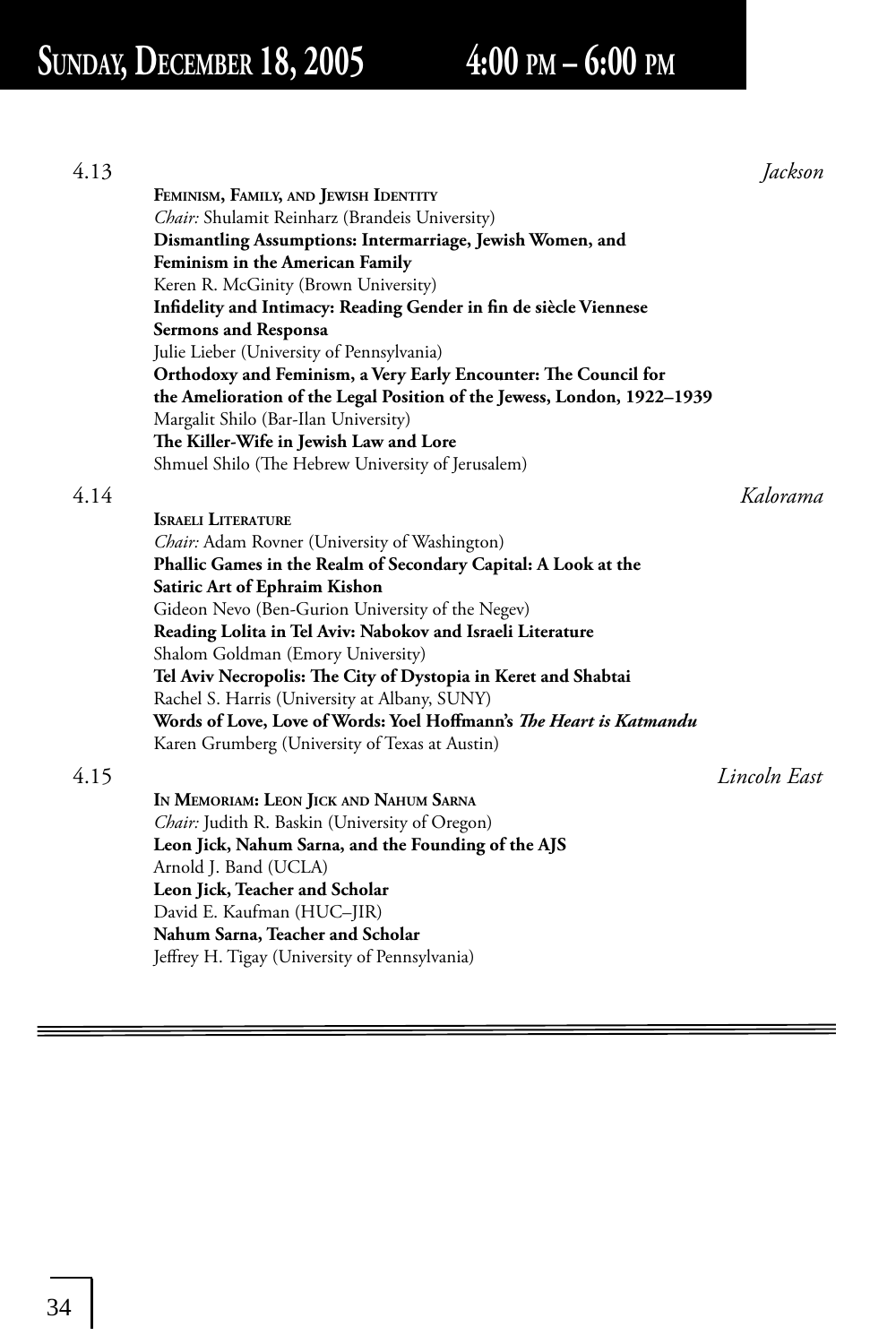# Sunday, December 18, 2005 4:00 pm – 6:00 pm

4.13 *Jackson*

**Feminism, Family, and Jewish Identity**

*Chair:* Shulamit Reinharz (Brandeis University)

**Dismantling Assumptions: Intermarriage, Jewish Women, and Feminism in the American Family**
Keren R. McGinity (Brown University)

**Infidelity and Intimacy: Reading Gender in fin de siècle Viennese Sermons and Responsa**
Julie Lieber (University of Pennsylvania)

**Orthodoxy and Feminism, a Very Early Encounter: The Council for the Amelioration of the Legal Position of the Jewess, London, 1922–1939**
Margalit Shilo (Bar-Ilan University)

**The Killer-Wife in Jewish Law and Lore**
Shmuel Shilo (The Hebrew University of Jerusalem)

4.14 *Kalorama*

**Israeli Literature**

*Chair:* Adam Rovner (University of Washington)

**Phallic Games in the Realm of Secondary Capital: A Look at the Satiric Art of Ephraim Kishon**
Gideon Nevo (Ben-Gurion University of the Negev)

**Reading Lolita in Tel Aviv: Nabokov and Israeli Literature**
Shalom Goldman (Emory University)

**Tel Aviv Necropolis: The City of Dystopia in Keret and Shabtai**
Rachel S. Harris (University at Albany, SUNY)

**Words of Love, Love of Words: Yoel Hoffmann's *The Heart is Katmandu***
Karen Grumberg (University of Texas at Austin)

4.15 *Lincoln East*

**In Memoriam: Leon Jick and Nahum Sarna**

*Chair:* Judith R. Baskin (University of Oregon)

**Leon Jick, Nahum Sarna, and the Founding of the AJS**
Arnold J. Band (UCLA)

**Leon Jick, Teacher and Scholar**
David E. Kaufman (HUC–JIR)

**Nahum Sarna, Teacher and Scholar**
Jeffrey H. Tigay (University of Pennsylvania)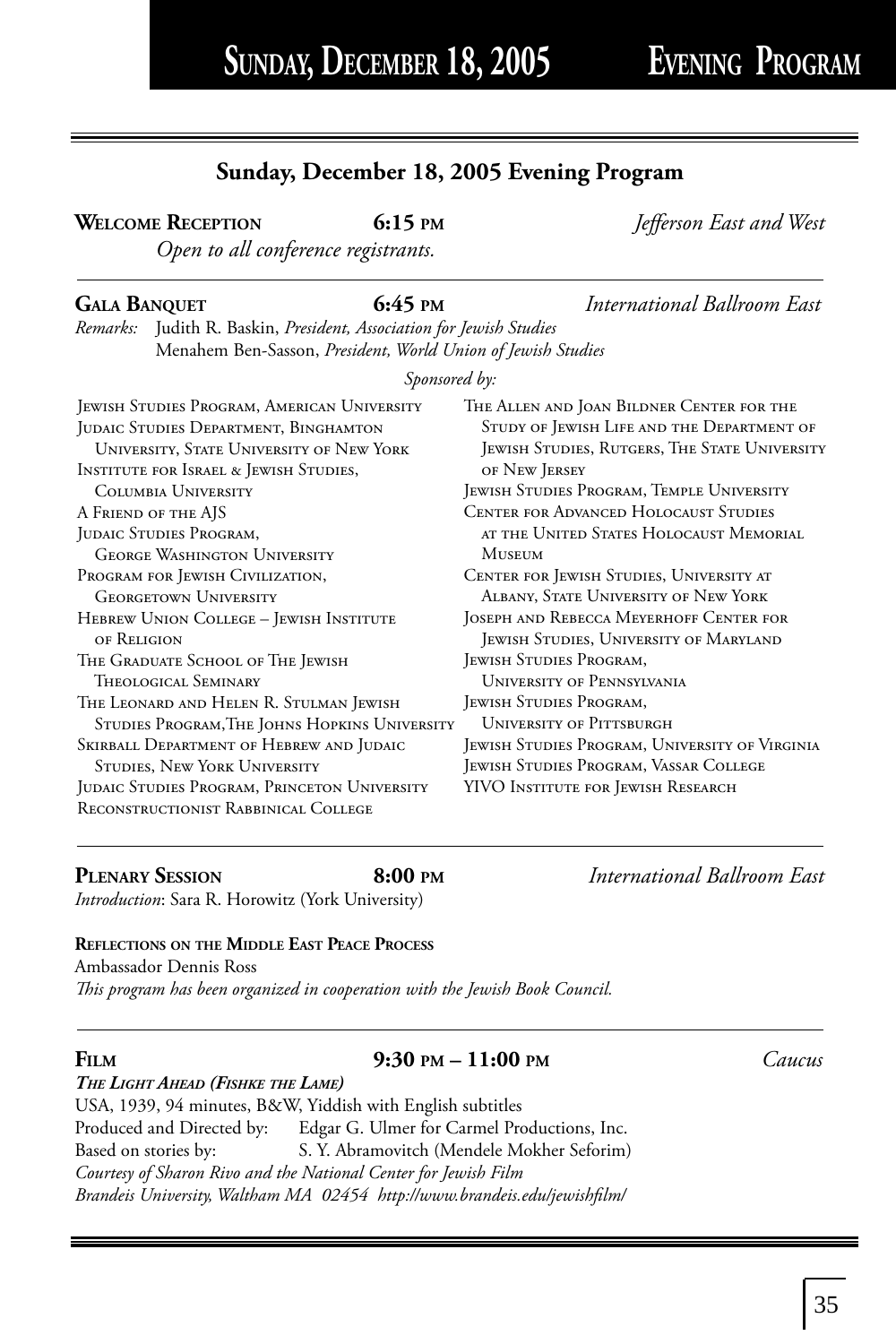## Sunday, December 18, 2005 Evening Program

**Welcome Reception** **6:15 pm** *Jefferson East and West*

*Open to all conference registrants.*

---

**Gala Banquet** **6:45 pm** *International Ballroom East*

*Remarks:* Judith R. Baskin, *President, Association for Jewish Studies*
Menahem Ben-Sasson, *President, World Union of Jewish Studies*

*Sponsored by:*

- Jewish Studies Program, American University
- Judaic Studies Department, Binghamton University, State University of New York
- Institute for Israel & Jewish Studies, Columbia University
- A Friend of the AJS
- Judaic Studies Program, George Washington University
- Program for Jewish Civilization, Georgetown University
- Hebrew Union College – Jewish Institute of Religion
- The Graduate School of The Jewish Theological Seminary
- The Leonard and Helen R. Stulman Jewish Studies Program, The Johns Hopkins University
- Skirball Department of Hebrew and Judaic Studies, New York University
- Judaic Studies Program, Princeton University
- Reconstructionist Rabbinical College
- The Allen and Joan Bildner Center for the Study of Jewish Life and the Department of Jewish Studies, Rutgers, The State University of New Jersey
- Jewish Studies Program, Temple University
- Center for Advanced Holocaust Studies at the United States Holocaust Memorial Museum
- Center for Jewish Studies, University at Albany, State University of New York
- Joseph and Rebecca Meyerhoff Center for Jewish Studies, University of Maryland
- Jewish Studies Program, University of Pennsylvania
- Jewish Studies Program, University of Pittsburgh
- Jewish Studies Program, University of Virginia
- Jewish Studies Program, Vassar College
- YIVO Institute for Jewish Research

---

**Plenary Session** **8:00 pm** *International Ballroom East*

*Introduction*: Sara R. Horowitz (York University)

**Reflections on the Middle East Peace Process**
Ambassador Dennis Ross
*This program has been organized in cooperation with the Jewish Book Council.*

---

**Film** **9:30 pm – 11:00 pm** *Caucus*

***The Light Ahead (Fishke the Lame)***
USA, 1939, 94 minutes, B&W, Yiddish with English subtitles
Produced and Directed by: Edgar G. Ulmer for Carmel Productions, Inc.
Based on stories by: S. Y. Abramovitch (Mendele Mokher Seforim)
*Courtesy of Sharon Rivo and the National Center for Jewish Film*
*Brandeis University, Waltham MA 02454 http://www.brandeis.edu/jewishfilm/*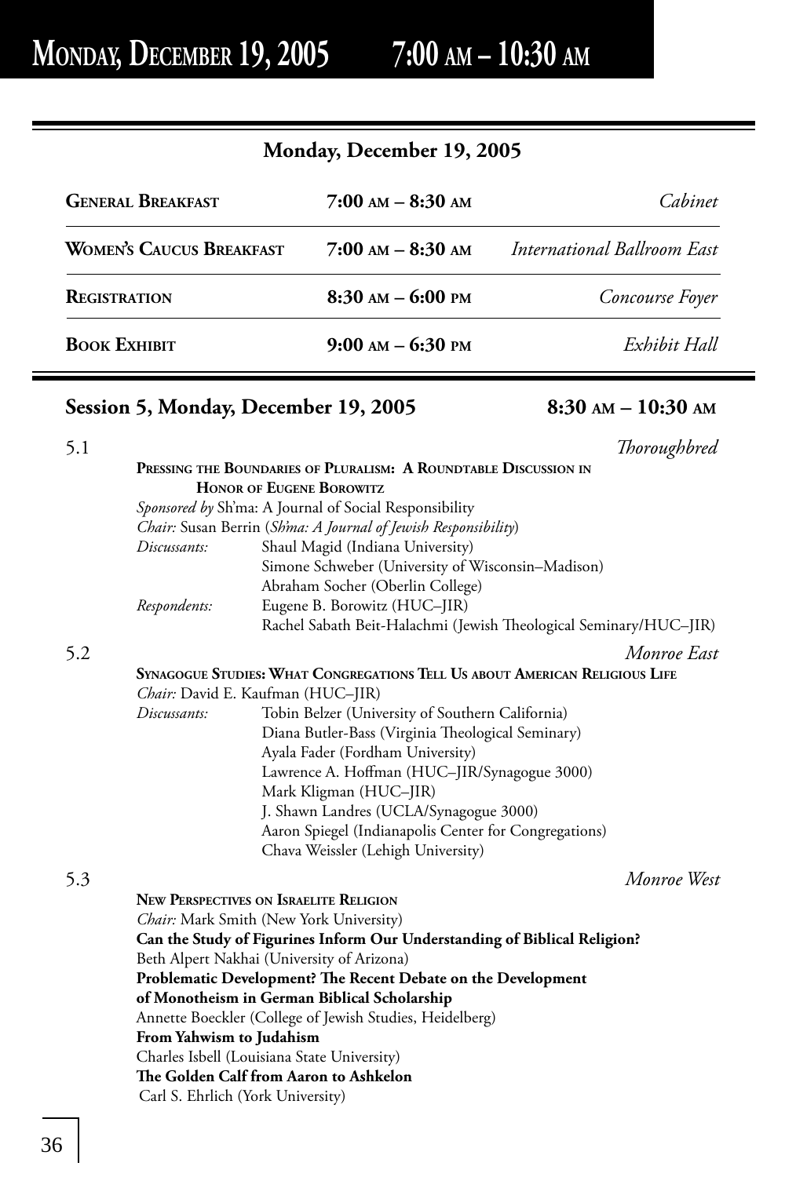# Monday, December 19, 2005 7:00 AM – 10:30 AM

## Monday, December 19, 2005

| | | |
|---|---|---|
| **General Breakfast** | **7:00 AM – 8:30 AM** | *Cabinet* |
| **Women's Caucus Breakfast** | **7:00 AM – 8:30 AM** | *International Ballroom East* |
| **Registration** | **8:30 AM – 6:00 PM** | *Concourse Foyer* |
| **Book Exhibit** | **9:00 AM – 6:30 PM** | *Exhibit Hall* |

## Session 5, Monday, December 19, 2005 — 8:30 AM – 10:30 AM

5.1 — *Thoroughbred*

**Pressing the Boundaries of Pluralism: A Roundtable Discussion in Honor of Eugene Borowitz**

*Sponsored by* Sh'ma: A Journal of Social Responsibility

*Chair:* Susan Berrin (*Sh'ma: A Journal of Jewish Responsibility*)

*Discussants:*
- Shaul Magid (Indiana University)
- Simone Schweber (University of Wisconsin–Madison)
- Abraham Socher (Oberlin College)

*Respondents:*
- Eugene B. Borowitz (HUC–JIR)
- Rachel Sabath Beit-Halachmi (Jewish Theological Seminary/HUC–JIR)

5.2 — *Monroe East*

**Synagogue Studies: What Congregations Tell Us about American Religious Life**

*Chair:* David E. Kaufman (HUC–JIR)

*Discussants:*
- Tobin Belzer (University of Southern California)
- Diana Butler-Bass (Virginia Theological Seminary)
- Ayala Fader (Fordham University)
- Lawrence A. Hoffman (HUC–JIR/Synagogue 3000)
- Mark Kligman (HUC–JIR)
- J. Shawn Landres (UCLA/Synagogue 3000)
- Aaron Spiegel (Indianapolis Center for Congregations)
- Chava Weissler (Lehigh University)

5.3 — *Monroe West*

**New Perspectives on Israelite Religion**

*Chair:* Mark Smith (New York University)

**Can the Study of Figurines Inform Our Understanding of Biblical Religion?**
Beth Alpert Nakhai (University of Arizona)

**Problematic Development? The Recent Debate on the Development of Monotheism in German Biblical Scholarship**
Annette Boeckler (College of Jewish Studies, Heidelberg)

**From Yahwism to Judahism**
Charles Isbell (Louisiana State University)

**The Golden Calf from Aaron to Ashkelon**
Carl S. Ehrlich (York University)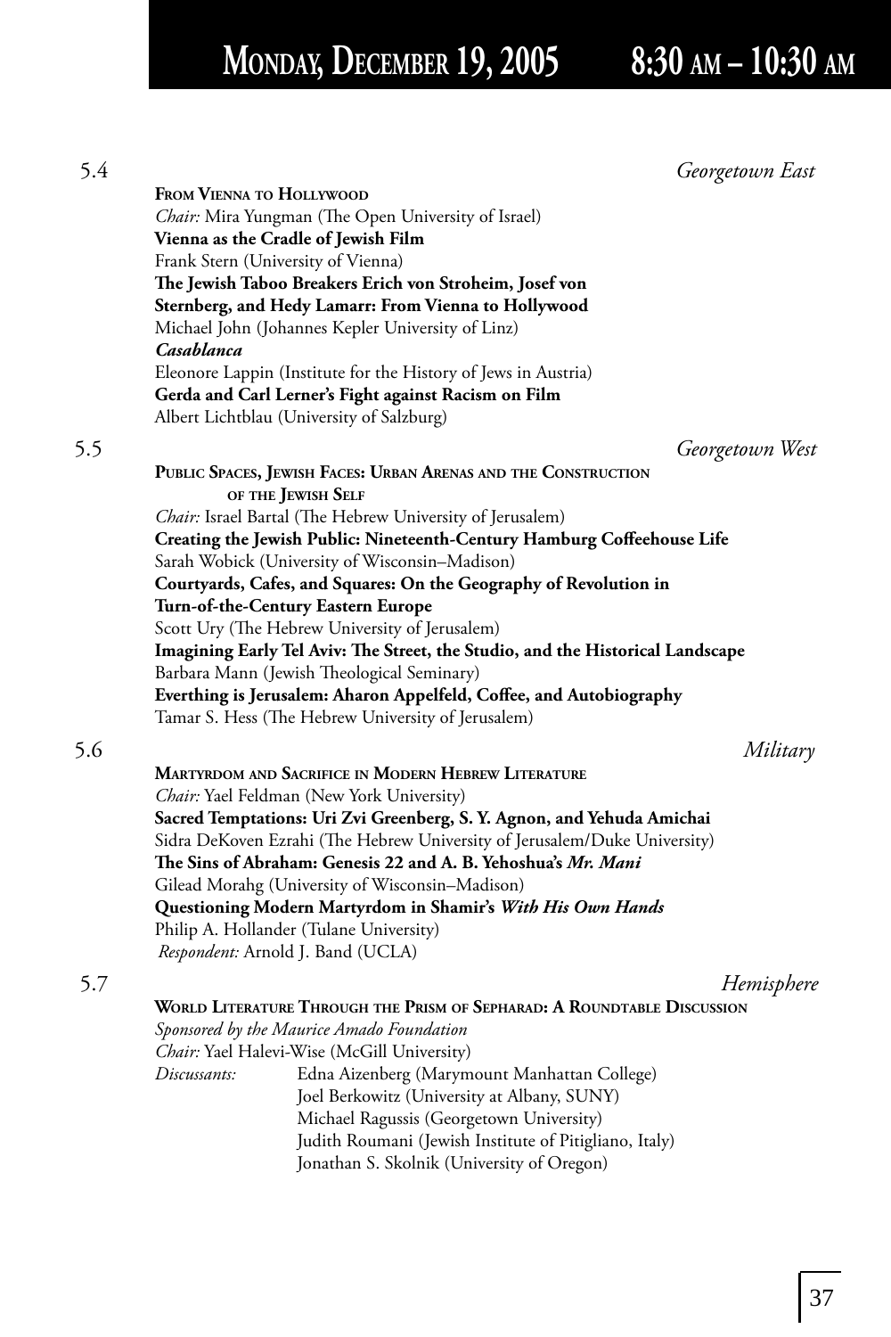# Monday, December 19, 2005 8:30 am – 10:30 am

5.4 *Georgetown East*

**From Vienna to Hollywood**

*Chair:* Mira Yungman (The Open University of Israel)

**Vienna as the Cradle of Jewish Film**

Frank Stern (University of Vienna)

**The Jewish Taboo Breakers Erich von Stroheim, Josef von Sternberg, and Hedy Lamarr: From Vienna to Hollywood**

Michael John (Johannes Kepler University of Linz)

***Casablanca***

Eleonore Lappin (Institute for the History of Jews in Austria)

**Gerda and Carl Lerner's Fight against Racism on Film**

Albert Lichtblau (University of Salzburg)

5.5 *Georgetown West*

**Public Spaces, Jewish Faces: Urban Arenas and the Construction of the Jewish Self**

*Chair:* Israel Bartal (The Hebrew University of Jerusalem)

**Creating the Jewish Public: Nineteenth-Century Hamburg Coffeehouse Life**

Sarah Wobick (University of Wisconsin–Madison)

**Courtyards, Cafes, and Squares: On the Geography of Revolution in Turn-of-the-Century Eastern Europe**

Scott Ury (The Hebrew University of Jerusalem)

**Imagining Early Tel Aviv: The Street, the Studio, and the Historical Landscape**

Barbara Mann (Jewish Theological Seminary)

**Everthing is Jerusalem: Aharon Appelfeld, Coffee, and Autobiography**

Tamar S. Hess (The Hebrew University of Jerusalem)

5.6 *Military*

**Martyrdom and Sacrifice in Modern Hebrew Literature**

*Chair:* Yael Feldman (New York University)

**Sacred Temptations: Uri Zvi Greenberg, S. Y. Agnon, and Yehuda Amichai**

Sidra DeKoven Ezrahi (The Hebrew University of Jerusalem/Duke University)

**The Sins of Abraham: Genesis 22 and A. B. Yehoshua's *Mr. Mani***

Gilead Morahg (University of Wisconsin–Madison)

**Questioning Modern Martyrdom in Shamir's *With His Own Hands***

Philip A. Hollander (Tulane University)

*Respondent:* Arnold J. Band (UCLA)

5.7 *Hemisphere*

**World Literature Through the Prism of Sepharad: A Roundtable Discussion**

*Sponsored by the Maurice Amado Foundation*

*Chair:* Yael Halevi-Wise (McGill University)

*Discussants:*
Edna Aizenberg (Marymount Manhattan College)
Joel Berkowitz (University at Albany, SUNY)
Michael Ragussis (Georgetown University)
Judith Roumani (Jewish Institute of Pitigliano, Italy)
Jonathan S. Skolnik (University of Oregon)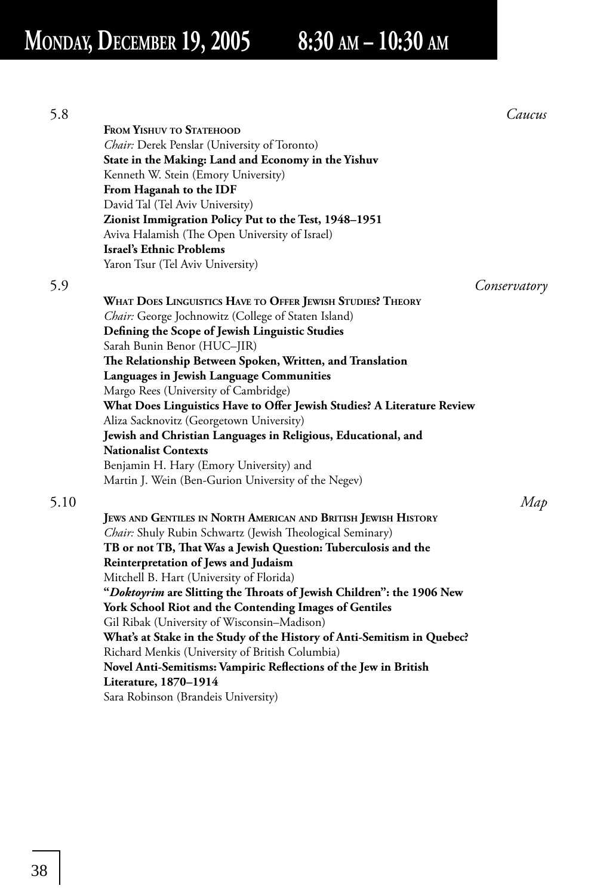# Monday, December 19, 2005 8:30 am – 10:30 am

5.8 *Caucus*

**From Yishuv to Statehood**

*Chair:* Derek Penslar (University of Toronto)

**State in the Making: Land and Economy in the Yishuv**
Kenneth W. Stein (Emory University)

**From Haganah to the IDF**
David Tal (Tel Aviv University)

**Zionist Immigration Policy Put to the Test, 1948–1951**
Aviva Halamish (The Open University of Israel)

**Israel's Ethnic Problems**
Yaron Tsur (Tel Aviv University)

5.9 *Conservatory*

**What Does Linguistics Have to Offer Jewish Studies? Theory**

*Chair:* George Jochnowitz (College of Staten Island)

**Defining the Scope of Jewish Linguistic Studies**
Sarah Bunin Benor (HUC–JIR)

**The Relationship Between Spoken, Written, and Translation Languages in Jewish Language Communities**
Margo Rees (University of Cambridge)

**What Does Linguistics Have to Offer Jewish Studies? A Literature Review**
Aliza Sacknovitz (Georgetown University)

**Jewish and Christian Languages in Religious, Educational, and Nationalist Contexts**
Benjamin H. Hary (Emory University) and
Martin J. Wein (Ben-Gurion University of the Negev)

5.10 *Map*

**Jews and Gentiles in North American and British Jewish History**

*Chair:* Shuly Rubin Schwartz (Jewish Theological Seminary)

**TB or not TB, That Was a Jewish Question: Tuberculosis and the Reinterpretation of Jews and Judaism**
Mitchell B. Hart (University of Florida)

**"*Doktoyrim* are Slitting the Throats of Jewish Children": the 1906 New York School Riot and the Contending Images of Gentiles**
Gil Ribak (University of Wisconsin–Madison)

**What's at Stake in the Study of the History of Anti-Semitism in Quebec?**
Richard Menkis (University of British Columbia)

**Novel Anti-Semitisms: Vampiric Reflections of the Jew in British Literature, 1870–1914**
Sara Robinson (Brandeis University)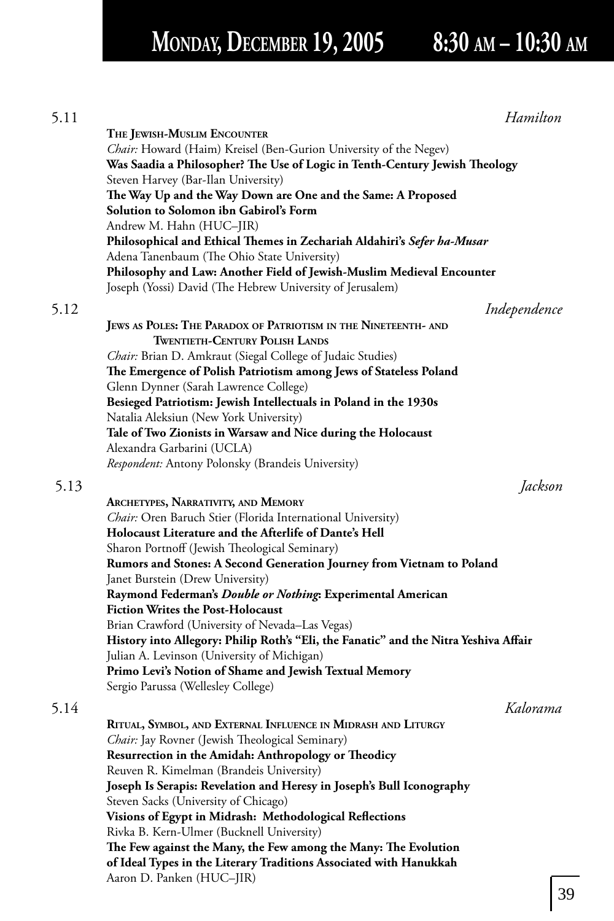# Monday, December 19, 2005 8:30 am – 10:30 am

5.11 *Hamilton*

**The Jewish-Muslim Encounter**

*Chair:* Howard (Haim) Kreisel (Ben-Gurion University of the Negev)

**Was Saadia a Philosopher? The Use of Logic in Tenth-Century Jewish Theology**
Steven Harvey (Bar-Ilan University)

**The Way Up and the Way Down are One and the Same: A Proposed Solution to Solomon ibn Gabirol's Form**
Andrew M. Hahn (HUC–JIR)

**Philosophical and Ethical Themes in Zechariah Aldahiri's *Sefer ha-Musar***
Adena Tanenbaum (The Ohio State University)

**Philosophy and Law: Another Field of Jewish-Muslim Medieval Encounter**
Joseph (Yossi) David (The Hebrew University of Jerusalem)

5.12 *Independence*

**Jews as Poles: The Paradox of Patriotism in the Nineteenth- and Twentieth-Century Polish Lands**

*Chair:* Brian D. Amkraut (Siegal College of Judaic Studies)

**The Emergence of Polish Patriotism among Jews of Stateless Poland**
Glenn Dynner (Sarah Lawrence College)

**Besieged Patriotism: Jewish Intellectuals in Poland in the 1930s**
Natalia Aleksiun (New York University)

**Tale of Two Zionists in Warsaw and Nice during the Holocaust**
Alexandra Garbarini (UCLA)

*Respondent:* Antony Polonsky (Brandeis University)

5.13 *Jackson*

**Archetypes, Narrativity, and Memory**

*Chair:* Oren Baruch Stier (Florida International University)

**Holocaust Literature and the Afterlife of Dante's Hell**
Sharon Portnoff (Jewish Theological Seminary)

**Rumors and Stones: A Second Generation Journey from Vietnam to Poland**
Janet Burstein (Drew University)

**Raymond Federman's *Double or Nothing*: Experimental American Fiction Writes the Post-Holocaust**
Brian Crawford (University of Nevada–Las Vegas)

**History into Allegory: Philip Roth's "Eli, the Fanatic" and the Nitra Yeshiva Affair**
Julian A. Levinson (University of Michigan)

**Primo Levi's Notion of Shame and Jewish Textual Memory**
Sergio Parussa (Wellesley College)

5.14 *Kalorama*

**Ritual, Symbol, and External Influence in Midrash and Liturgy**

*Chair:* Jay Rovner (Jewish Theological Seminary)

**Resurrection in the Amidah: Anthropology or Theodicy**
Reuven R. Kimelman (Brandeis University)

**Joseph Is Serapis: Revelation and Heresy in Joseph's Bull Iconography**
Steven Sacks (University of Chicago)

**Visions of Egypt in Midrash: Methodological Reflections**
Rivka B. Kern-Ulmer (Bucknell University)

**The Few against the Many, the Few among the Many: The Evolution of Ideal Types in the Literary Traditions Associated with Hanukkah**
Aaron D. Panken (HUC–JIR)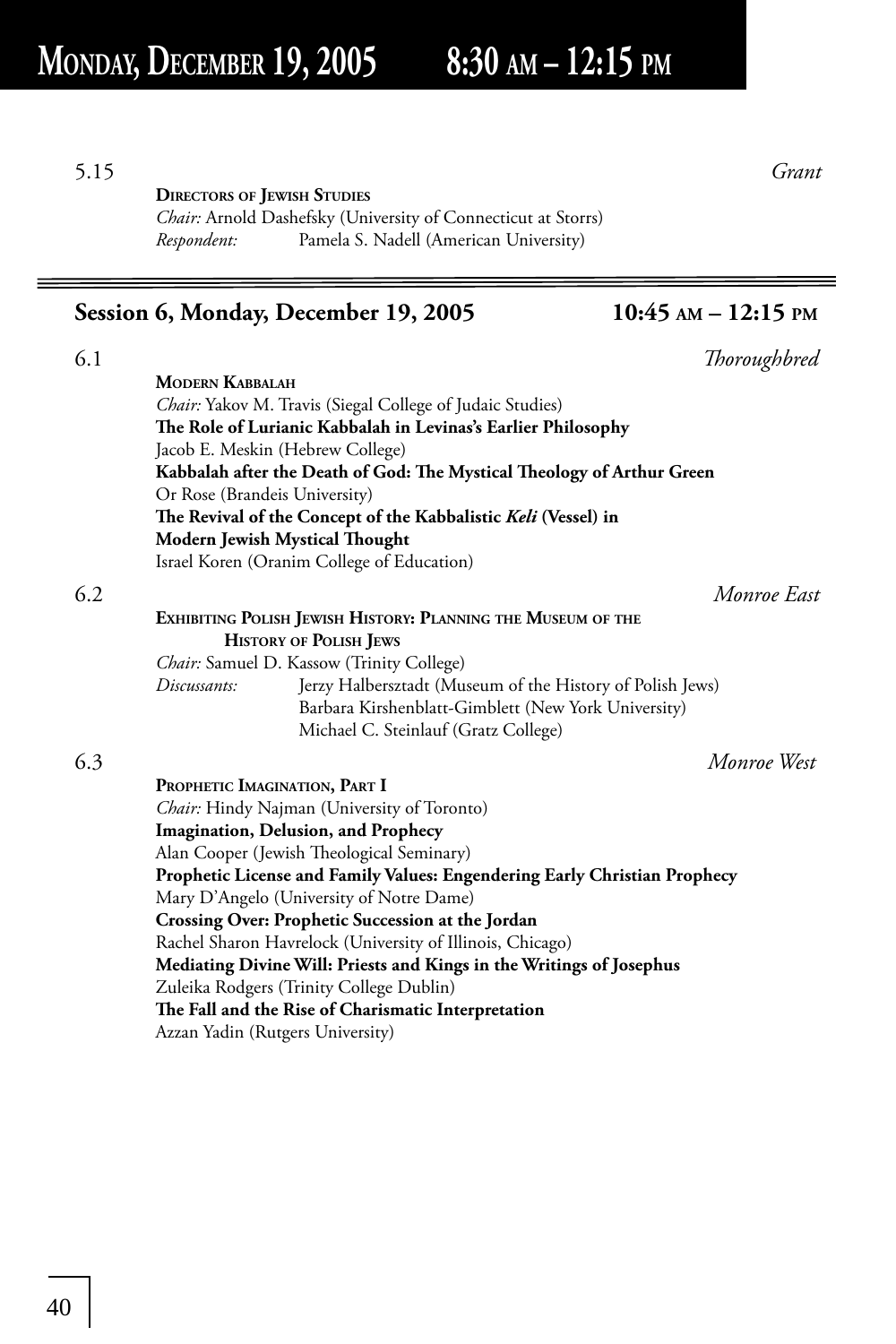5.15 *Grant*

**Directors of Jewish Studies**
*Chair:* Arnold Dashefsky (University of Connecticut at Storrs)
*Respondent:* Pamela S. Nadell (American University)

---

## Session 6, Monday, December 19, 2005 — 10:45 AM – 12:15 PM

6.1 *Thoroughbred*

**Modern Kabbalah**
*Chair:* Yakov M. Travis (Siegal College of Judaic Studies)
**The Role of Lurianic Kabbalah in Levinas's Earlier Philosophy**
Jacob E. Meskin (Hebrew College)
**Kabbalah after the Death of God: The Mystical Theology of Arthur Green**
Or Rose (Brandeis University)
**The Revival of the Concept of the Kabbalistic *Keli* (Vessel) in Modern Jewish Mystical Thought**
Israel Koren (Oranim College of Education)

6.2 *Monroe East*

**Exhibiting Polish Jewish History: Planning the Museum of the History of Polish Jews**
*Chair:* Samuel D. Kassow (Trinity College)
*Discussants:* Jerzy Halbersztadt (Museum of the History of Polish Jews)
Barbara Kirshenblatt-Gimblett (New York University)
Michael C. Steinlauf (Gratz College)

6.3 *Monroe West*

**Prophetic Imagination, Part I**
*Chair:* Hindy Najman (University of Toronto)
**Imagination, Delusion, and Prophecy**
Alan Cooper (Jewish Theological Seminary)
**Prophetic License and Family Values: Engendering Early Christian Prophecy**
Mary D'Angelo (University of Notre Dame)
**Crossing Over: Prophetic Succession at the Jordan**
Rachel Sharon Havrelock (University of Illinois, Chicago)
**Mediating Divine Will: Priests and Kings in the Writings of Josephus**
Zuleika Rodgers (Trinity College Dublin)
**The Fall and the Rise of Charismatic Interpretation**
Azzan Yadin (Rutgers University)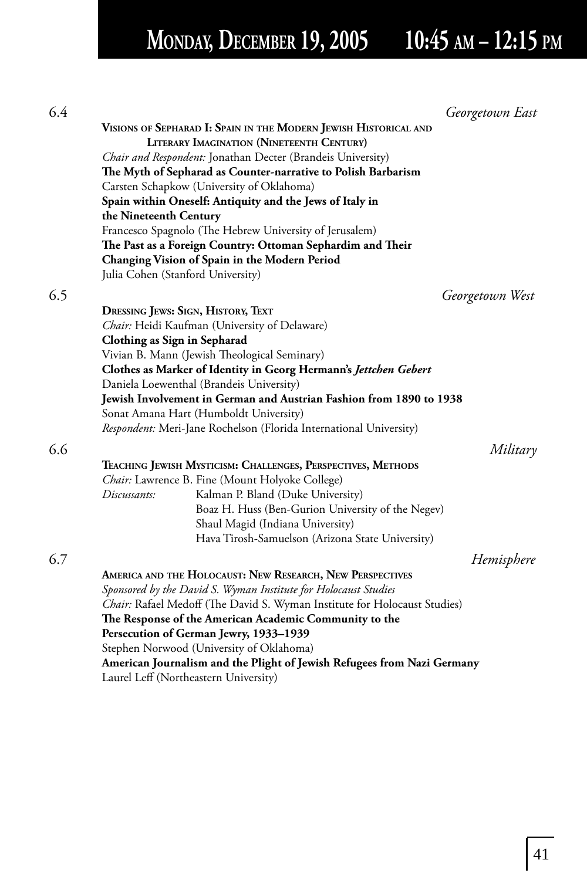# Monday, December 19, 2005 10:45 am – 12:15 pm

6.4 *Georgetown East*

**Visions of Sepharad I: Spain in the Modern Jewish Historical and Literary Imagination (Nineteenth Century)**

*Chair and Respondent:* Jonathan Decter (Brandeis University)

**The Myth of Sepharad as Counter-narrative to Polish Barbarism**

Carsten Schapkow (University of Oklahoma)

**Spain within Oneself: Antiquity and the Jews of Italy in the Nineteenth Century**

Francesco Spagnolo (The Hebrew University of Jerusalem)

**The Past as a Foreign Country: Ottoman Sephardim and Their Changing Vision of Spain in the Modern Period**

Julia Cohen (Stanford University)

6.5 *Georgetown West*

**Dressing Jews: Sign, History, Text**

*Chair:* Heidi Kaufman (University of Delaware)

**Clothing as Sign in Sepharad**

Vivian B. Mann (Jewish Theological Seminary)

**Clothes as Marker of Identity in Georg Hermann's *Jettchen Gebert***

Daniela Loewenthal (Brandeis University)

**Jewish Involvement in German and Austrian Fashion from 1890 to 1938**

Sonat Amana Hart (Humboldt University)

*Respondent:* Meri-Jane Rochelson (Florida International University)

6.6 *Military*

**Teaching Jewish Mysticism: Challenges, Perspectives, Methods**

*Chair:* Lawrence B. Fine (Mount Holyoke College)

*Discussants:* Kalman P. Bland (Duke University)
Boaz H. Huss (Ben-Gurion University of the Negev)
Shaul Magid (Indiana University)
Hava Tirosh-Samuelson (Arizona State University)

6.7 *Hemisphere*

**America and the Holocaust: New Research, New Perspectives**

*Sponsored by the David S. Wyman Institute for Holocaust Studies*

*Chair:* Rafael Medoff (The David S. Wyman Institute for Holocaust Studies)

**The Response of the American Academic Community to the Persecution of German Jewry, 1933–1939**

Stephen Norwood (University of Oklahoma)

**American Journalism and the Plight of Jewish Refugees from Nazi Germany**

Laurel Leff (Northeastern University)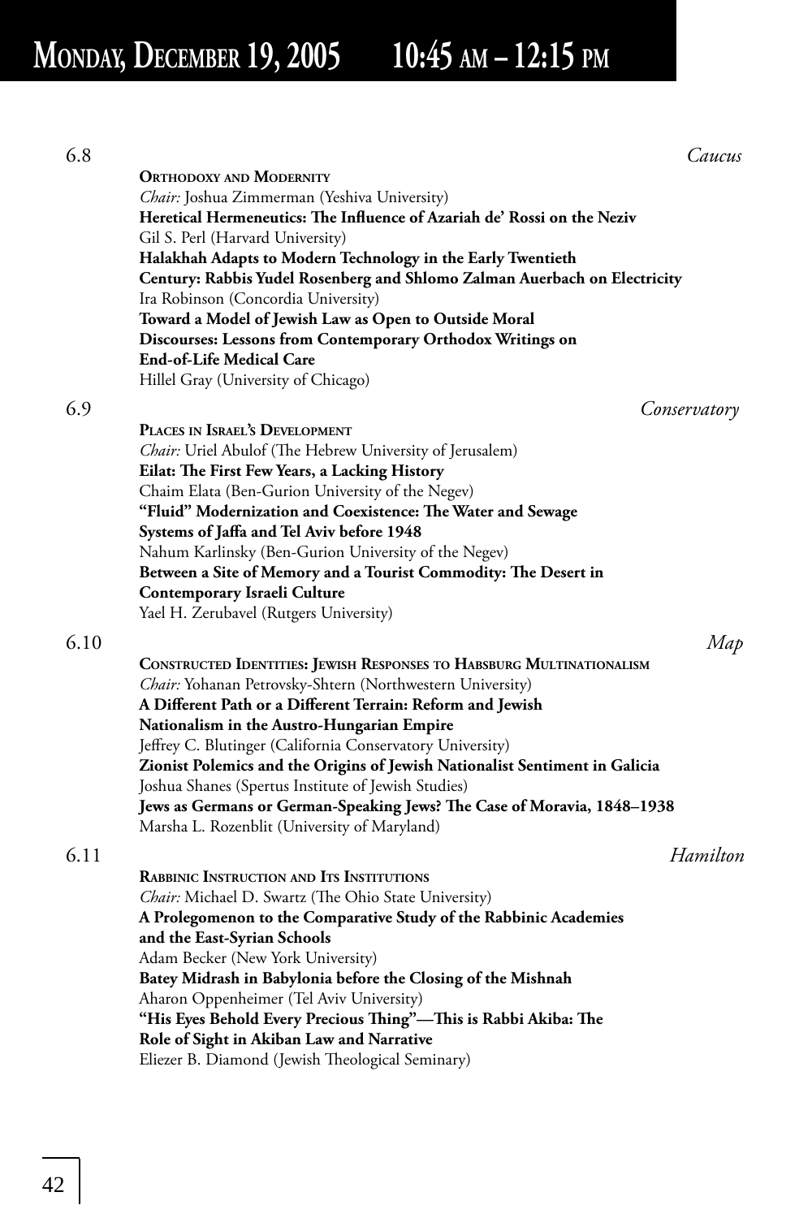# Monday, December 19, 2005 10:45 am – 12:15 pm

6.8 *Caucus*

**Orthodoxy and Modernity**

*Chair:* Joshua Zimmerman (Yeshiva University)

**Heretical Hermeneutics: The Influence of Azariah de' Rossi on the Neziv**
Gil S. Perl (Harvard University)

**Halakhah Adapts to Modern Technology in the Early Twentieth Century: Rabbis Yudel Rosenberg and Shlomo Zalman Auerbach on Electricity**
Ira Robinson (Concordia University)

**Toward a Model of Jewish Law as Open to Outside Moral Discourses: Lessons from Contemporary Orthodox Writings on End-of-Life Medical Care**
Hillel Gray (University of Chicago)

6.9 *Conservatory*

**Places in Israel's Development**

*Chair:* Uriel Abulof (The Hebrew University of Jerusalem)

**Eilat: The First Few Years, a Lacking History**
Chaim Elata (Ben-Gurion University of the Negev)

**"Fluid" Modernization and Coexistence: The Water and Sewage Systems of Jaffa and Tel Aviv before 1948**
Nahum Karlinsky (Ben-Gurion University of the Negev)

**Between a Site of Memory and a Tourist Commodity: The Desert in Contemporary Israeli Culture**
Yael H. Zerubavel (Rutgers University)

6.10 *Map*

**Constructed Identities: Jewish Responses to Habsburg Multinationalism**

*Chair:* Yohanan Petrovsky-Shtern (Northwestern University)

**A Different Path or a Different Terrain: Reform and Jewish Nationalism in the Austro-Hungarian Empire**
Jeffrey C. Blutinger (California Conservatory University)

**Zionist Polemics and the Origins of Jewish Nationalist Sentiment in Galicia**
Joshua Shanes (Spertus Institute of Jewish Studies)

**Jews as Germans or German-Speaking Jews? The Case of Moravia, 1848–1938**
Marsha L. Rozenblit (University of Maryland)

6.11 *Hamilton*

**Rabbinic Instruction and Its Institutions**

*Chair:* Michael D. Swartz (The Ohio State University)

**A Prolegomenon to the Comparative Study of the Rabbinic Academies and the East-Syrian Schools**
Adam Becker (New York University)

**Batey Midrash in Babylonia before the Closing of the Mishnah**
Aharon Oppenheimer (Tel Aviv University)

**"His Eyes Behold Every Precious Thing"—This is Rabbi Akiba: The Role of Sight in Akiban Law and Narrative**
Eliezer B. Diamond (Jewish Theological Seminary)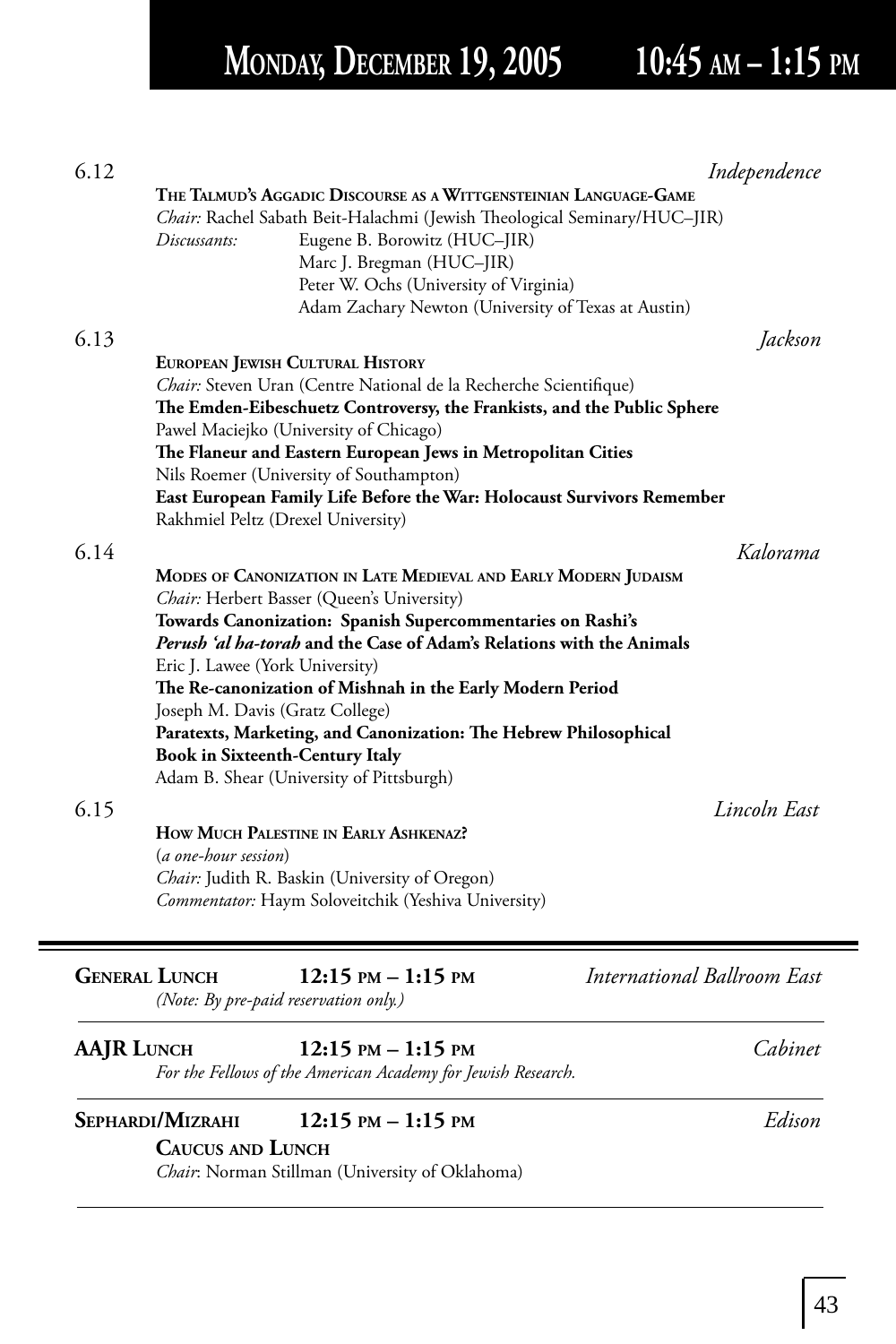# Monday, December 19, 2005 10:45 am – 1:15 pm

**6.12** *Independence*

**The Talmud's Aggadic Discourse as a Wittgensteinian Language-Game**

*Chair:* Rachel Sabath Beit-Halachmi (Jewish Theological Seminary/HUC–JIR)

*Discussants:* Eugene B. Borowitz (HUC–JIR)
Marc J. Bregman (HUC–JIR)
Peter W. Ochs (University of Virginia)
Adam Zachary Newton (University of Texas at Austin)

**6.13** *Jackson*

**European Jewish Cultural History**

*Chair:* Steven Uran (Centre National de la Recherche Scientifique)

**The Emden-Eibeschuetz Controversy, the Frankists, and the Public Sphere**
Pawel Maciejko (University of Chicago)

**The Flaneur and Eastern European Jews in Metropolitan Cities**
Nils Roemer (University of Southampton)

**East European Family Life Before the War: Holocaust Survivors Remember**
Rakhmiel Peltz (Drexel University)

**6.14** *Kalorama*

**Modes of Canonization in Late Medieval and Early Modern Judaism**

*Chair:* Herbert Basser (Queen's University)

**Towards Canonization: Spanish Supercommentaries on Rashi's *Perush 'al ha-torah* and the Case of Adam's Relations with the Animals**
Eric J. Lawee (York University)

**The Re-canonization of Mishnah in the Early Modern Period**
Joseph M. Davis (Gratz College)

**Paratexts, Marketing, and Canonization: The Hebrew Philosophical Book in Sixteenth-Century Italy**
Adam B. Shear (University of Pittsburgh)

**6.15** *Lincoln East*

**How Much Palestine in Early Ashkenaz?**
(*a one-hour session*)

*Chair:* Judith R. Baskin (University of Oregon)

*Commentator:* Haym Soloveitchik (Yeshiva University)

---

**General Lunch** **12:15 pm – 1:15 pm** *International Ballroom East*

*(Note: By pre-paid reservation only.)*

---

**AAJR Lunch** **12:15 pm – 1:15 pm** *Cabinet*

*For the Fellows of the American Academy for Jewish Research.*

---

**Sephardi/Mizrahi Caucus and Lunch** **12:15 pm – 1:15 pm** *Edison*

*Chair*: Norman Stillman (University of Oklahoma)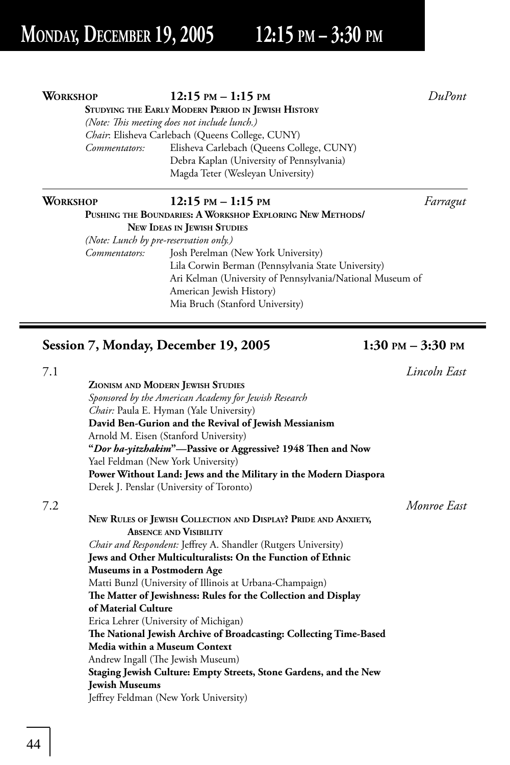# Monday, December 19, 2005 12:15 pm – 3:30 pm

**Workshop** **12:15 pm – 1:15 pm** *DuPont*

**Studying the Early Modern Period in Jewish History**

*(Note: This meeting does not include lunch.)*

*Chair*: Elisheva Carlebach (Queens College, CUNY)

*Commentators:* Elisheva Carlebach (Queens College, CUNY)
Debra Kaplan (University of Pennsylvania)
Magda Teter (Wesleyan University)

---

**Workshop** **12:15 pm – 1:15 pm** *Farragut*

**Pushing the Boundaries: A Workshop Exploring New Methods/ New Ideas in Jewish Studies**

*(Note: Lunch by pre-reservation only.)*

*Commentators:* Josh Perelman (New York University)
Lila Corwin Berman (Pennsylvania State University)
Ari Kelman (University of Pennsylvania/National Museum of American Jewish History)
Mia Bruch (Stanford University)

---

## Session 7, Monday, December 19, 2005 1:30 pm – 3:30 pm

### 7.1 *Lincoln East*

**Zionism and Modern Jewish Studies**

*Sponsored by the American Academy for Jewish Research*

*Chair:* Paula E. Hyman (Yale University)

**David Ben-Gurion and the Revival of Jewish Messianism**
Arnold M. Eisen (Stanford University)

**"*Dor ha-yitzhakim*"—Passive or Aggressive? 1948 Then and Now**
Yael Feldman (New York University)

**Power Without Land: Jews and the Military in the Modern Diaspora**
Derek J. Penslar (University of Toronto)

### 7.2 *Monroe East*

**New Rules of Jewish Collection and Display? Pride and Anxiety, Absence and Visibility**

*Chair and Respondent:* Jeffrey A. Shandler (Rutgers University)

**Jews and Other Multiculturalists: On the Function of Ethnic Museums in a Postmodern Age**
Matti Bunzl (University of Illinois at Urbana-Champaign)

**The Matter of Jewishness: Rules for the Collection and Display of Material Culture**
Erica Lehrer (University of Michigan)

**The National Jewish Archive of Broadcasting: Collecting Time-Based Media within a Museum Context**
Andrew Ingall (The Jewish Museum)

**Staging Jewish Culture: Empty Streets, Stone Gardens, and the New Jewish Museums**
Jeffrey Feldman (New York University)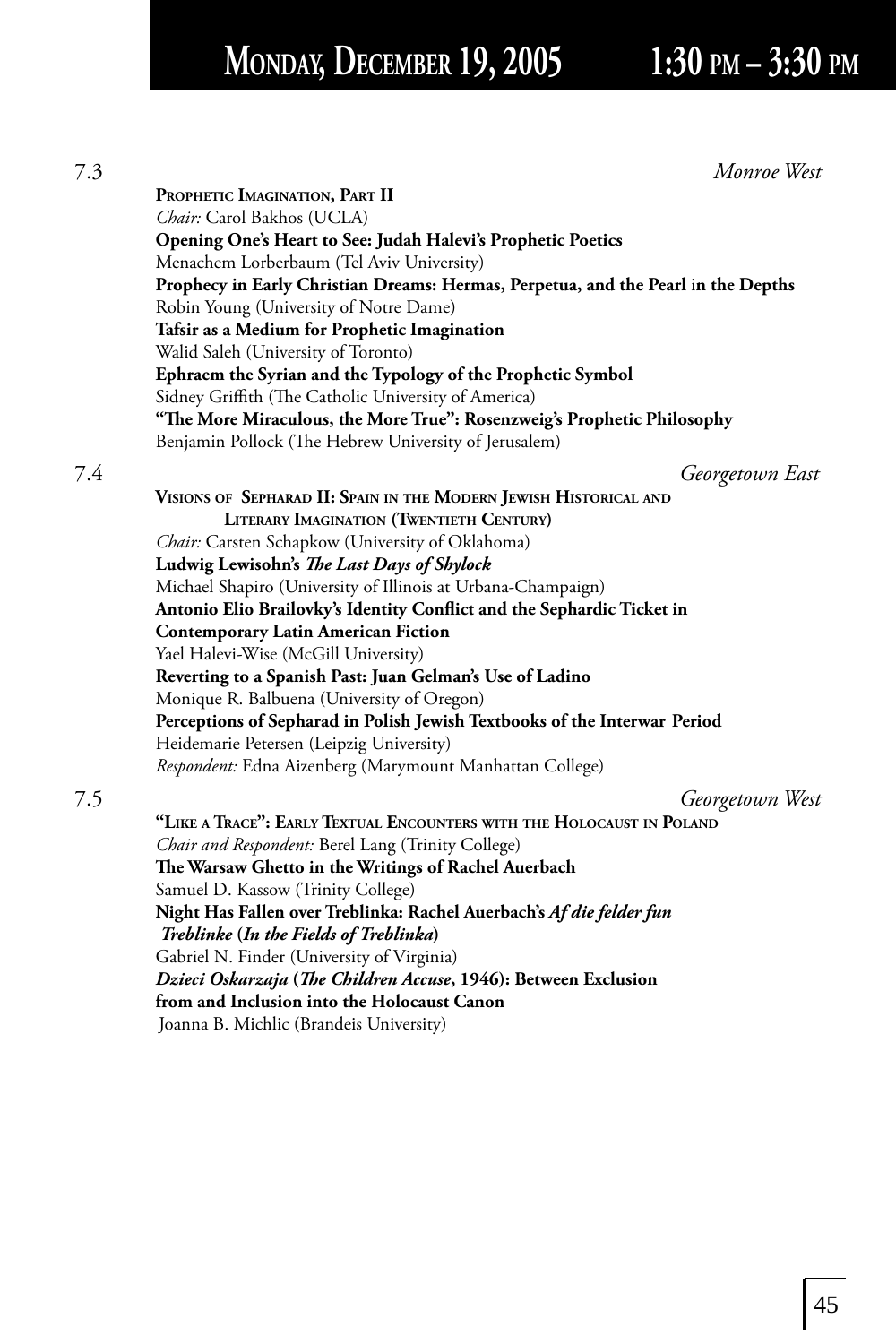# Monday, December 19, 2005 1:30 pm – 3:30 pm

7.3 *Monroe West*

**Prophetic Imagination, Part II**
*Chair:* Carol Bakhos (UCLA)
**Opening One's Heart to See: Judah Halevi's Prophetic Poetics**
Menachem Lorberbaum (Tel Aviv University)
**Prophecy in Early Christian Dreams: Hermas, Perpetua, and the Pearl in the Depths**
Robin Young (University of Notre Dame)
**Tafsir as a Medium for Prophetic Imagination**
Walid Saleh (University of Toronto)
**Ephraem the Syrian and the Typology of the Prophetic Symbol**
Sidney Griffith (The Catholic University of America)
**"The More Miraculous, the More True": Rosenzweig's Prophetic Philosophy**
Benjamin Pollock (The Hebrew University of Jerusalem)

7.4 *Georgetown East*

**Visions of Sepharad II: Spain in the Modern Jewish Historical and Literary Imagination (Twentieth Century)**
*Chair:* Carsten Schapkow (University of Oklahoma)
**Ludwig Lewisohn's *The Last Days of Shylock***
Michael Shapiro (University of Illinois at Urbana-Champaign)
**Antonio Elio Brailovky's Identity Conflict and the Sephardic Ticket in Contemporary Latin American Fiction**
Yael Halevi-Wise (McGill University)
**Reverting to a Spanish Past: Juan Gelman's Use of Ladino**
Monique R. Balbuena (University of Oregon)
**Perceptions of Sepharad in Polish Jewish Textbooks of the Interwar Period**
Heidemarie Petersen (Leipzig University)
*Respondent:* Edna Aizenberg (Marymount Manhattan College)

7.5 *Georgetown West*

**"Like a Trace": Early Textual Encounters with the Holocaust in Poland**
*Chair and Respondent:* Berel Lang (Trinity College)
**The Warsaw Ghetto in the Writings of Rachel Auerbach**
Samuel D. Kassow (Trinity College)
**Night Has Fallen over Treblinka: Rachel Auerbach's *Af die felder fun Treblinke* (*In the Fields of Treblinka*)**
Gabriel N. Finder (University of Virginia)
***Dzieci Oskarzaja* (*The Children Accuse*, 1946): Between Exclusion from and Inclusion into the Holocaust Canon**
Joanna B. Michlic (Brandeis University)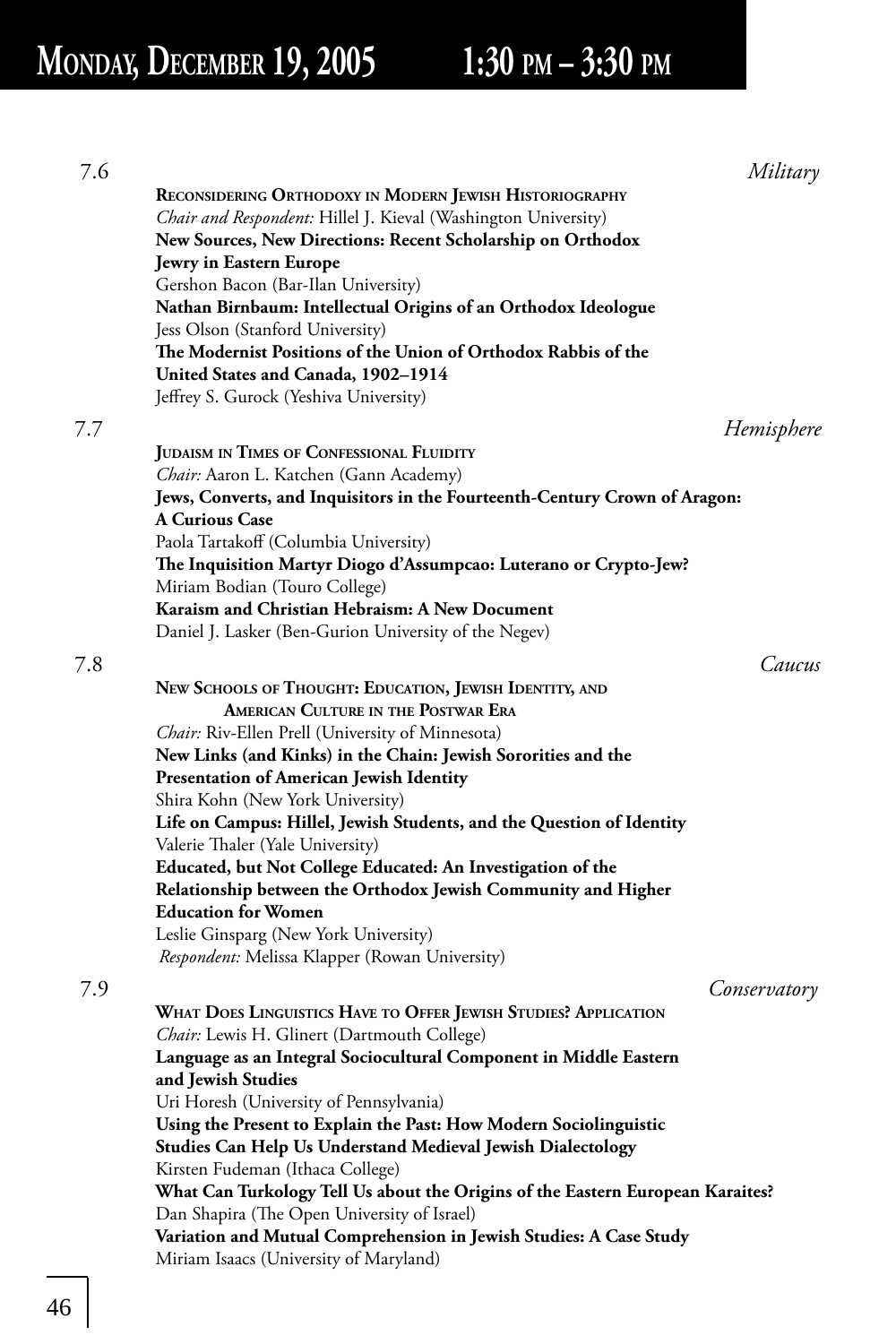# Monday, December 19, 2005 1:30 pm – 3:30 pm

7.6 *Military*

**Reconsidering Orthodoxy in Modern Jewish Historiography**
*Chair and Respondent:* Hillel J. Kieval (Washington University)
**New Sources, New Directions: Recent Scholarship on Orthodox Jewry in Eastern Europe**
Gershon Bacon (Bar-Ilan University)
**Nathan Birnbaum: Intellectual Origins of an Orthodox Ideologue**
Jess Olson (Stanford University)
**The Modernist Positions of the Union of Orthodox Rabbis of the United States and Canada, 1902–1914**
Jeffrey S. Gurock (Yeshiva University)

7.7 *Hemisphere*

**Judaism in Times of Confessional Fluidity**
*Chair:* Aaron L. Katchen (Gann Academy)
**Jews, Converts, and Inquisitors in the Fourteenth-Century Crown of Aragon: A Curious Case**
Paola Tartakoff (Columbia University)
**The Inquisition Martyr Diogo d'Assumpcao: Luterano or Crypto-Jew?**
Miriam Bodian (Touro College)
**Karaism and Christian Hebraism: A New Document**
Daniel J. Lasker (Ben-Gurion University of the Negev)

7.8 *Caucus*

**New Schools of Thought: Education, Jewish Identity, and American Culture in the Postwar Era**
*Chair:* Riv-Ellen Prell (University of Minnesota)
**New Links (and Kinks) in the Chain: Jewish Sororities and the Presentation of American Jewish Identity**
Shira Kohn (New York University)
**Life on Campus: Hillel, Jewish Students, and the Question of Identity**
Valerie Thaler (Yale University)
**Educated, but Not College Educated: An Investigation of the Relationship between the Orthodox Jewish Community and Higher Education for Women**
Leslie Ginsparg (New York University)
*Respondent:* Melissa Klapper (Rowan University)

7.9 *Conservatory*

**What Does Linguistics Have to Offer Jewish Studies? Application**
*Chair:* Lewis H. Glinert (Dartmouth College)
**Language as an Integral Sociocultural Component in Middle Eastern and Jewish Studies**
Uri Horesh (University of Pennsylvania)
**Using the Present to Explain the Past: How Modern Sociolinguistic Studies Can Help Us Understand Medieval Jewish Dialectology**
Kirsten Fudeman (Ithaca College)
**What Can Turkology Tell Us about the Origins of the Eastern European Karaites?**
Dan Shapira (The Open University of Israel)
**Variation and Mutual Comprehension in Jewish Studies: A Case Study**
Miriam Isaacs (University of Maryland)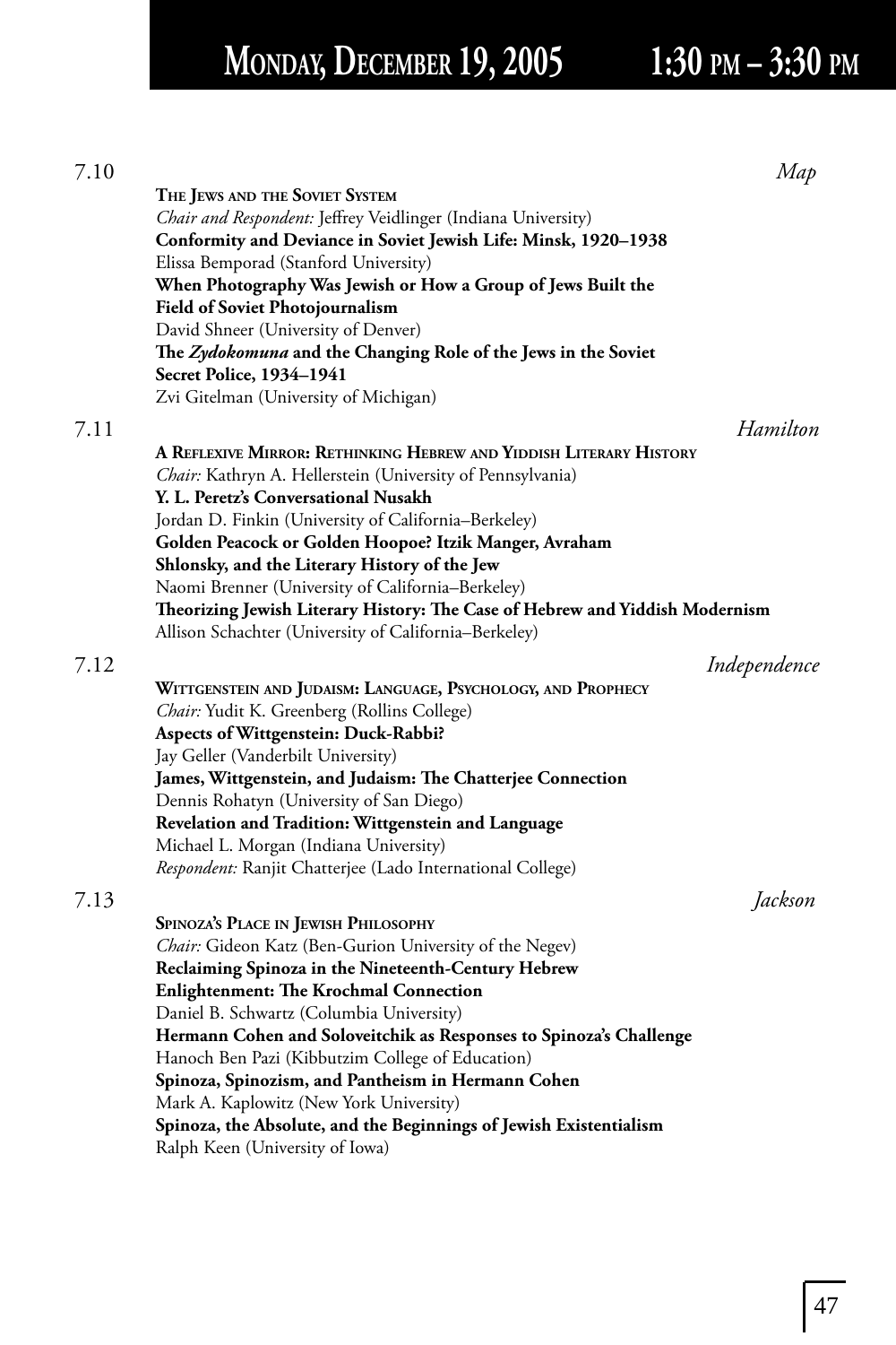# Monday, December 19, 2005 1:30 pm – 3:30 pm

7.10 *Map*

**The Jews and the Soviet System**

*Chair and Respondent:* Jeffrey Veidlinger (Indiana University)

**Conformity and Deviance in Soviet Jewish Life: Minsk, 1920–1938**

Elissa Bemporad (Stanford University)

**When Photography Was Jewish or How a Group of Jews Built the Field of Soviet Photojournalism**

David Shneer (University of Denver)

**The *Zydokomuna* and the Changing Role of the Jews in the Soviet Secret Police, 1934–1941**

Zvi Gitelman (University of Michigan)

7.11 *Hamilton*

**A Reflexive Mirror: Rethinking Hebrew and Yiddish Literary History**

*Chair:* Kathryn A. Hellerstein (University of Pennsylvania)

**Y. L. Peretz's Conversational Nusakh**

Jordan D. Finkin (University of California–Berkeley)

**Golden Peacock or Golden Hoopoe? Itzik Manger, Avraham Shlonsky, and the Literary History of the Jew**

Naomi Brenner (University of California–Berkeley)

**Theorizing Jewish Literary History: The Case of Hebrew and Yiddish Modernism**

Allison Schachter (University of California–Berkeley)

7.12 *Independence*

**Wittgenstein and Judaism: Language, Psychology, and Prophecy**

*Chair:* Yudit K. Greenberg (Rollins College)

**Aspects of Wittgenstein: Duck-Rabbi?**

Jay Geller (Vanderbilt University)

**James, Wittgenstein, and Judaism: The Chatterjee Connection**

Dennis Rohatyn (University of San Diego)

**Revelation and Tradition: Wittgenstein and Language**

Michael L. Morgan (Indiana University)

*Respondent:* Ranjit Chatterjee (Lado International College)

7.13 *Jackson*

**Spinoza's Place in Jewish Philosophy**

*Chair:* Gideon Katz (Ben-Gurion University of the Negev)

**Reclaiming Spinoza in the Nineteenth-Century Hebrew Enlightenment: The Krochmal Connection**

Daniel B. Schwartz (Columbia University)

**Hermann Cohen and Soloveitchik as Responses to Spinoza's Challenge**

Hanoch Ben Pazi (Kibbutzim College of Education)

**Spinoza, Spinozism, and Pantheism in Hermann Cohen**

Mark A. Kaplowitz (New York University)

**Spinoza, the Absolute, and the Beginnings of Jewish Existentialism**

Ralph Keen (University of Iowa)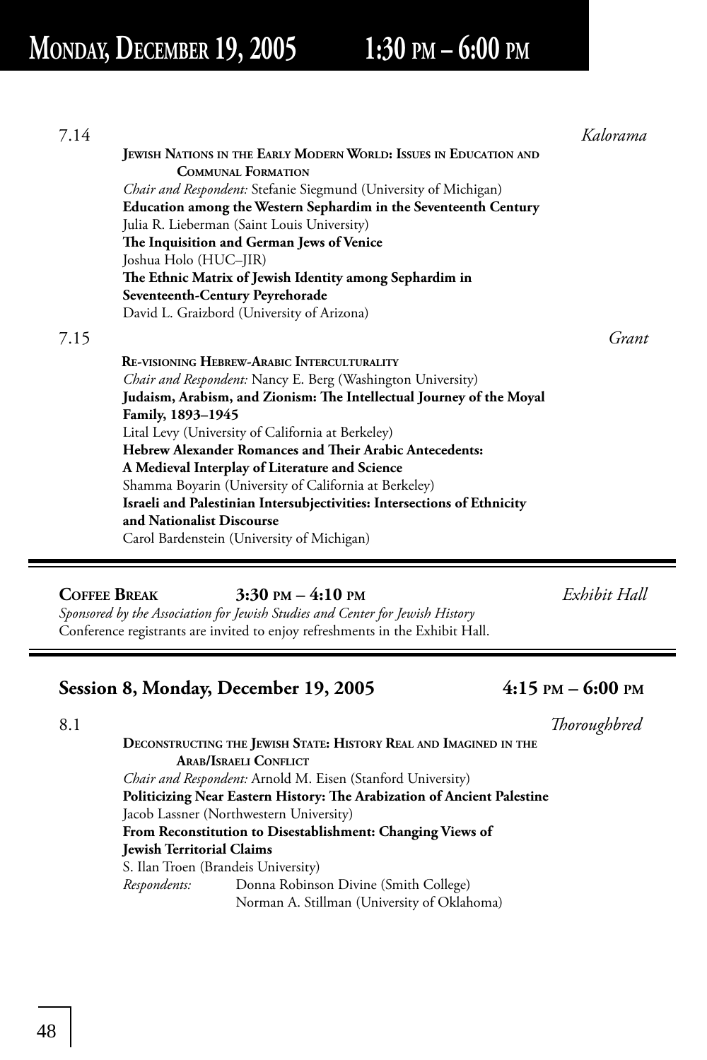# Monday, December 19, 2005 1:30 pm – 6:00 pm

7.14 *Kalorama*

**Jewish Nations in the Early Modern World: Issues in Education and Communal Formation**

*Chair and Respondent:* Stefanie Siegmund (University of Michigan)

**Education among the Western Sephardim in the Seventeenth Century**
Julia R. Lieberman (Saint Louis University)

**The Inquisition and German Jews of Venice**
Joshua Holo (HUC–JIR)

**The Ethnic Matrix of Jewish Identity among Sephardim in Seventeenth-Century Peyrehorade**
David L. Graizbord (University of Arizona)

7.15 *Grant*

**Re-visioning Hebrew-Arabic Interculturality**

*Chair and Respondent:* Nancy E. Berg (Washington University)

**Judaism, Arabism, and Zionism: The Intellectual Journey of the Moyal Family, 1893–1945**
Lital Levy (University of California at Berkeley)

**Hebrew Alexander Romances and Their Arabic Antecedents: A Medieval Interplay of Literature and Science**
Shamma Boyarin (University of California at Berkeley)

**Israeli and Palestinian Intersubjectivities: Intersections of Ethnicity and Nationalist Discourse**
Carol Bardenstein (University of Michigan)

---

**Coffee Break** **3:30 pm – 4:10 pm** *Exhibit Hall*

*Sponsored by the Association for Jewish Studies and Center for Jewish History*
Conference registrants are invited to enjoy refreshments in the Exhibit Hall.

---

## Session 8, Monday, December 19, 2005 4:15 pm – 6:00 pm

8.1 *Thoroughbred*

**Deconstructing the Jewish State: History Real and Imagined in the Arab/Israeli Conflict**

*Chair and Respondent:* Arnold M. Eisen (Stanford University)

**Politicizing Near Eastern History: The Arabization of Ancient Palestine**
Jacob Lassner (Northwestern University)

**From Reconstitution to Disestablishment: Changing Views of Jewish Territorial Claims**
S. Ilan Troen (Brandeis University)

*Respondents:* Donna Robinson Divine (Smith College)
Norman A. Stillman (University of Oklahoma)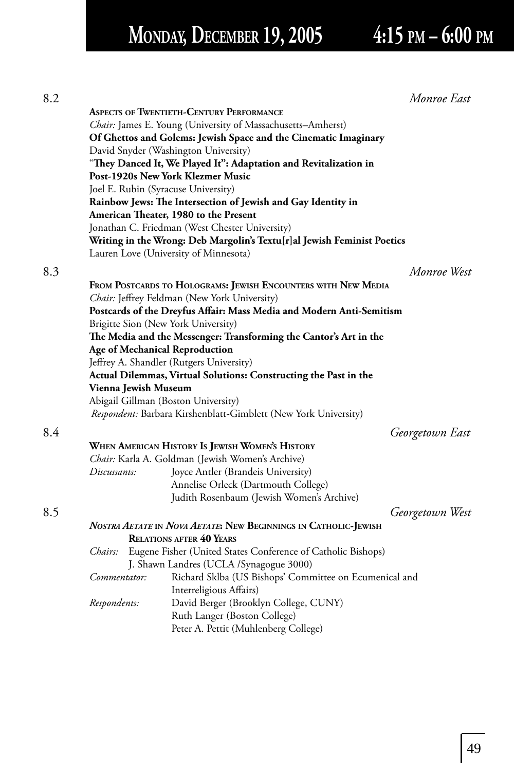# Monday, December 19, 2005 4:15 pm – 6:00 pm

8.2 *Monroe East*

**Aspects of Twentieth-Century Performance**

*Chair:* James E. Young (University of Massachusetts–Amherst)

**Of Ghettos and Golems: Jewish Space and the Cinematic Imaginary**
David Snyder (Washington University)

**"They Danced It, We Played It": Adaptation and Revitalization in Post-1920s New York Klezmer Music**
Joel E. Rubin (Syracuse University)

**Rainbow Jews: The Intersection of Jewish and Gay Identity in American Theater, 1980 to the Present**
Jonathan C. Friedman (West Chester University)

**Writing in the Wrong: Deb Margolin's Textu[r]al Jewish Feminist Poetics**
Lauren Love (University of Minnesota)

8.3 *Monroe West*

**From Postcards to Holograms: Jewish Encounters with New Media**

*Chair:* Jeffrey Feldman (New York University)

**Postcards of the Dreyfus Affair: Mass Media and Modern Anti-Semitism**
Brigitte Sion (New York University)

**The Media and the Messenger: Transforming the Cantor's Art in the Age of Mechanical Reproduction**
Jeffrey A. Shandler (Rutgers University)

**Actual Dilemmas, Virtual Solutions: Constructing the Past in the Vienna Jewish Museum**
Abigail Gillman (Boston University)

*Respondent:* Barbara Kirshenblatt-Gimblett (New York University)

8.4 *Georgetown East*

**When American History Is Jewish Women's History**

*Chair:* Karla A. Goldman (Jewish Women's Archive)

*Discussants:* Joyce Antler (Brandeis University)
Annelise Orleck (Dartmouth College)
Judith Rosenbaum (Jewish Women's Archive)

8.5 *Georgetown West*

***Nostra Aetate* in *Nova Aetate*: New Beginnings in Catholic-Jewish Relations after 40 Years**

*Chairs:* Eugene Fisher (United States Conference of Catholic Bishops)
J. Shawn Landres (UCLA /Synagogue 3000)

*Commentator:* Richard Sklba (US Bishops' Committee on Ecumenical and Interreligious Affairs)

*Respondents:* David Berger (Brooklyn College, CUNY)
Ruth Langer (Boston College)
Peter A. Pettit (Muhlenberg College)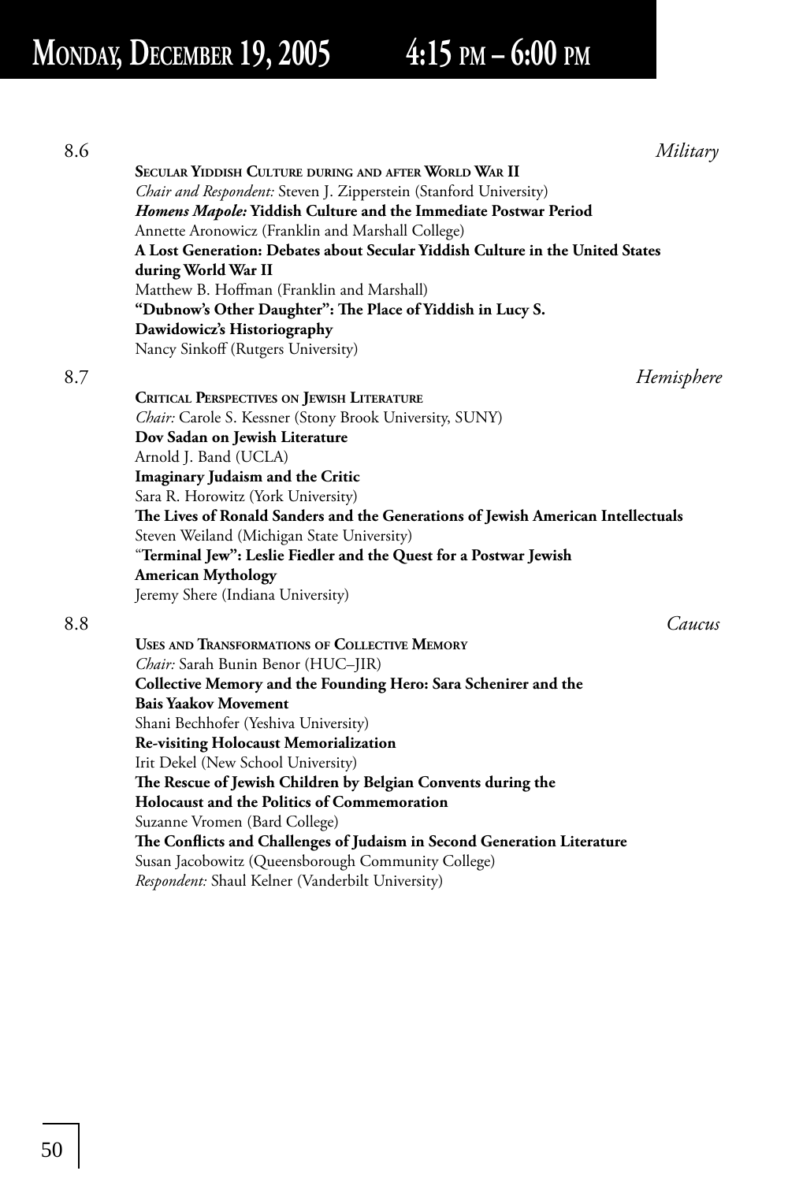# Monday, December 19, 2005 4:15 pm – 6:00 pm

8.6 *Military*

**Secular Yiddish Culture during and after World War II**

*Chair and Respondent:* Steven J. Zipperstein (Stanford University)

***Homens Mapole:*** **Yiddish Culture and the Immediate Postwar Period**

Annette Aronowicz (Franklin and Marshall College)

**A Lost Generation: Debates about Secular Yiddish Culture in the United States during World War II**

Matthew B. Hoffman (Franklin and Marshall)

**"Dubnow's Other Daughter": The Place of Yiddish in Lucy S. Dawidowicz's Historiography**

Nancy Sinkoff (Rutgers University)

8.7 *Hemisphere*

**Critical Perspectives on Jewish Literature**

*Chair:* Carole S. Kessner (Stony Brook University, SUNY)

**Dov Sadan on Jewish Literature**

Arnold J. Band (UCLA)

**Imaginary Judaism and the Critic**

Sara R. Horowitz (York University)

**The Lives of Ronald Sanders and the Generations of Jewish American Intellectuals**

Steven Weiland (Michigan State University)

"**Terminal Jew": Leslie Fiedler and the Quest for a Postwar Jewish American Mythology**

Jeremy Shere (Indiana University)

8.8 *Caucus*

**Uses and Transformations of Collective Memory**

*Chair:* Sarah Bunin Benor (HUC–JIR)

**Collective Memory and the Founding Hero: Sara Schenirer and the Bais Yaakov Movement**

Shani Bechhofer (Yeshiva University)

**Re-visiting Holocaust Memorialization**

Irit Dekel (New School University)

**The Rescue of Jewish Children by Belgian Convents during the Holocaust and the Politics of Commemoration**

Suzanne Vromen (Bard College)

**The Conflicts and Challenges of Judaism in Second Generation Literature**

Susan Jacobowitz (Queensborough Community College)

*Respondent:* Shaul Kelner (Vanderbilt University)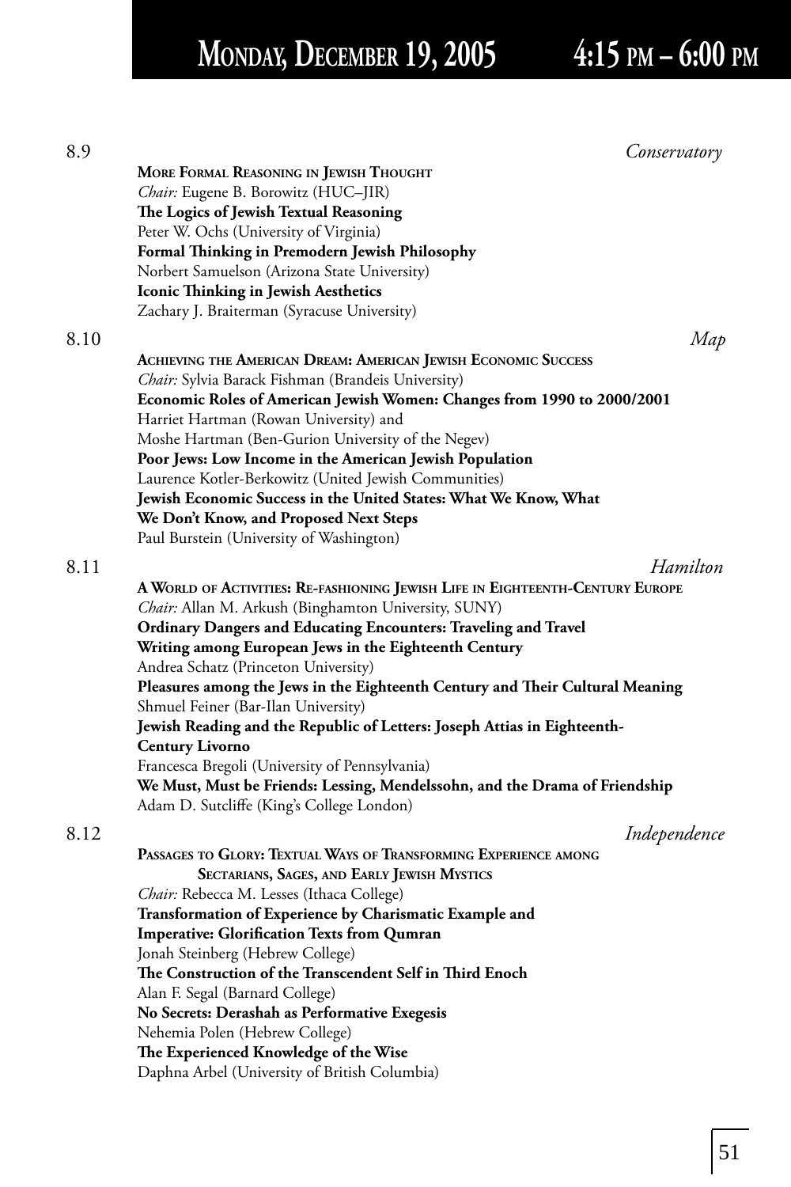# Monday, December 19, 2005 4:15 PM – 6:00 PM

8.9 *Conservatory*

**More Formal Reasoning in Jewish Thought**

*Chair:* Eugene B. Borowitz (HUC–JIR)

**The Logics of Jewish Textual Reasoning**
Peter W. Ochs (University of Virginia)

**Formal Thinking in Premodern Jewish Philosophy**
Norbert Samuelson (Arizona State University)

**Iconic Thinking in Jewish Aesthetics**
Zachary J. Braiterman (Syracuse University)

8.10 *Map*

**Achieving the American Dream: American Jewish Economic Success**

*Chair:* Sylvia Barack Fishman (Brandeis University)

**Economic Roles of American Jewish Women: Changes from 1990 to 2000/2001**
Harriet Hartman (Rowan University) and
Moshe Hartman (Ben-Gurion University of the Negev)

**Poor Jews: Low Income in the American Jewish Population**
Laurence Kotler-Berkowitz (United Jewish Communities)

**Jewish Economic Success in the United States: What We Know, What We Don't Know, and Proposed Next Steps**
Paul Burstein (University of Washington)

8.11 *Hamilton*

**A World of Activities: Re-fashioning Jewish Life in Eighteenth-Century Europe**

*Chair:* Allan M. Arkush (Binghamton University, SUNY)

**Ordinary Dangers and Educating Encounters: Traveling and Travel Writing among European Jews in the Eighteenth Century**
Andrea Schatz (Princeton University)

**Pleasures among the Jews in the Eighteenth Century and Their Cultural Meaning**
Shmuel Feiner (Bar-Ilan University)

**Jewish Reading and the Republic of Letters: Joseph Attias in Eighteenth-Century Livorno**
Francesca Bregoli (University of Pennsylvania)

**We Must, Must be Friends: Lessing, Mendelssohn, and the Drama of Friendship**
Adam D. Sutcliffe (King's College London)

8.12 *Independence*

**Passages to Glory: Textual Ways of Transforming Experience among Sectarians, Sages, and Early Jewish Mystics**

*Chair:* Rebecca M. Lesses (Ithaca College)

**Transformation of Experience by Charismatic Example and Imperative: Glorification Texts from Qumran**
Jonah Steinberg (Hebrew College)

**The Construction of the Transcendent Self in Third Enoch**
Alan F. Segal (Barnard College)

**No Secrets: Derashah as Performative Exegesis**
Nehemia Polen (Hebrew College)

**The Experienced Knowledge of the Wise**
Daphna Arbel (University of British Columbia)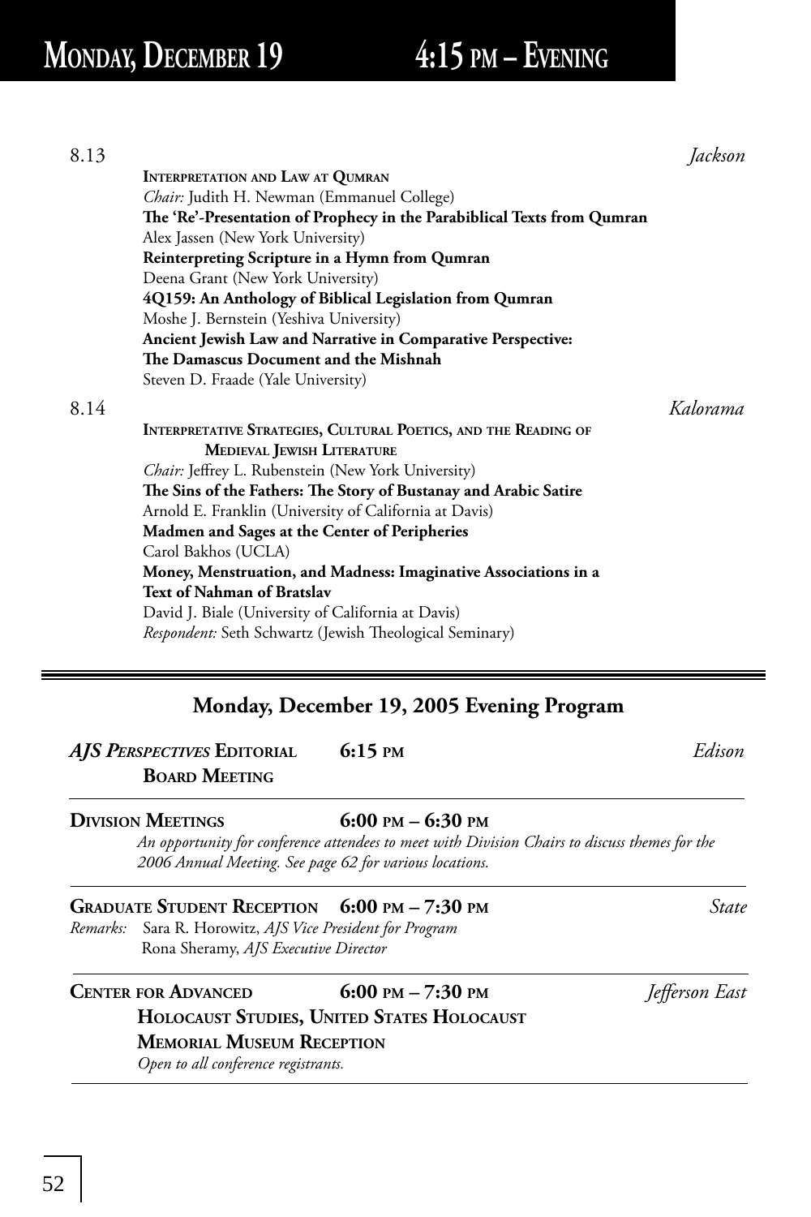# Monday, December 19 4:15 pm – Evening

8.13 *Jackson*

**Interpretation and Law at Qumran**

*Chair:* Judith H. Newman (Emmanuel College)

**The 'Re'-Presentation of Prophecy in the Parabiblical Texts from Qumran**
Alex Jassen (New York University)

**Reinterpreting Scripture in a Hymn from Qumran**
Deena Grant (New York University)

**4Q159: An Anthology of Biblical Legislation from Qumran**
Moshe J. Bernstein (Yeshiva University)

**Ancient Jewish Law and Narrative in Comparative Perspective: The Damascus Document and the Mishnah**
Steven D. Fraade (Yale University)

8.14 *Kalorama*

**Interpretative Strategies, Cultural Poetics, and the Reading of Medieval Jewish Literature**

*Chair:* Jeffrey L. Rubenstein (New York University)

**The Sins of the Fathers: The Story of Bustanay and Arabic Satire**
Arnold E. Franklin (University of California at Davis)

**Madmen and Sages at the Center of Peripheries**
Carol Bakhos (UCLA)

**Money, Menstruation, and Madness: Imaginative Associations in a Text of Nahman of Bratslav**
David J. Biale (University of California at Davis)

*Respondent:* Seth Schwartz (Jewish Theological Seminary)

---

## Monday, December 19, 2005 Evening Program

***AJS Perspectives* Editorial Board Meeting** **6:15 pm** *Edison*

---

**Division Meetings** **6:00 pm – 6:30 pm**

*An opportunity for conference attendees to meet with Division Chairs to discuss themes for the 2006 Annual Meeting. See page 62 for various locations.*

---

**Graduate Student Reception** **6:00 pm – 7:30 pm** *State*

*Remarks:* Sara R. Horowitz, *AJS Vice President for Program*
Rona Sheramy, *AJS Executive Director*

---

**Center for Advanced Holocaust Studies, United States Holocaust Memorial Museum Reception** **6:00 pm – 7:30 pm** *Jefferson East*

*Open to all conference registrants.*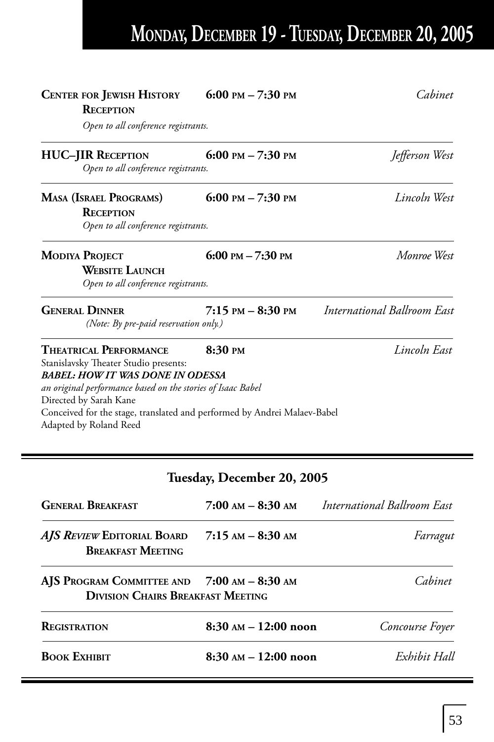**Center for Jewish History Reception** — 6:00 pm – 7:30 pm — *Cabinet*
*Open to all conference registrants.*

---

**HUC–JIR Reception** — 6:00 pm – 7:30 pm — *Jefferson West*
*Open to all conference registrants.*

---

**Masa (Israel Programs) Reception** — 6:00 pm – 7:30 pm — *Lincoln West*
*Open to all conference registrants.*

---

**Modiya Project Website Launch** — 6:00 pm – 7:30 pm — *Monroe West*
*Open to all conference registrants.*

---

**General Dinner** — 7:15 pm – 8:30 pm — *International Ballroom East*
*(Note: By pre-paid reservation only.)*

---

**Theatrical Performance** — 8:30 pm — *Lincoln East*
Stanislavsky Theater Studio presents:
***BABEL: HOW IT WAS DONE IN ODESSA***
*an original performance based on the stories of Isaac Babel*
Directed by Sarah Kane
Conceived for the stage, translated and performed by Andrei Malaev-Babel
Adapted by Roland Reed

---

## Tuesday, December 20, 2005

**General Breakfast** — 7:00 am – 8:30 am — *International Ballroom East*

---

***AJS Review* Editorial Board Breakfast Meeting** — 7:15 am – 8:30 am — *Farragut*

---

**AJS Program Committee and Division Chairs Breakfast Meeting** — 7:00 am – 8:30 am — *Cabinet*

---

**Registration** — 8:30 am – 12:00 noon — *Concourse Foyer*

---

**Book Exhibit** — 8:30 am – 12:00 noon — *Exhibit Hall*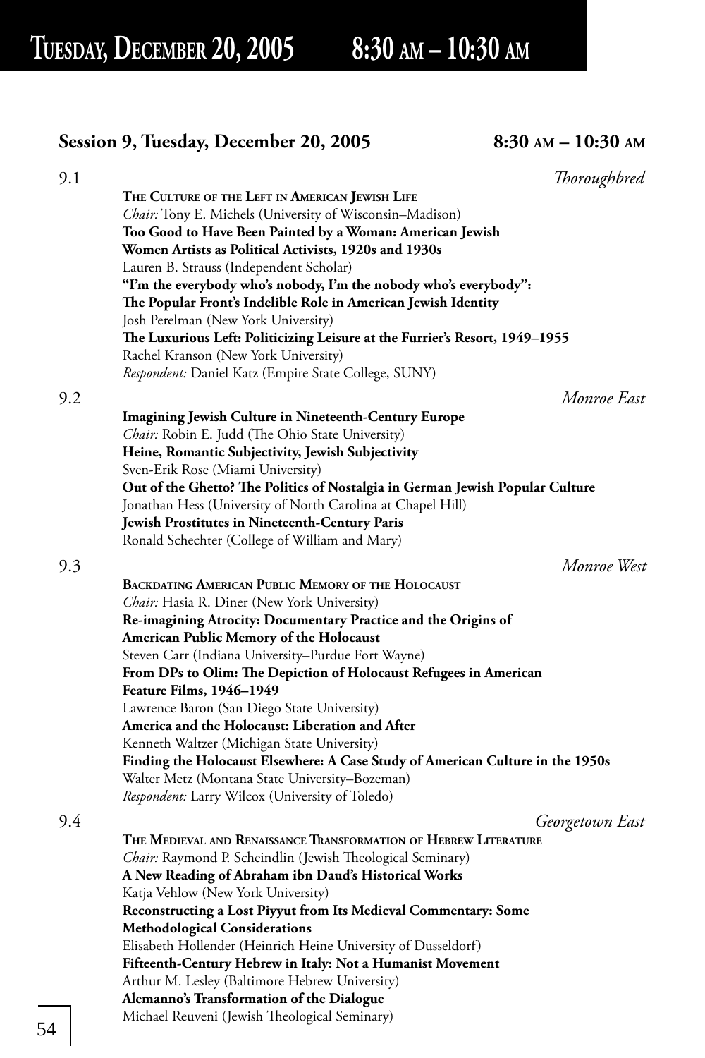# Tuesday, December 20, 2005 8:30 AM – 10:30 AM

## Session 9, Tuesday, December 20, 2005 8:30 AM – 10:30 AM

**9.1** *Thoroughbred*

**THE CULTURE OF THE LEFT IN AMERICAN JEWISH LIFE**
*Chair:* Tony E. Michels (University of Wisconsin–Madison)
**Too Good to Have Been Painted by a Woman: American Jewish Women Artists as Political Activists, 1920s and 1930s**
Lauren B. Strauss (Independent Scholar)
**"I'm the everybody who's nobody, I'm the nobody who's everybody": The Popular Front's Indelible Role in American Jewish Identity**
Josh Perelman (New York University)
**The Luxurious Left: Politicizing Leisure at the Furrier's Resort, 1949–1955**
Rachel Kranson (New York University)
*Respondent:* Daniel Katz (Empire State College, SUNY)

**9.2** *Monroe East*

**Imagining Jewish Culture in Nineteenth-Century Europe**
*Chair:* Robin E. Judd (The Ohio State University)
**Heine, Romantic Subjectivity, Jewish Subjectivity**
Sven-Erik Rose (Miami University)
**Out of the Ghetto? The Politics of Nostalgia in German Jewish Popular Culture**
Jonathan Hess (University of North Carolina at Chapel Hill)
**Jewish Prostitutes in Nineteenth-Century Paris**
Ronald Schechter (College of William and Mary)

**9.3** *Monroe West*

**BACKDATING AMERICAN PUBLIC MEMORY OF THE HOLOCAUST**
*Chair:* Hasia R. Diner (New York University)
**Re-imagining Atrocity: Documentary Practice and the Origins of American Public Memory of the Holocaust**
Steven Carr (Indiana University–Purdue Fort Wayne)
**From DPs to Olim: The Depiction of Holocaust Refugees in American Feature Films, 1946–1949**
Lawrence Baron (San Diego State University)
**America and the Holocaust: Liberation and After**
Kenneth Waltzer (Michigan State University)
**Finding the Holocaust Elsewhere: A Case Study of American Culture in the 1950s**
Walter Metz (Montana State University–Bozeman)
*Respondent:* Larry Wilcox (University of Toledo)

**9.4** *Georgetown East*

**THE MEDIEVAL AND RENAISSANCE TRANSFORMATION OF HEBREW LITERATURE**
*Chair:* Raymond P. Scheindlin (Jewish Theological Seminary)
**A New Reading of Abraham ibn Daud's Historical Works**
Katja Vehlow (New York University)
**Reconstructing a Lost Piyyut from Its Medieval Commentary: Some Methodological Considerations**
Elisabeth Hollender (Heinrich Heine University of Dusseldorf)
**Fifteenth-Century Hebrew in Italy: Not a Humanist Movement**
Arthur M. Lesley (Baltimore Hebrew University)
**Alemanno's Transformation of the Dialogue**
Michael Reuveni (Jewish Theological Seminary)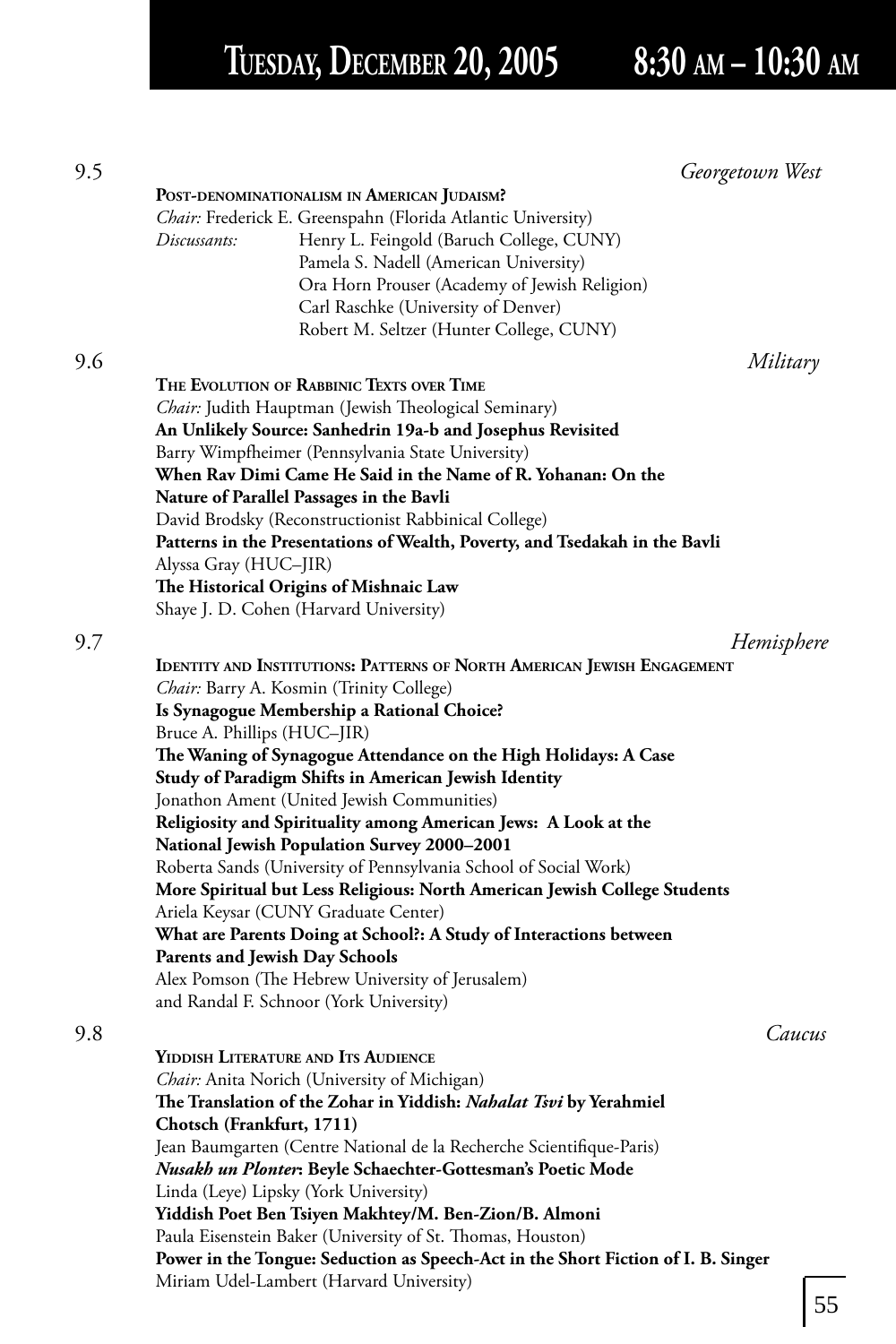# Tuesday, December 20, 2005 8:30 AM – 10:30 AM

## 9.5 *Georgetown West*

**Post-denominationalism in American Judaism?**

*Chair:* Frederick E. Greenspahn (Florida Atlantic University)

*Discussants:*
Henry L. Feingold (Baruch College, CUNY)
Pamela S. Nadell (American University)
Ora Horn Prouser (Academy of Jewish Religion)
Carl Raschke (University of Denver)
Robert M. Seltzer (Hunter College, CUNY)

## 9.6 *Military*

**The Evolution of Rabbinic Texts over Time**

*Chair:* Judith Hauptman (Jewish Theological Seminary)

**An Unlikely Source: Sanhedrin 19a-b and Josephus Revisited**
Barry Wimpfheimer (Pennsylvania State University)

**When Rav Dimi Came He Said in the Name of R. Yohanan: On the Nature of Parallel Passages in the Bavli**
David Brodsky (Reconstructionist Rabbinical College)

**Patterns in the Presentations of Wealth, Poverty, and Tsedakah in the Bavli**
Alyssa Gray (HUC–JIR)

**The Historical Origins of Mishnaic Law**
Shaye J. D. Cohen (Harvard University)

## 9.7 *Hemisphere*

**Identity and Institutions: Patterns of North American Jewish Engagement**

*Chair:* Barry A. Kosmin (Trinity College)

**Is Synagogue Membership a Rational Choice?**
Bruce A. Phillips (HUC–JIR)

**The Waning of Synagogue Attendance on the High Holidays: A Case Study of Paradigm Shifts in American Jewish Identity**
Jonathon Ament (United Jewish Communities)

**Religiosity and Spirituality among American Jews: A Look at the National Jewish Population Survey 2000–2001**
Roberta Sands (University of Pennsylvania School of Social Work)

**More Spiritual but Less Religious: North American Jewish College Students**
Ariela Keysar (CUNY Graduate Center)

**What are Parents Doing at School?: A Study of Interactions between Parents and Jewish Day Schools**
Alex Pomson (The Hebrew University of Jerusalem)
and Randal F. Schnoor (York University)

## 9.8 *Caucus*

**Yiddish Literature and Its Audience**

*Chair:* Anita Norich (University of Michigan)

**The Translation of the Zohar in Yiddish: *Nahalat Tsvi* by Yerahmiel Chotsch (Frankfurt, 1711)**
Jean Baumgarten (Centre National de la Recherche Scientifique-Paris)

***Nusakh un Plonter*: Beyle Schaechter-Gottesman's Poetic Mode**
Linda (Leye) Lipsky (York University)

**Yiddish Poet Ben Tsiyen Makhtey/M. Ben-Zion/B. Almoni**
Paula Eisenstein Baker (University of St. Thomas, Houston)

**Power in the Tongue: Seduction as Speech-Act in the Short Fiction of I. B. Singer**
Miriam Udel-Lambert (Harvard University)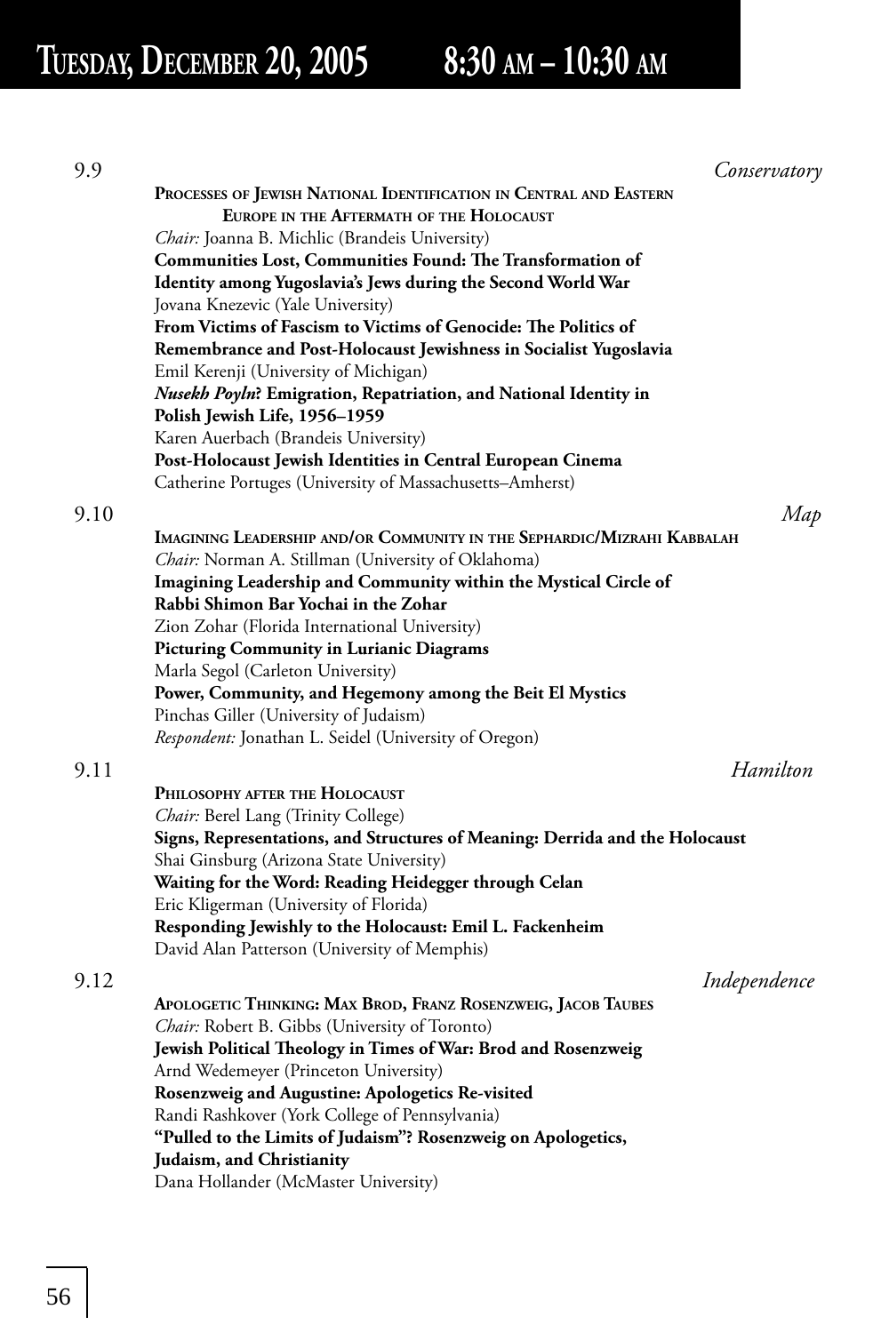# Tuesday, December 20, 2005 8:30 am – 10:30 am

9.9 *Conservatory*

**Processes of Jewish National Identification in Central and Eastern Europe in the Aftermath of the Holocaust**

*Chair:* Joanna B. Michlic (Brandeis University)

**Communities Lost, Communities Found: The Transformation of Identity among Yugoslavia's Jews during the Second World War**
Jovana Knezevic (Yale University)

**From Victims of Fascism to Victims of Genocide: The Politics of Remembrance and Post-Holocaust Jewishness in Socialist Yugoslavia**
Emil Kerenji (University of Michigan)

***Nusekh Poyln*? Emigration, Repatriation, and National Identity in Polish Jewish Life, 1956–1959**
Karen Auerbach (Brandeis University)

**Post-Holocaust Jewish Identities in Central European Cinema**
Catherine Portuges (University of Massachusetts–Amherst)

9.10 *Map*

**Imagining Leadership and/or Community in the Sephardic/Mizrahi Kabbalah**

*Chair:* Norman A. Stillman (University of Oklahoma)

**Imagining Leadership and Community within the Mystical Circle of Rabbi Shimon Bar Yochai in the Zohar**
Zion Zohar (Florida International University)

**Picturing Community in Lurianic Diagrams**
Marla Segol (Carleton University)

**Power, Community, and Hegemony among the Beit El Mystics**
Pinchas Giller (University of Judaism)

*Respondent:* Jonathan L. Seidel (University of Oregon)

9.11 *Hamilton*

**Philosophy after the Holocaust**

*Chair:* Berel Lang (Trinity College)

**Signs, Representations, and Structures of Meaning: Derrida and the Holocaust**
Shai Ginsburg (Arizona State University)

**Waiting for the Word: Reading Heidegger through Celan**
Eric Kligerman (University of Florida)

**Responding Jewishly to the Holocaust: Emil L. Fackenheim**
David Alan Patterson (University of Memphis)

9.12 *Independence*

**Apologetic Thinking: Max Brod, Franz Rosenzweig, Jacob Taubes**

*Chair:* Robert B. Gibbs (University of Toronto)

**Jewish Political Theology in Times of War: Brod and Rosenzweig**
Arnd Wedemeyer (Princeton University)

**Rosenzweig and Augustine: Apologetics Re-visited**
Randi Rashkover (York College of Pennsylvania)

**"Pulled to the Limits of Judaism"? Rosenzweig on Apologetics, Judaism, and Christianity**
Dana Hollander (McMaster University)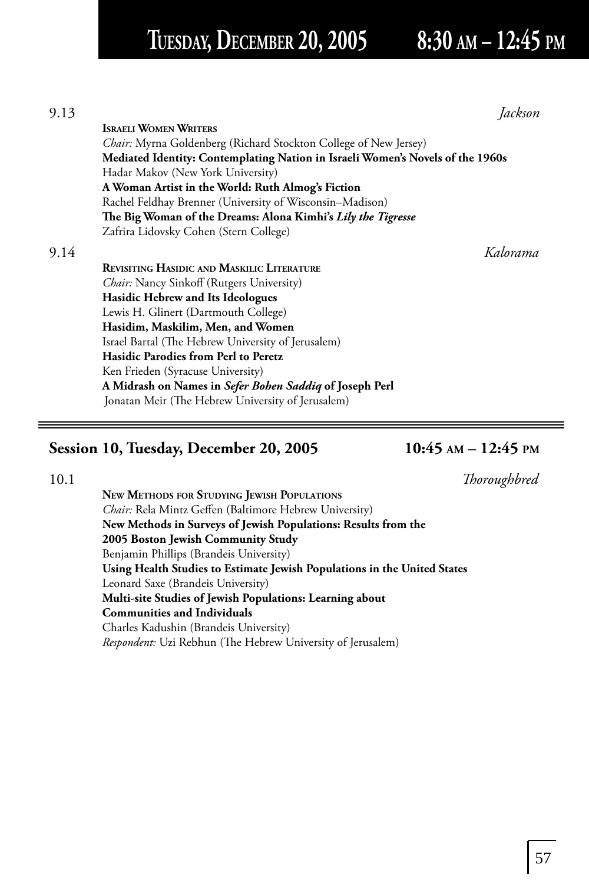9.13 *Jackson*

**Israeli Women Writers**

*Chair:* Myrna Goldenberg (Richard Stockton College of New Jersey)

**Mediated Identity: Contemplating Nation in Israeli Women's Novels of the 1960s**
Hadar Makov (New York University)

**A Woman Artist in the World: Ruth Almog's Fiction**
Rachel Feldhay Brenner (University of Wisconsin–Madison)

**The Big Woman of the Dreams: Alona Kimhi's *Lily the Tigresse***
Zafrira Lidovsky Cohen (Stern College)

9.14 *Kalorama*

**Revisiting Hasidic and Maskilic Literature**

*Chair:* Nancy Sinkoff (Rutgers University)

**Hasidic Hebrew and Its Ideologues**
Lewis H. Glinert (Dartmouth College)

**Hasidim, Maskilim, Men, and Women**
Israel Bartal (The Hebrew University of Jerusalem)

**Hasidic Parodies from Perl to Peretz**
Ken Frieden (Syracuse University)

**A Midrash on Names in *Sefer Bohen Saddiq* of Joseph Perl**
Jonatan Meir (The Hebrew University of Jerusalem)

---

## Session 10, Tuesday, December 20, 2005 10:45 AM – 12:45 PM

10.1 *Thoroughbred*

**New Methods for Studying Jewish Populations**

*Chair:* Rela Mintz Geffen (Baltimore Hebrew University)

**New Methods in Surveys of Jewish Populations: Results from the 2005 Boston Jewish Community Study**
Benjamin Phillips (Brandeis University)

**Using Health Studies to Estimate Jewish Populations in the United States**
Leonard Saxe (Brandeis University)

**Multi-site Studies of Jewish Populations: Learning about Communities and Individuals**
Charles Kadushin (Brandeis University)

*Respondent:* Uzi Rebhun (The Hebrew University of Jerusalem)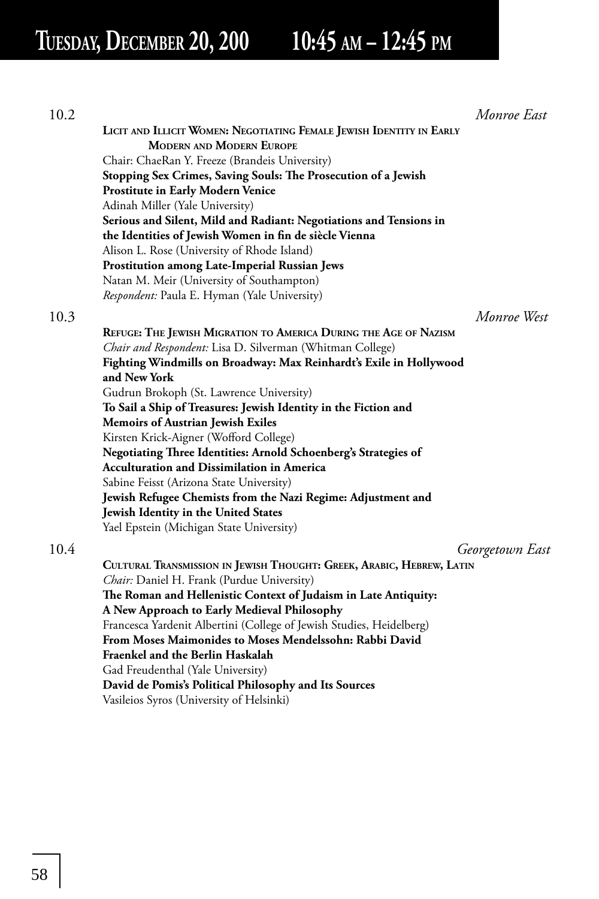# Tuesday, December 20, 200    10:45 am – 12:45 pm

**10.2** *Monroe East*

**Licit and Illicit Women: Negotiating Female Jewish Identity in Early Modern and Modern Europe**

Chair: ChaeRan Y. Freeze (Brandeis University)

**Stopping Sex Crimes, Saving Souls: The Prosecution of a Jewish Prostitute in Early Modern Venice**

Adinah Miller (Yale University)

**Serious and Silent, Mild and Radiant: Negotiations and Tensions in the Identities of Jewish Women in fin de siècle Vienna**

Alison L. Rose (University of Rhode Island)

**Prostitution among Late-Imperial Russian Jews**

Natan M. Meir (University of Southampton)

*Respondent:* Paula E. Hyman (Yale University)

**10.3** *Monroe West*

**Refuge: The Jewish Migration to America During the Age of Nazism**

*Chair and Respondent:* Lisa D. Silverman (Whitman College)

**Fighting Windmills on Broadway: Max Reinhardt's Exile in Hollywood and New York**

Gudrun Brokoph (St. Lawrence University)

**To Sail a Ship of Treasures: Jewish Identity in the Fiction and Memoirs of Austrian Jewish Exiles**

Kirsten Krick-Aigner (Wofford College)

**Negotiating Three Identities: Arnold Schoenberg's Strategies of Acculturation and Dissimilation in America**

Sabine Feisst (Arizona State University)

**Jewish Refugee Chemists from the Nazi Regime: Adjustment and Jewish Identity in the United States**

Yael Epstein (Michigan State University)

**10.4** *Georgetown East*

**Cultural Transmission in Jewish Thought: Greek, Arabic, Hebrew, Latin**

*Chair:* Daniel H. Frank (Purdue University)

**The Roman and Hellenistic Context of Judaism in Late Antiquity: A New Approach to Early Medieval Philosophy**

Francesca Yardenit Albertini (College of Jewish Studies, Heidelberg)

**From Moses Maimonides to Moses Mendelssohn: Rabbi David Fraenkel and the Berlin Haskalah**

Gad Freudenthal (Yale University)

**David de Pomis's Political Philosophy and Its Sources**

Vasileios Syros (University of Helsinki)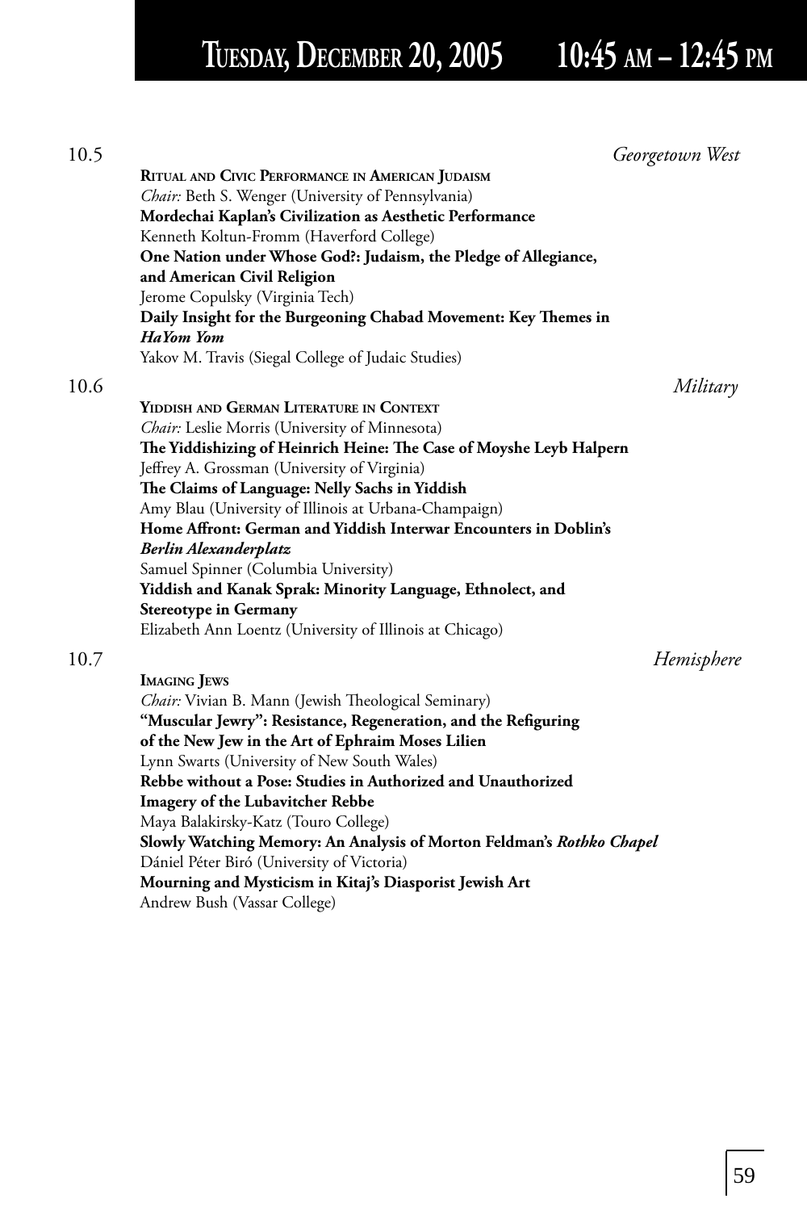# Tuesday, December 20, 2005 10:45 am – 12:45 pm

**10.5** *Georgetown West*

**Ritual and Civic Performance in American Judaism**

*Chair:* Beth S. Wenger (University of Pennsylvania)

**Mordechai Kaplan's Civilization as Aesthetic Performance**
Kenneth Koltun-Fromm (Haverford College)

**One Nation under Whose God?: Judaism, the Pledge of Allegiance, and American Civil Religion**
Jerome Copulsky (Virginia Tech)

**Daily Insight for the Burgeoning Chabad Movement: Key Themes in *HaYom Yom***
Yakov M. Travis (Siegal College of Judaic Studies)

**10.6** *Military*

**Yiddish and German Literature in Context**

*Chair:* Leslie Morris (University of Minnesota)

**The Yiddishizing of Heinrich Heine: The Case of Moyshe Leyb Halpern**
Jeffrey A. Grossman (University of Virginia)

**The Claims of Language: Nelly Sachs in Yiddish**
Amy Blau (University of Illinois at Urbana-Champaign)

**Home Affront: German and Yiddish Interwar Encounters in Doblin's *Berlin Alexanderplatz***
Samuel Spinner (Columbia University)

**Yiddish and Kanak Sprak: Minority Language, Ethnolect, and Stereotype in Germany**
Elizabeth Ann Loentz (University of Illinois at Chicago)

**10.7** *Hemisphere*

**Imaging Jews**

*Chair:* Vivian B. Mann (Jewish Theological Seminary)

**"Muscular Jewry": Resistance, Regeneration, and the Refiguring of the New Jew in the Art of Ephraim Moses Lilien**
Lynn Swarts (University of New South Wales)

**Rebbe without a Pose: Studies in Authorized and Unauthorized Imagery of the Lubavitcher Rebbe**
Maya Balakirsky-Katz (Touro College)

**Slowly Watching Memory: An Analysis of Morton Feldman's *Rothko Chapel***
Dániel Péter Biró (University of Victoria)

**Mourning and Mysticism in Kitaj's Diasporist Jewish Art**
Andrew Bush (Vassar College)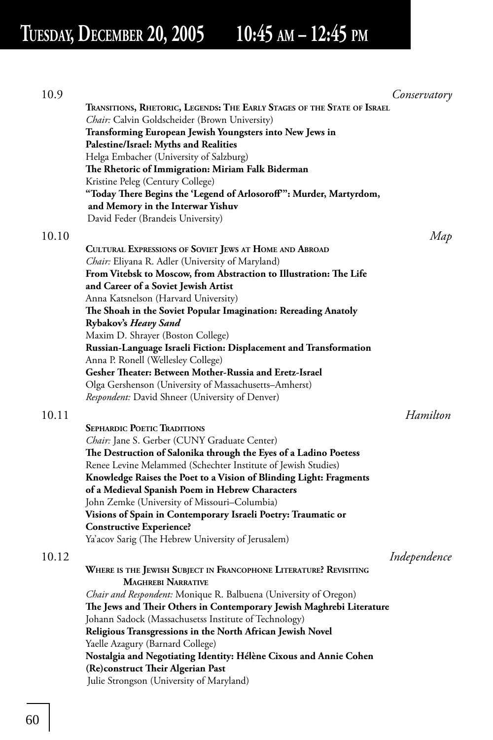# Tuesday, December 20, 2005 10:45 am – 12:45 pm

10.9 *Conservatory*

**Transitions, Rhetoric, Legends: The Early Stages of the State of Israel**

*Chair:* Calvin Goldscheider (Brown University)

**Transforming European Jewish Youngsters into New Jews in Palestine/Israel: Myths and Realities**

Helga Embacher (University of Salzburg)

**The Rhetoric of Immigration: Miriam Falk Biderman**

Kristine Peleg (Century College)

**"Today There Begins the 'Legend of Arlosoroff'": Murder, Martyrdom, and Memory in the Interwar Yishuv**

David Feder (Brandeis University)

10.10 *Map*

**Cultural Expressions of Soviet Jews at Home and Abroad**

*Chair:* Eliyana R. Adler (University of Maryland)

**From Vitebsk to Moscow, from Abstraction to Illustration: The Life and Career of a Soviet Jewish Artist**

Anna Katsnelson (Harvard University)

**The Shoah in the Soviet Popular Imagination: Rereading Anatoly Rybakov's *Heavy Sand***

Maxim D. Shrayer (Boston College)

**Russian-Language Israeli Fiction: Displacement and Transformation**

Anna P. Ronell (Wellesley College)

**Gesher Theater: Between Mother-Russia and Eretz-Israel**

Olga Gershenson (University of Massachusetts–Amherst)

*Respondent:* David Shneer (University of Denver)

10.11 *Hamilton*

**Sephardic Poetic Traditions**

*Chair:* Jane S. Gerber (CUNY Graduate Center)

**The Destruction of Salonika through the Eyes of a Ladino Poetess**

Renee Levine Melammed (Schechter Institute of Jewish Studies)

**Knowledge Raises the Poet to a Vision of Blinding Light: Fragments of a Medieval Spanish Poem in Hebrew Characters**

John Zemke (University of Missouri–Columbia)

**Visions of Spain in Contemporary Israeli Poetry: Traumatic or Constructive Experience?**

Ya'acov Sarig (The Hebrew University of Jerusalem)

10.12 *Independence*

**Where is the Jewish Subject in Francophone Literature? Revisiting Maghrebi Narrative**

*Chair and Respondent:* Monique R. Balbuena (University of Oregon)

**The Jews and Their Others in Contemporary Jewish Maghrebi Literature**

Johann Sadock (Massachusetss Institute of Technology)

**Religious Transgressions in the North African Jewish Novel**

Yaelle Azagury (Barnard College)

**Nostalgia and Negotiating Identity: Hélène Cixous and Annie Cohen (Re)construct Their Algerian Past**

Julie Strongson (University of Maryland)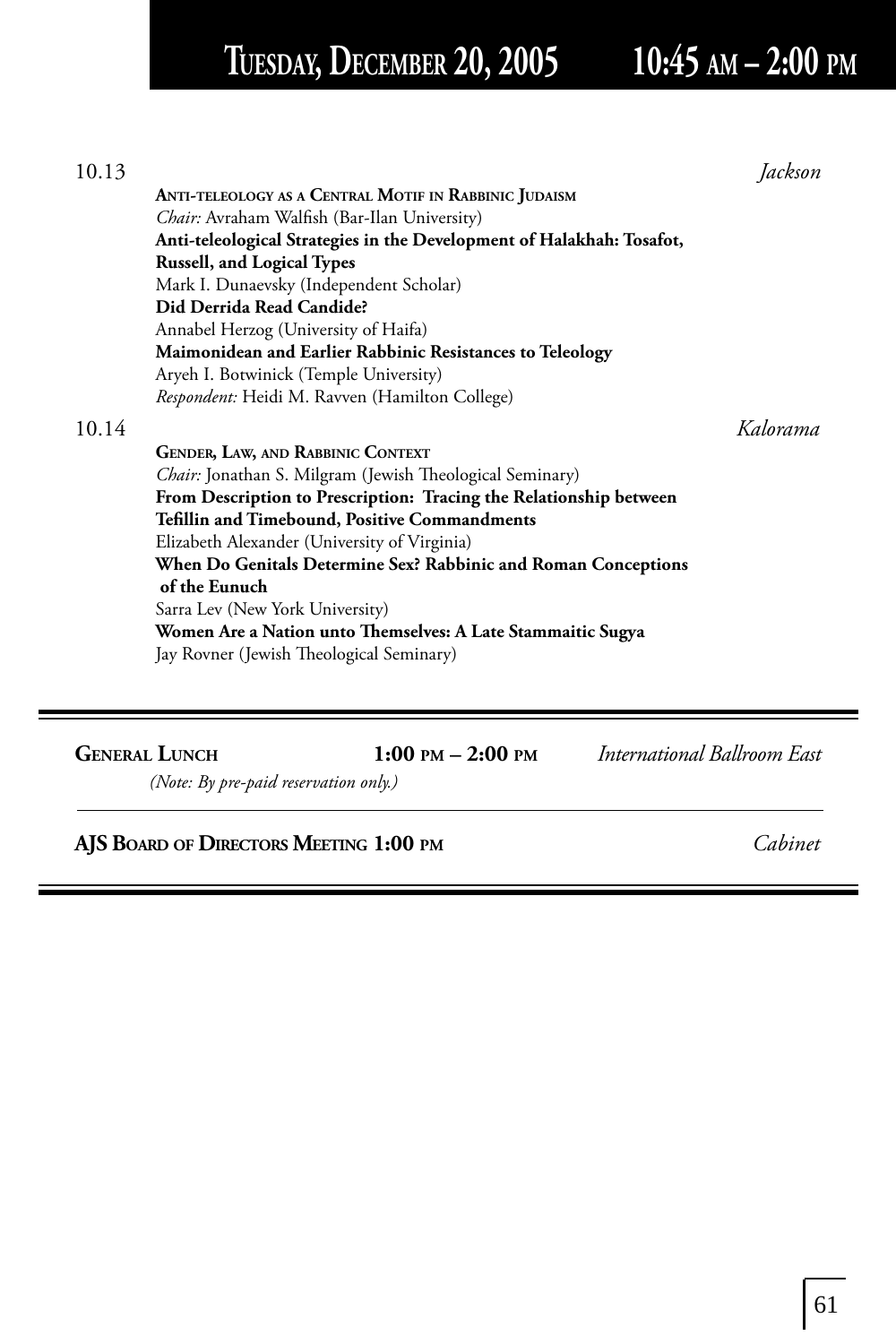10.13 *Jackson*

**ANTI-TELEOLOGY AS A CENTRAL MOTIF IN RABBINIC JUDAISM**

*Chair:* Avraham Walfish (Bar-Ilan University)

**Anti-teleological Strategies in the Development of Halakhah: Tosafot, Russell, and Logical Types**

Mark I. Dunaevsky (Independent Scholar)

**Did Derrida Read Candide?**

Annabel Herzog (University of Haifa)

**Maimonidean and Earlier Rabbinic Resistances to Teleology**

Aryeh I. Botwinick (Temple University)

*Respondent:* Heidi M. Ravven (Hamilton College)

10.14 *Kalorama*

**GENDER, LAW, AND RABBINIC CONTEXT**

*Chair:* Jonathan S. Milgram (Jewish Theological Seminary)

**From Description to Prescription: Tracing the Relationship between Tefillin and Timebound, Positive Commandments**

Elizabeth Alexander (University of Virginia)

**When Do Genitals Determine Sex? Rabbinic and Roman Conceptions of the Eunuch**

Sarra Lev (New York University)

**Women Are a Nation unto Themselves: A Late Stammaitic Sugya**

Jay Rovner (Jewish Theological Seminary)

---

**GENERAL LUNCH** **1:00 PM – 2:00 PM** *International Ballroom East*

*(Note: By pre-paid reservation only.)*

---

**AJS BOARD OF DIRECTORS MEETING 1:00 PM** *Cabinet*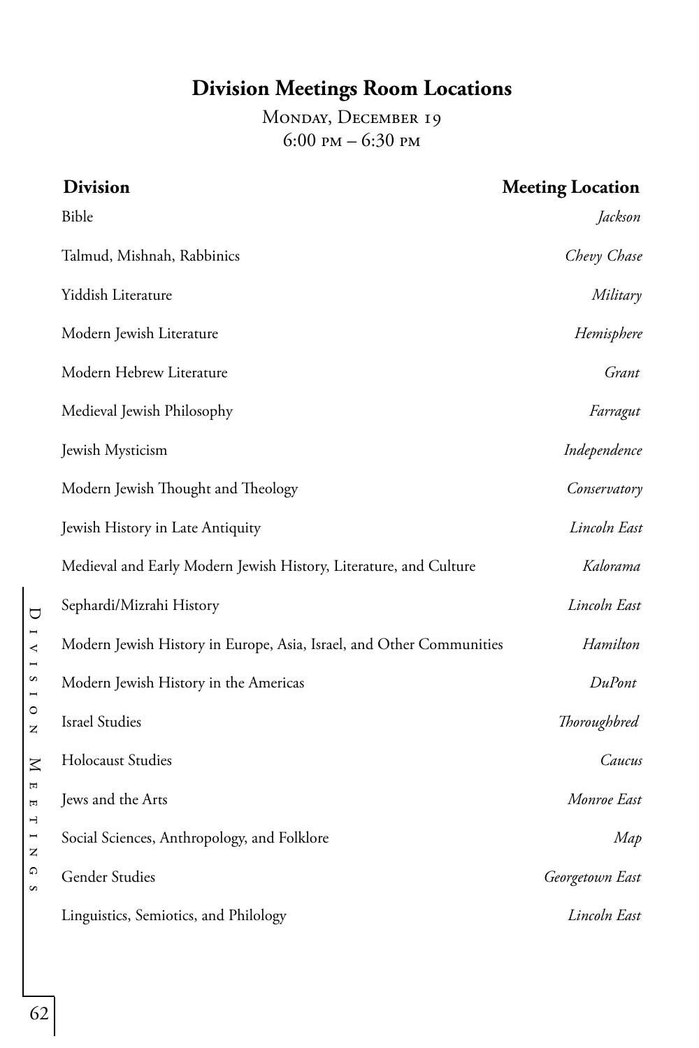## Division Meetings Room Locations

Monday, December 19
6:00 pm – 6:30 pm

| Division | Meeting Location |
|---|---|
| Bible | *Jackson* |
| Talmud, Mishnah, Rabbinics | *Chevy Chase* |
| Yiddish Literature | *Military* |
| Modern Jewish Literature | *Hemisphere* |
| Modern Hebrew Literature | *Grant* |
| Medieval Jewish Philosophy | *Farragut* |
| Jewish Mysticism | *Independence* |
| Modern Jewish Thought and Theology | *Conservatory* |
| Jewish History in Late Antiquity | *Lincoln East* |
| Medieval and Early Modern Jewish History, Literature, and Culture | *Kalorama* |
| Sephardi/Mizrahi History | *Lincoln East* |
| Modern Jewish History in Europe, Asia, Israel, and Other Communities | *Hamilton* |
| Modern Jewish History in the Americas | *DuPont* |
| Israel Studies | *Thoroughbred* |
| Holocaust Studies | *Caucus* |
| Jews and the Arts | *Monroe East* |
| Social Sciences, Anthropology, and Folklore | *Map* |
| Gender Studies | *Georgetown East* |
| Linguistics, Semiotics, and Philology | *Lincoln East* |